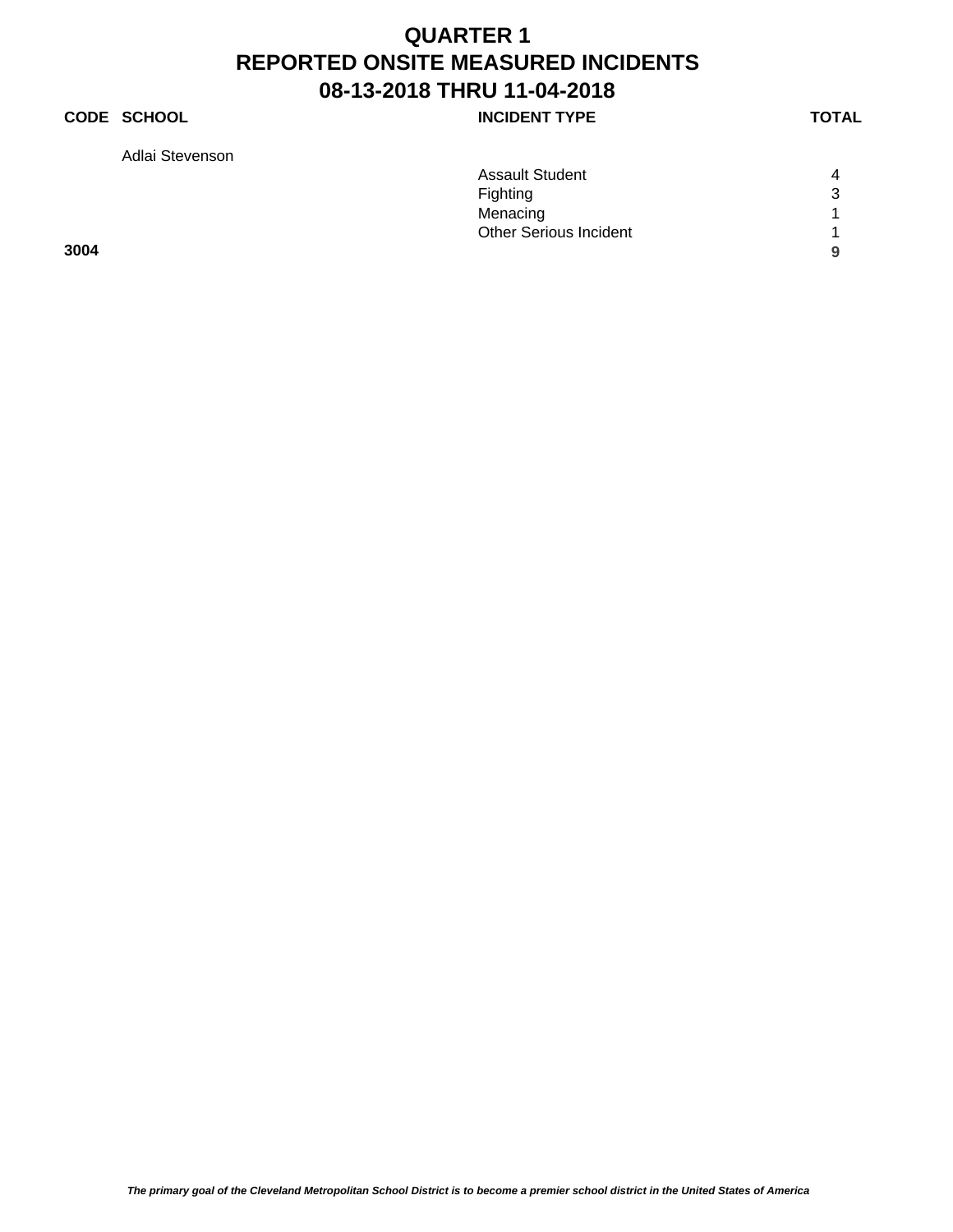# QUARTER 1
# REPORTED ONSITE MEASURED INCIDENTS
# 08-13-2018 THRU 11-04-2018

| CODE | SCHOOL | INCIDENT TYPE | TOTAL |
| --- | --- | --- | --- |
| | Adlai Stevenson | | |
| | | Assault Student | 4 |
| | | Fighting | 3 |
| | | Menacing | 1 |
| | | Other Serious Incident | 1 |
| **3004** | | | **9** |

*The primary goal of the Cleveland Metropolitan School District is to become a premier school district in the United States of America*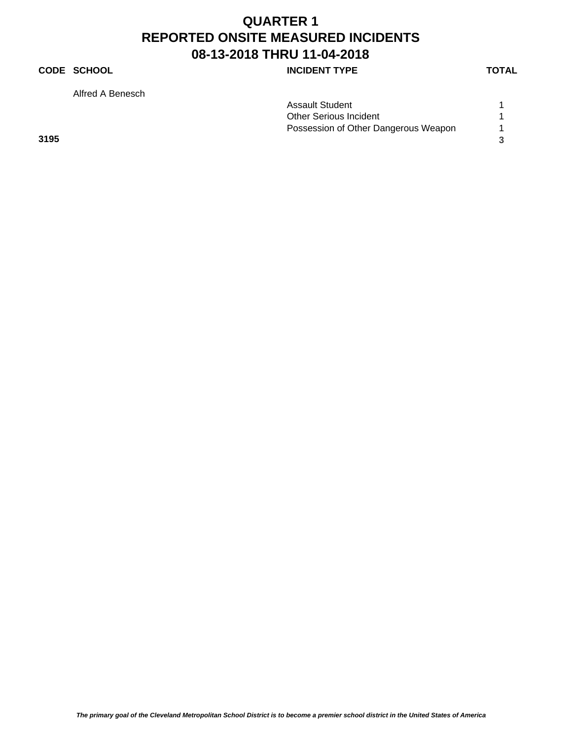# QUARTER 1
# REPORTED ONSITE MEASURED INCIDENTS
# 08-13-2018 THRU 11-04-2018

| CODE | SCHOOL | INCIDENT TYPE | TOTAL |
|---|---|---|---|
| | Alfred A Benesch | | |
| | | Assault Student | 1 |
| | | Other Serious Incident | 1 |
| | | Possession of Other Dangerous Weapon | 1 |
| **3195** | | | **3** |

***The primary goal of the Cleveland Metropolitan School District is to become a premier school district in the United States of America***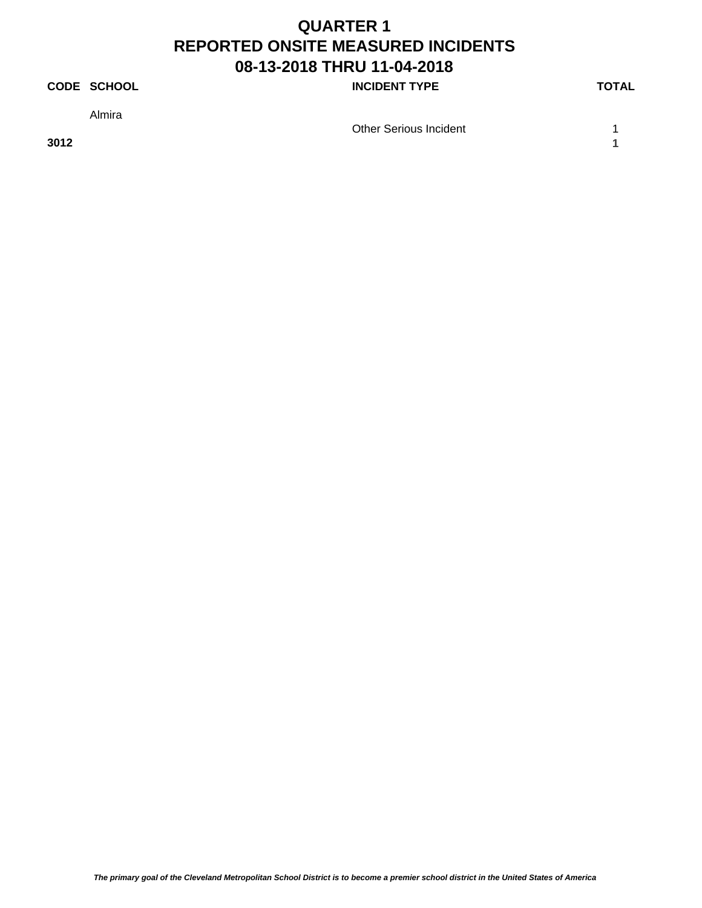# QUARTER 1
# REPORTED ONSITE MEASURED INCIDENTS
# 08-13-2018 THRU 11-04-2018

| CODE | SCHOOL | INCIDENT TYPE | TOTAL |
|---|---|---|---|
| | Almira | | |
| | | Other Serious Incident | 1 |
| **3012** | | | **1** |

***The primary goal of the Cleveland Metropolitan School District is to become a premier school district in the United States of America***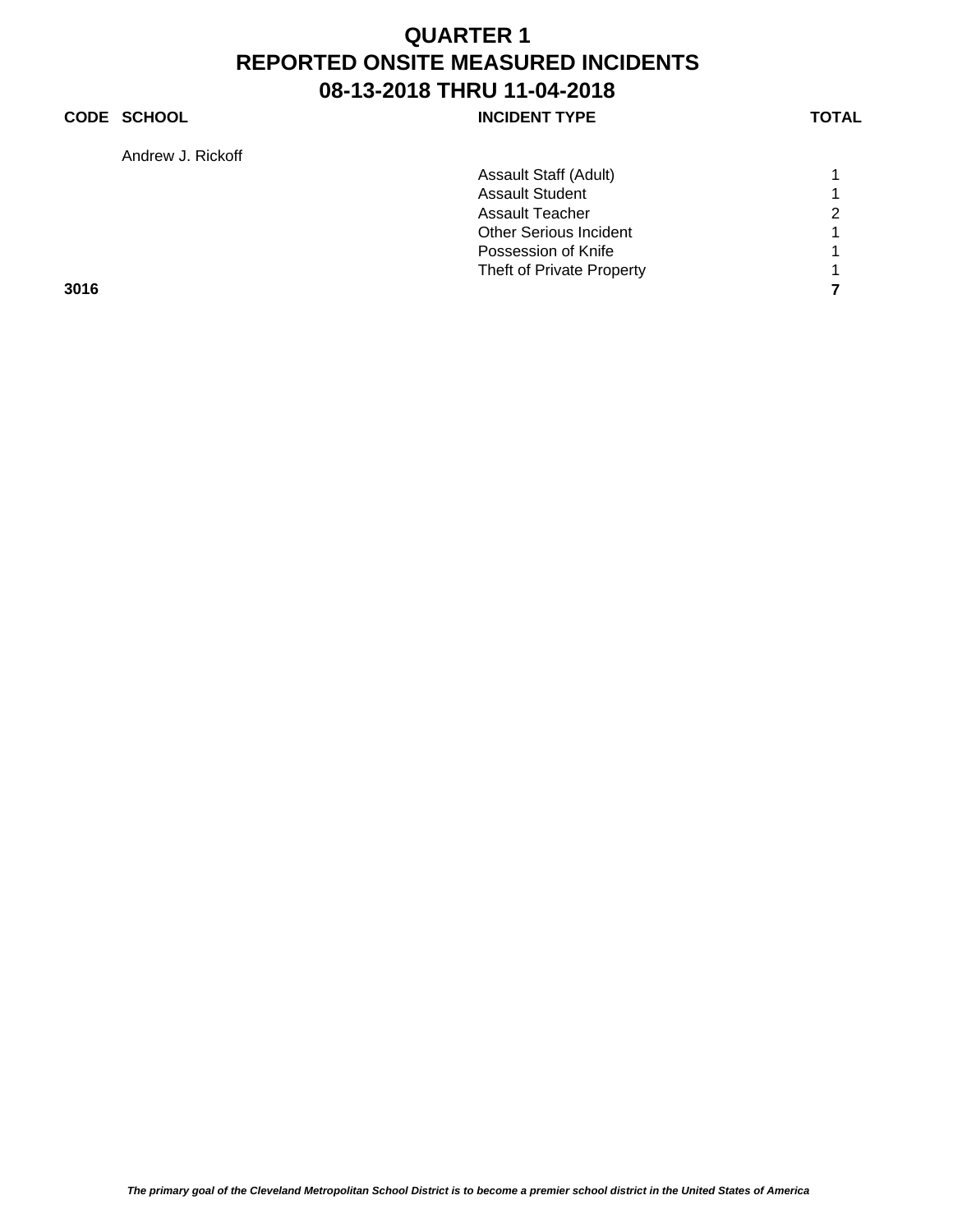# QUARTER 1
# REPORTED ONSITE MEASURED INCIDENTS
# 08-13-2018 THRU 11-04-2018

| CODE | SCHOOL | INCIDENT TYPE | TOTAL |
|---|---|---|---|
| | Andrew J. Rickoff | | |
| | | Assault Staff (Adult) | 1 |
| | | Assault Student | 1 |
| | | Assault Teacher | 2 |
| | | Other Serious Incident | 1 |
| | | Possession of Knife | 1 |
| | | Theft of Private Property | 1 |
| **3016** | | | **7** |

*The primary goal of the Cleveland Metropolitan School District is to become a premier school district in the United States of America*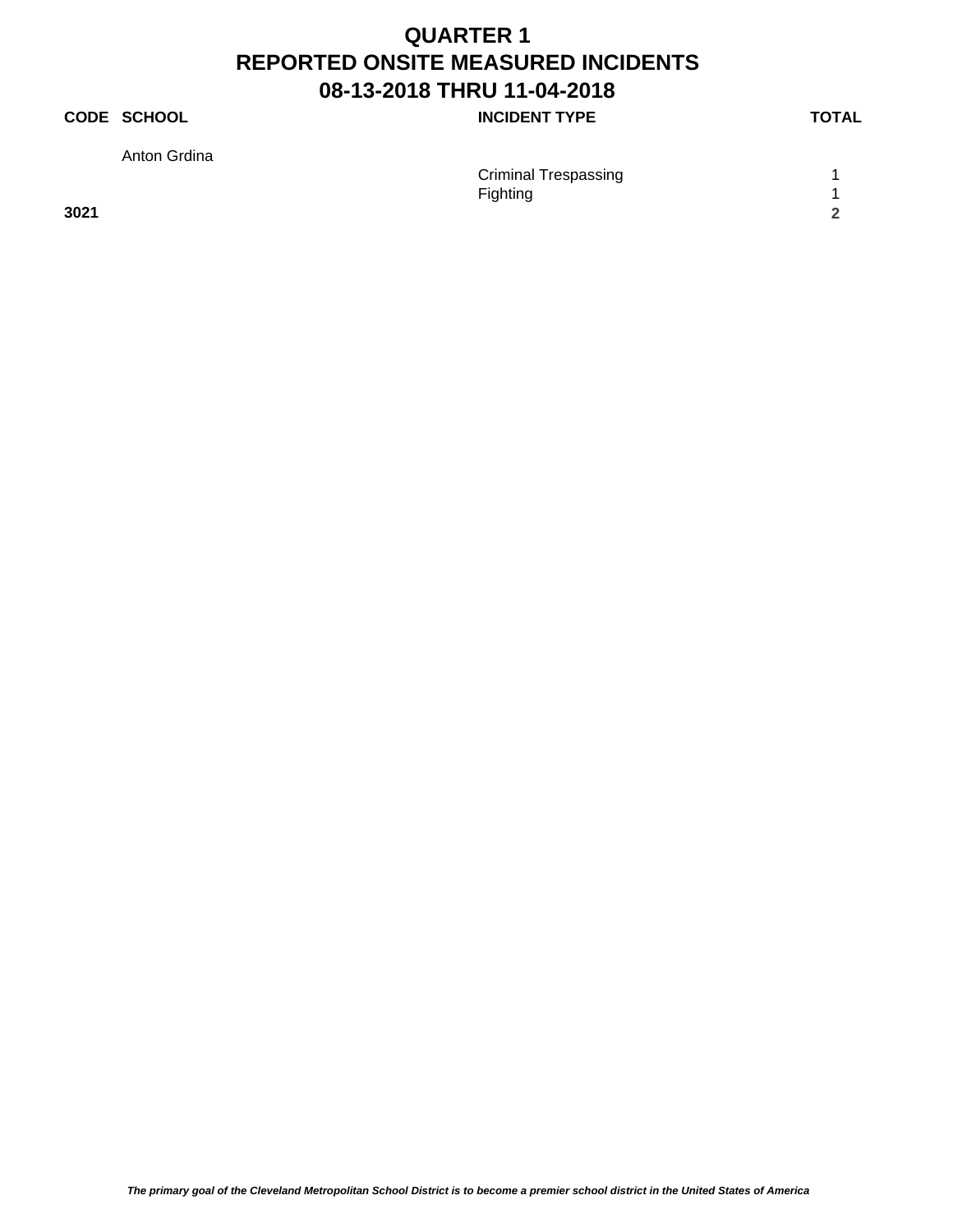# QUARTER 1
# REPORTED ONSITE MEASURED INCIDENTS
# 08-13-2018 THRU 11-04-2018

| CODE | SCHOOL | INCIDENT TYPE | TOTAL |
|---|---|---|---|
| | Anton Grdina | | |
| | | Criminal Trespassing | 1 |
| | | Fighting | 1 |
| **3021** | | | **2** |

*The primary goal of the Cleveland Metropolitan School District is to become a premier school district in the United States of America*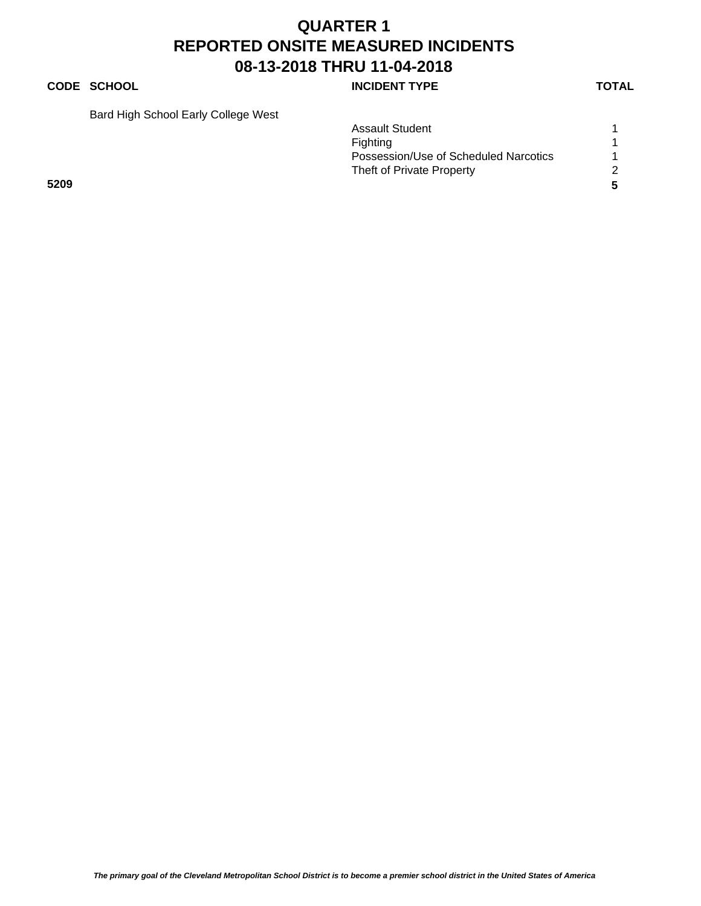# QUARTER 1
# REPORTED ONSITE MEASURED INCIDENTS
# 08-13-2018 THRU 11-04-2018

| CODE | SCHOOL | INCIDENT TYPE | TOTAL |
|---|---|---|---|
| | Bard High School Early College West | | |
| | | Assault Student | 1 |
| | | Fighting | 1 |
| | | Possession/Use of Scheduled Narcotics | 1 |
| | | Theft of Private Property | 2 |
| **5209** | | | **5** |

***The primary goal of the Cleveland Metropolitan School District is to become a premier school district in the United States of America***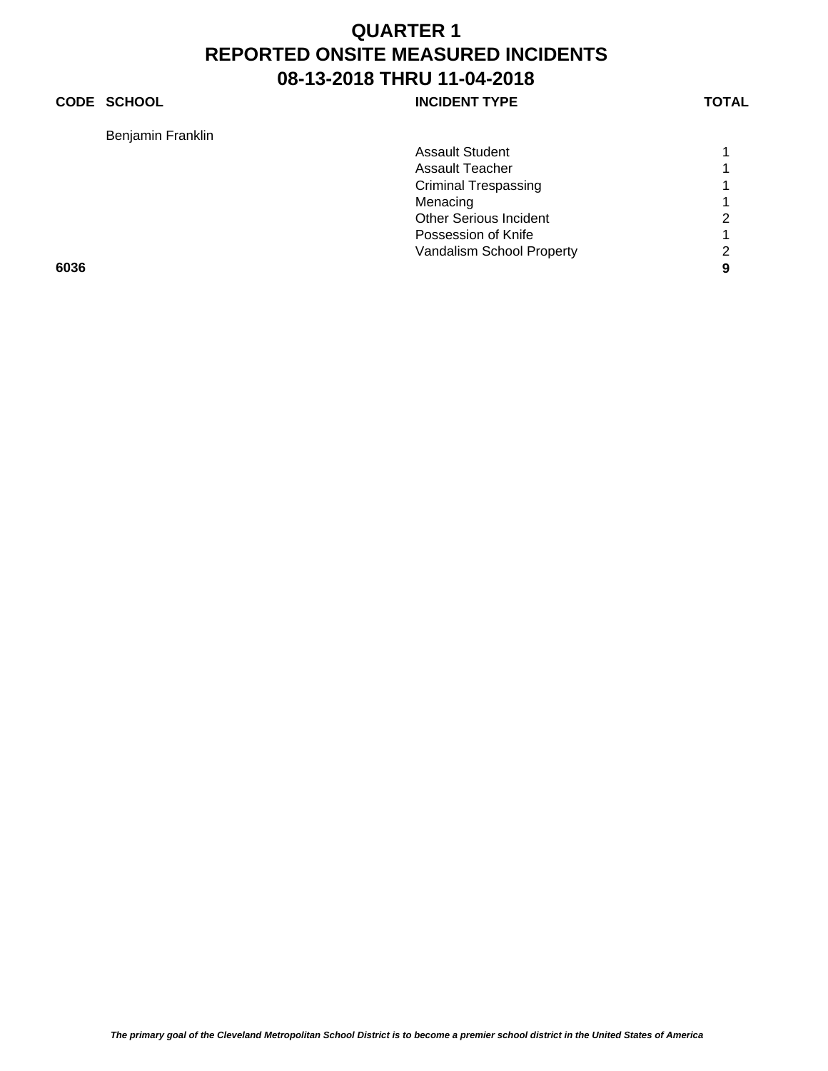# QUARTER 1
# REPORTED ONSITE MEASURED INCIDENTS
# 08-13-2018 THRU 11-04-2018

| CODE | SCHOOL | INCIDENT TYPE | TOTAL |
|---|---|---|---|
| | Benjamin Franklin | | |
| | | Assault Student | 1 |
| | | Assault Teacher | 1 |
| | | Criminal Trespassing | 1 |
| | | Menacing | 1 |
| | | Other Serious Incident | 2 |
| | | Possession of Knife | 1 |
| | | Vandalism School Property | 2 |
| **6036** | | | **9** |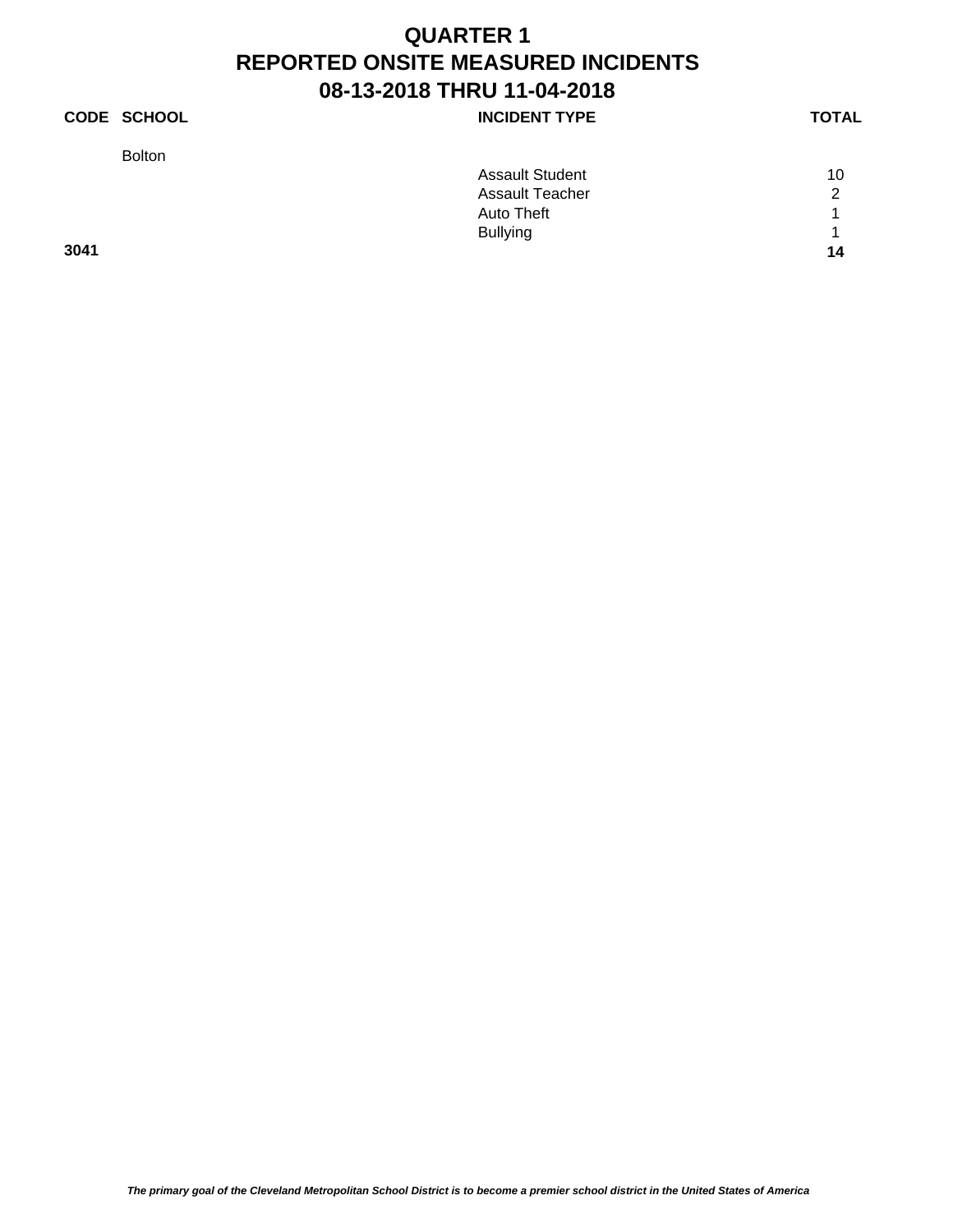# QUARTER 1
# REPORTED ONSITE MEASURED INCIDENTS
# 08-13-2018 THRU 11-04-2018

| CODE | SCHOOL | INCIDENT TYPE | TOTAL |
|---|---|---|---|
| | Bolton | | |
| | | Assault Student | 10 |
| | | Assault Teacher | 2 |
| | | Auto Theft | 1 |
| | | Bullying | 1 |
| **3041** | | | **14** |

*The primary goal of the Cleveland Metropolitan School District is to become a premier school district in the United States of America*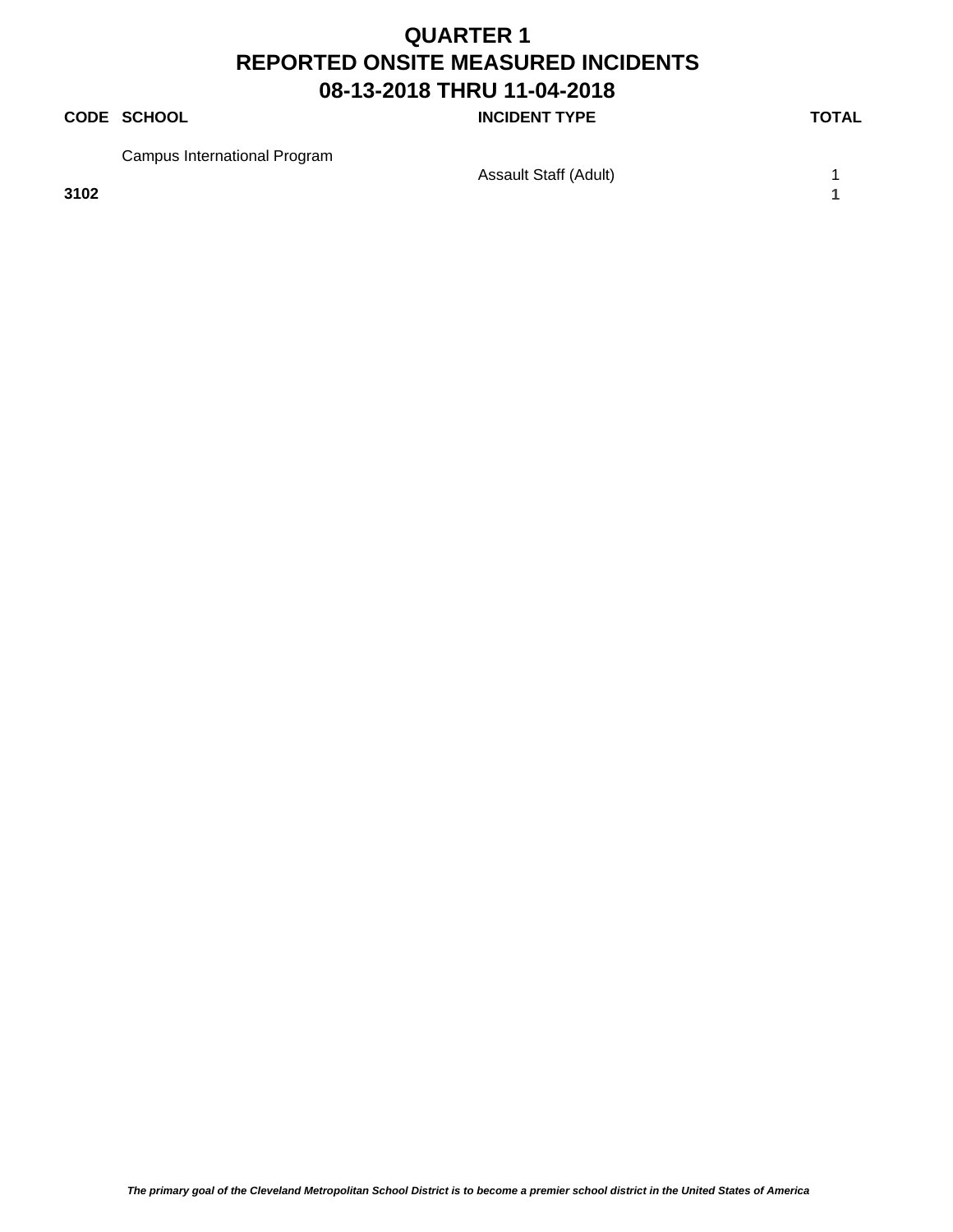# QUARTER 1
# REPORTED ONSITE MEASURED INCIDENTS
# 08-13-2018 THRU 11-04-2018

| CODE | SCHOOL | INCIDENT TYPE | TOTAL |
|---|---|---|---|
| | Campus International Program | | |
| | | Assault Staff (Adult) | 1 |
| **3102** | | | **1** |

*The primary goal of the Cleveland Metropolitan School District is to become a premier school district in the United States of America*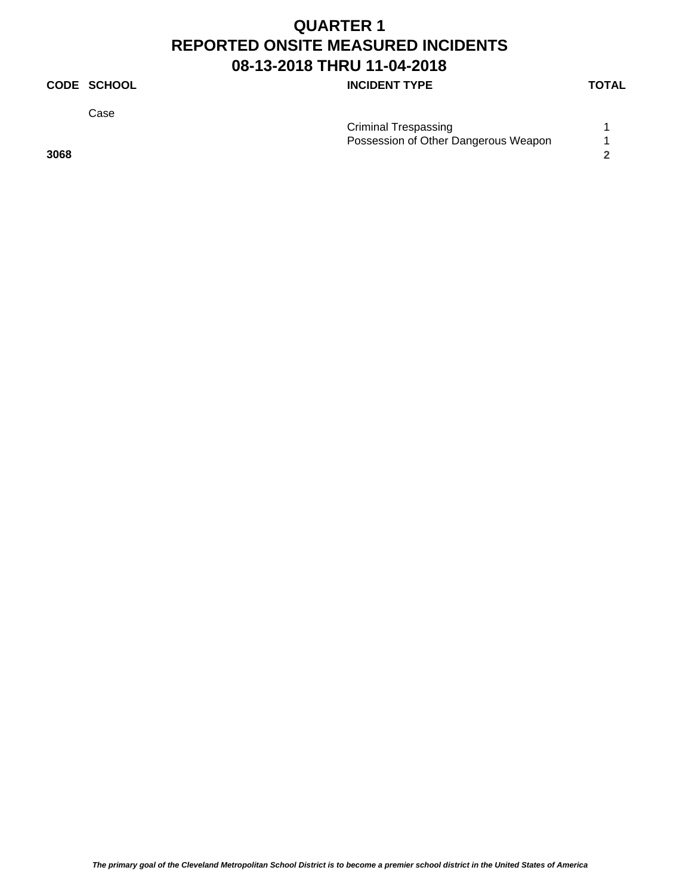# QUARTER 1
# REPORTED ONSITE MEASURED INCIDENTS
# 08-13-2018 THRU 11-04-2018

| CODE | SCHOOL | INCIDENT TYPE | TOTAL |
|---|---|---|---|
| | Case | | |
| | | Criminal Trespassing | 1 |
| | | Possession of Other Dangerous Weapon | 1 |
| **3068** | | | **2** |

*The primary goal of the Cleveland Metropolitan School District is to become a premier school district in the United States of America*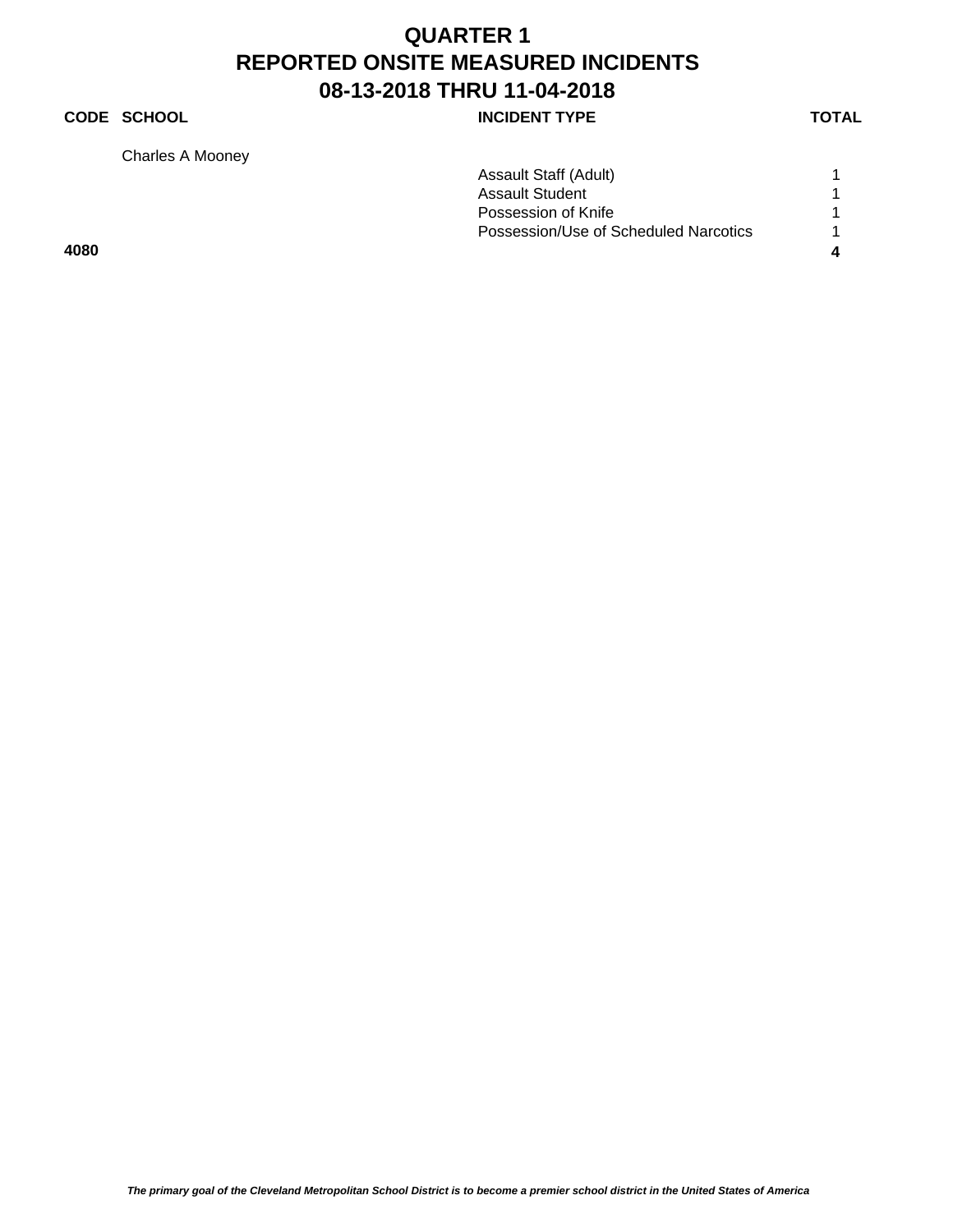# QUARTER 1
# REPORTED ONSITE MEASURED INCIDENTS
# 08-13-2018 THRU 11-04-2018

| CODE | SCHOOL | INCIDENT TYPE | TOTAL |
|---|---|---|---|
| | Charles A Mooney | | |
| | | Assault Staff (Adult) | 1 |
| | | Assault Student | 1 |
| | | Possession of Knife | 1 |
| | | Possession/Use of Scheduled Narcotics | 1 |
| **4080** | | | **4** |

***The primary goal of the Cleveland Metropolitan School District is to become a premier school district in the United States of America***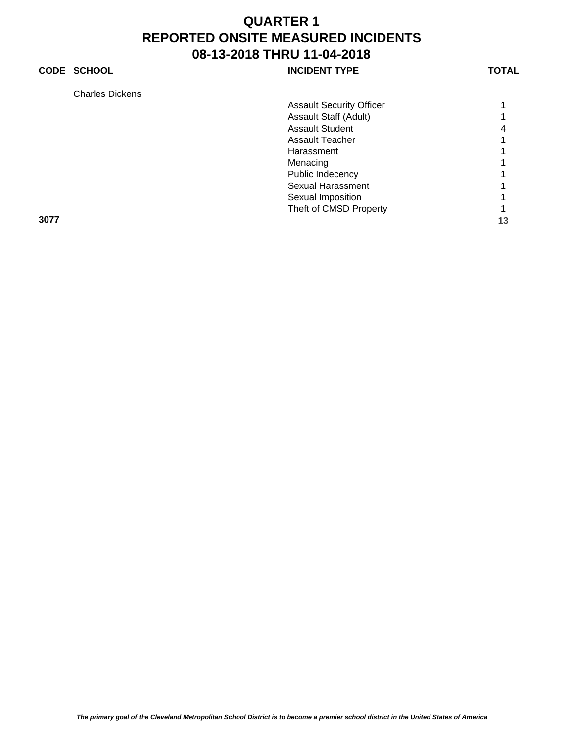# QUARTER 1
# REPORTED ONSITE MEASURED INCIDENTS
# 08-13-2018 THRU 11-04-2018

| CODE | SCHOOL | INCIDENT TYPE | TOTAL |
|---|---|---|---|
| | Charles Dickens | | |
| | | Assault Security Officer | 1 |
| | | Assault Staff (Adult) | 1 |
| | | Assault Student | 4 |
| | | Assault Teacher | 1 |
| | | Harassment | 1 |
| | | Menacing | 1 |
| | | Public Indecency | 1 |
| | | Sexual Harassment | 1 |
| | | Sexual Imposition | 1 |
| | | Theft of CMSD Property | 1 |
| **3077** | | | **13** |

***The primary goal of the Cleveland Metropolitan School District is to become a premier school district in the United States of America***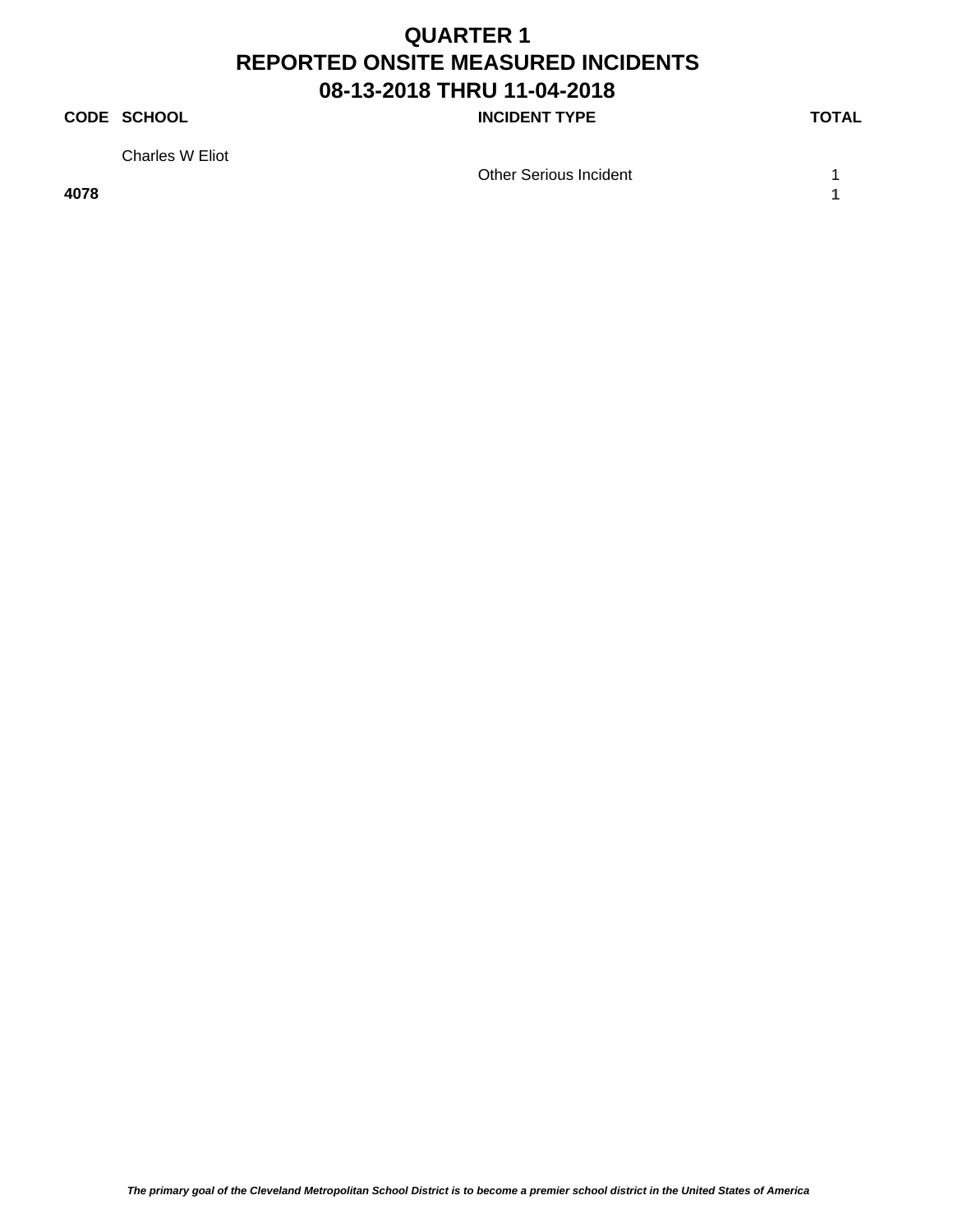# QUARTER 1
# REPORTED ONSITE MEASURED INCIDENTS
# 08-13-2018 THRU 11-04-2018

| CODE | SCHOOL | INCIDENT TYPE | TOTAL |
| --- | --- | --- | --- |
| | Charles W Eliot | | |
| | | Other Serious Incident | 1 |
| **4078** | | | **1** |

***The primary goal of the Cleveland Metropolitan School District is to become a premier school district in the United States of America***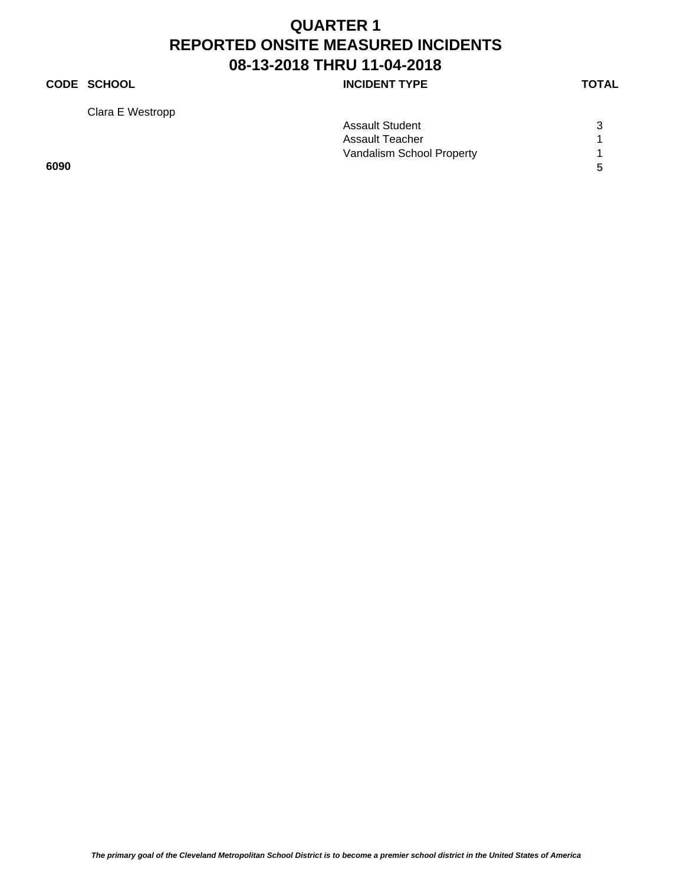# QUARTER 1
# REPORTED ONSITE MEASURED INCIDENTS
# 08-13-2018 THRU 11-04-2018

| CODE | SCHOOL | INCIDENT TYPE | TOTAL |
|---|---|---|---|
| | Clara E Westropp | | |
| | | Assault Student | 3 |
| | | Assault Teacher | 1 |
| | | Vandalism School Property | 1 |
| **6090** | | | **5** |

***The primary goal of the Cleveland Metropolitan School District is to become a premier school district in the United States of America***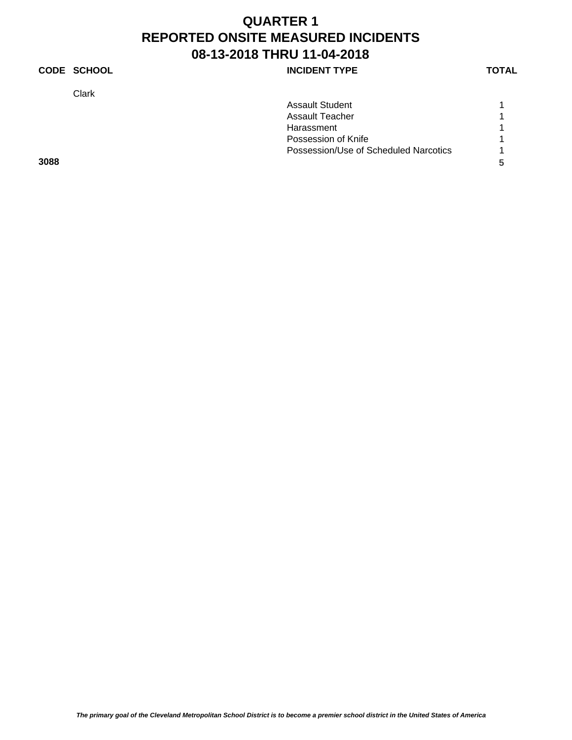# QUARTER 1
# REPORTED ONSITE MEASURED INCIDENTS
# 08-13-2018 THRU 11-04-2018

| CODE | SCHOOL | INCIDENT TYPE | TOTAL |
|---|---|---|---|
| | Clark | | |
| | | Assault Student | 1 |
| | | Assault Teacher | 1 |
| | | Harassment | 1 |
| | | Possession of Knife | 1 |
| | | Possession/Use of Scheduled Narcotics | 1 |
| **3088** | | | **5** |

*The primary goal of the Cleveland Metropolitan School District is to become a premier school district in the United States of America*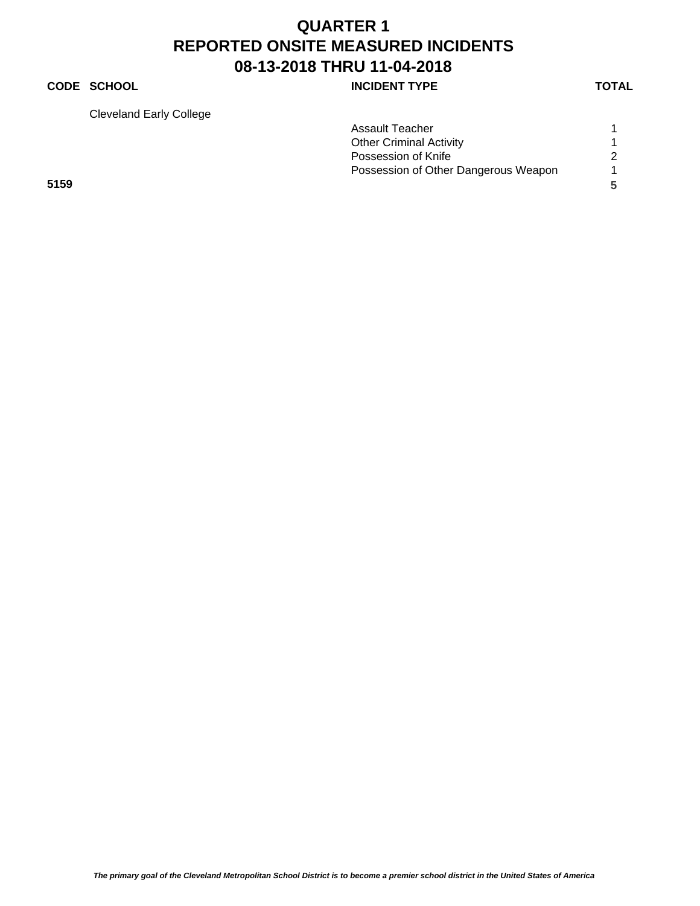# QUARTER 1
# REPORTED ONSITE MEASURED INCIDENTS
# 08-13-2018 THRU 11-04-2018

| CODE | SCHOOL | INCIDENT TYPE | TOTAL |
|---|---|---|---|
| | Cleveland Early College | | |
| | | Assault Teacher | 1 |
| | | Other Criminal Activity | 1 |
| | | Possession of Knife | 2 |
| | | Possession of Other Dangerous Weapon | 1 |
| **5159** | | | **5** |

*The primary goal of the Cleveland Metropolitan School District is to become a premier school district in the United States of America*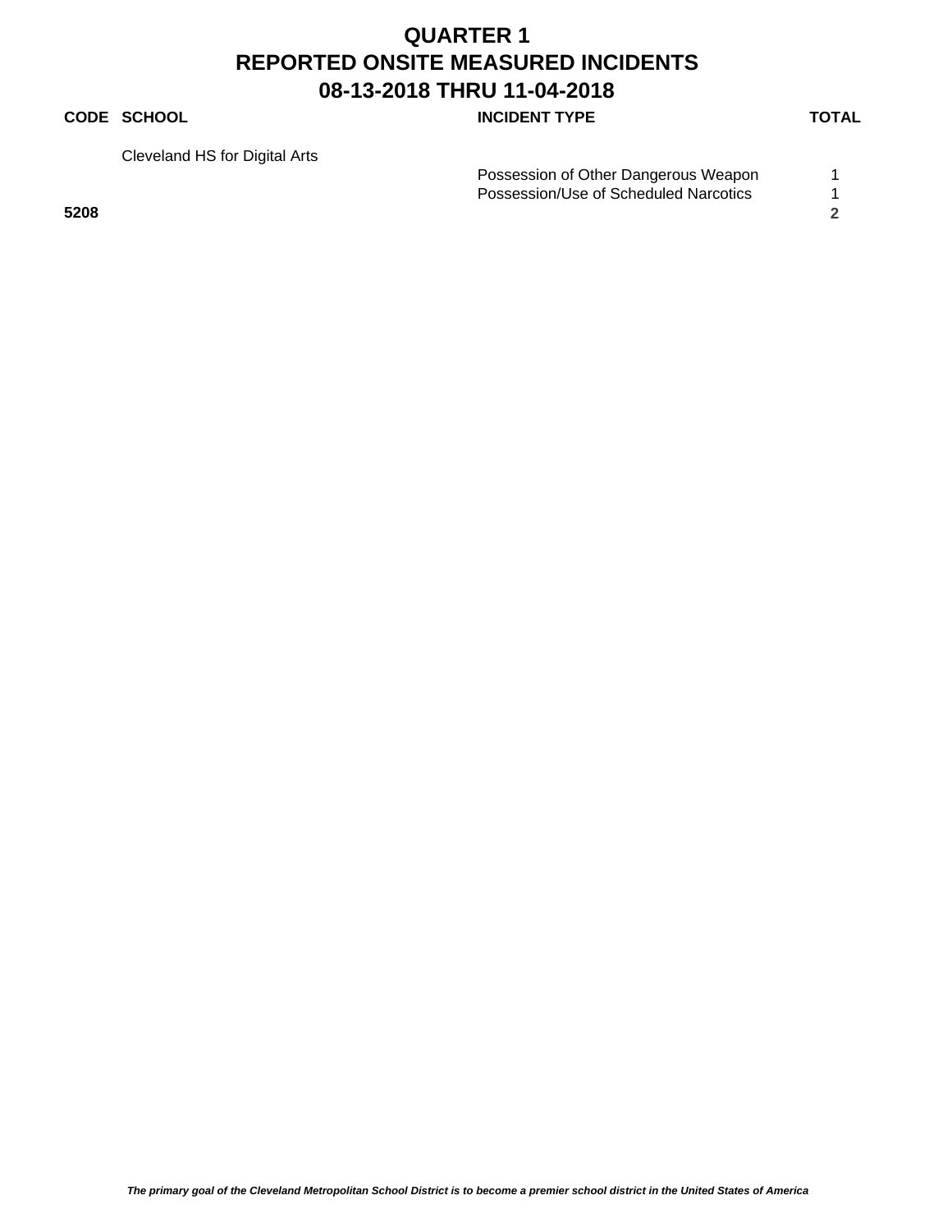# QUARTER 1
# REPORTED ONSITE MEASURED INCIDENTS
# 08-13-2018 THRU 11-04-2018

| CODE | SCHOOL | INCIDENT TYPE | TOTAL |
|---|---|---|---|
| | Cleveland HS for Digital Arts | | |
| | | Possession of Other Dangerous Weapon | 1 |
| | | Possession/Use of Scheduled Narcotics | 1 |
| **5208** | | | **2** |

***The primary goal of the Cleveland Metropolitan School District is to become a premier school district in the United States of America***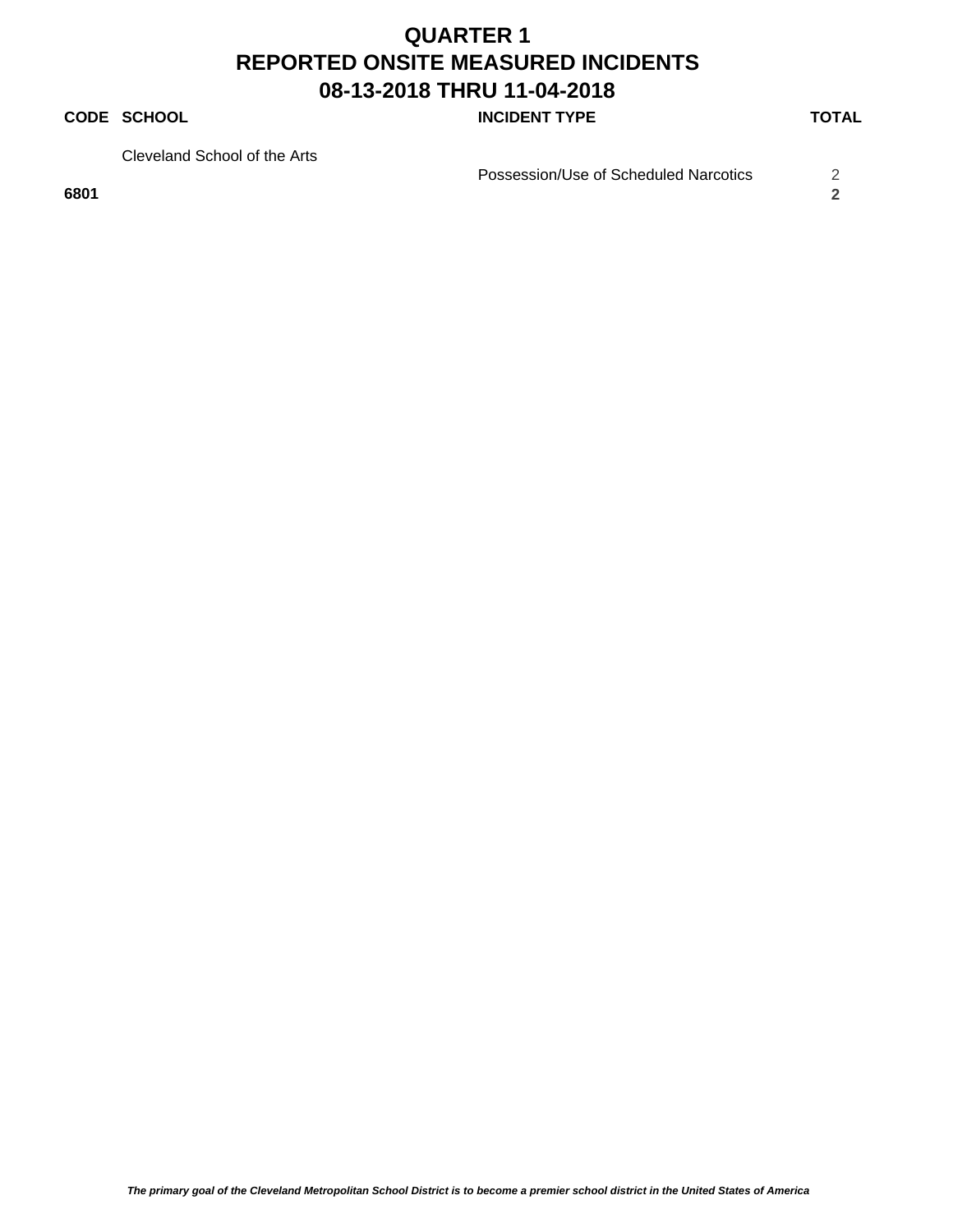# QUARTER 1
# REPORTED ONSITE MEASURED INCIDENTS
# 08-13-2018 THRU 11-04-2018

| CODE | SCHOOL | INCIDENT TYPE | TOTAL |
|---|---|---|---|
| | Cleveland School of the Arts | | |
| | | Possession/Use of Scheduled Narcotics | 2 |
| **6801** | | | **2** |

*The primary goal of the Cleveland Metropolitan School District is to become a premier school district in the United States of America*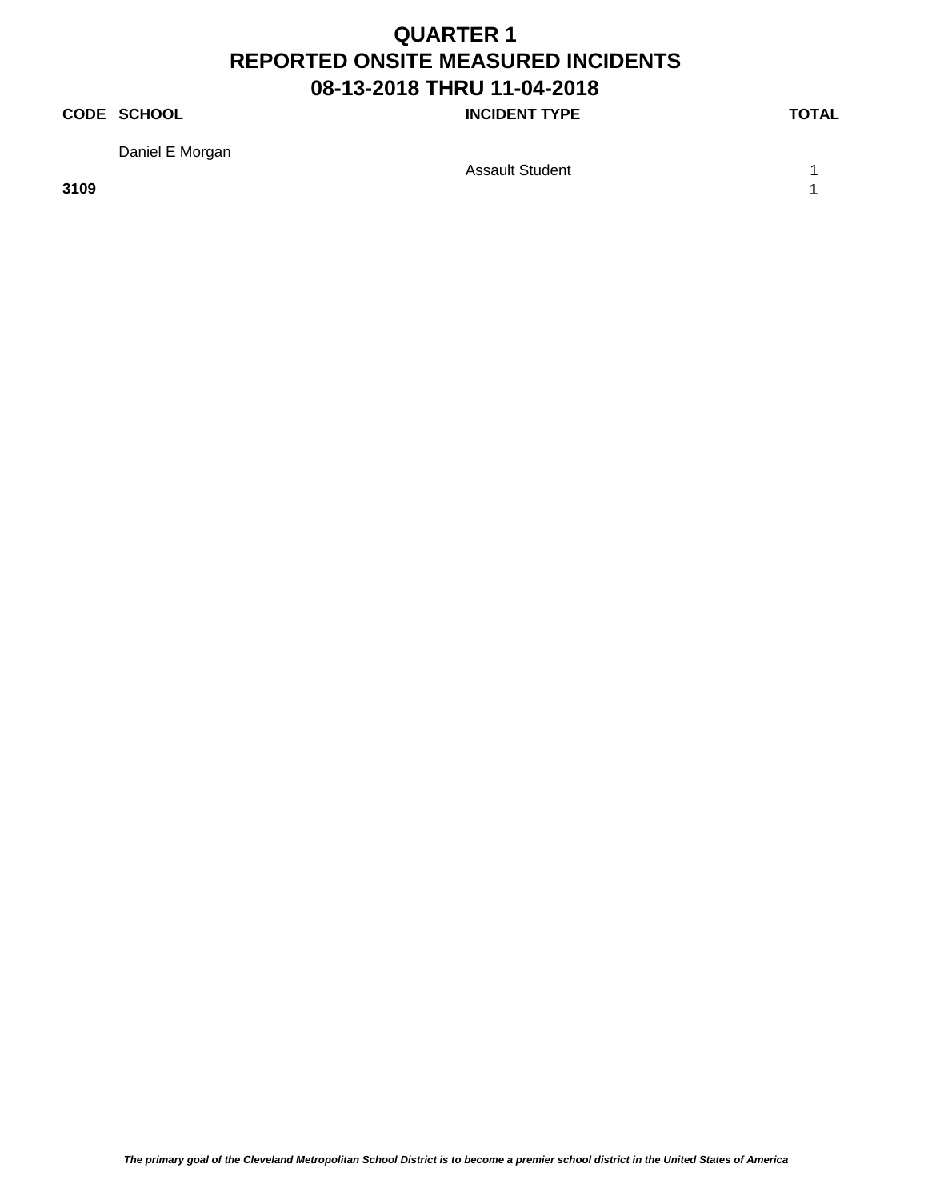# QUARTER 1
# REPORTED ONSITE MEASURED INCIDENTS
# 08-13-2018 THRU 11-04-2018

| CODE | SCHOOL | INCIDENT TYPE | TOTAL |
|---|---|---|---|
| | Daniel E Morgan | | |
| | | Assault Student | 1 |
| **3109** | | | **1** |

*The primary goal of the Cleveland Metropolitan School District is to become a premier school district in the United States of America*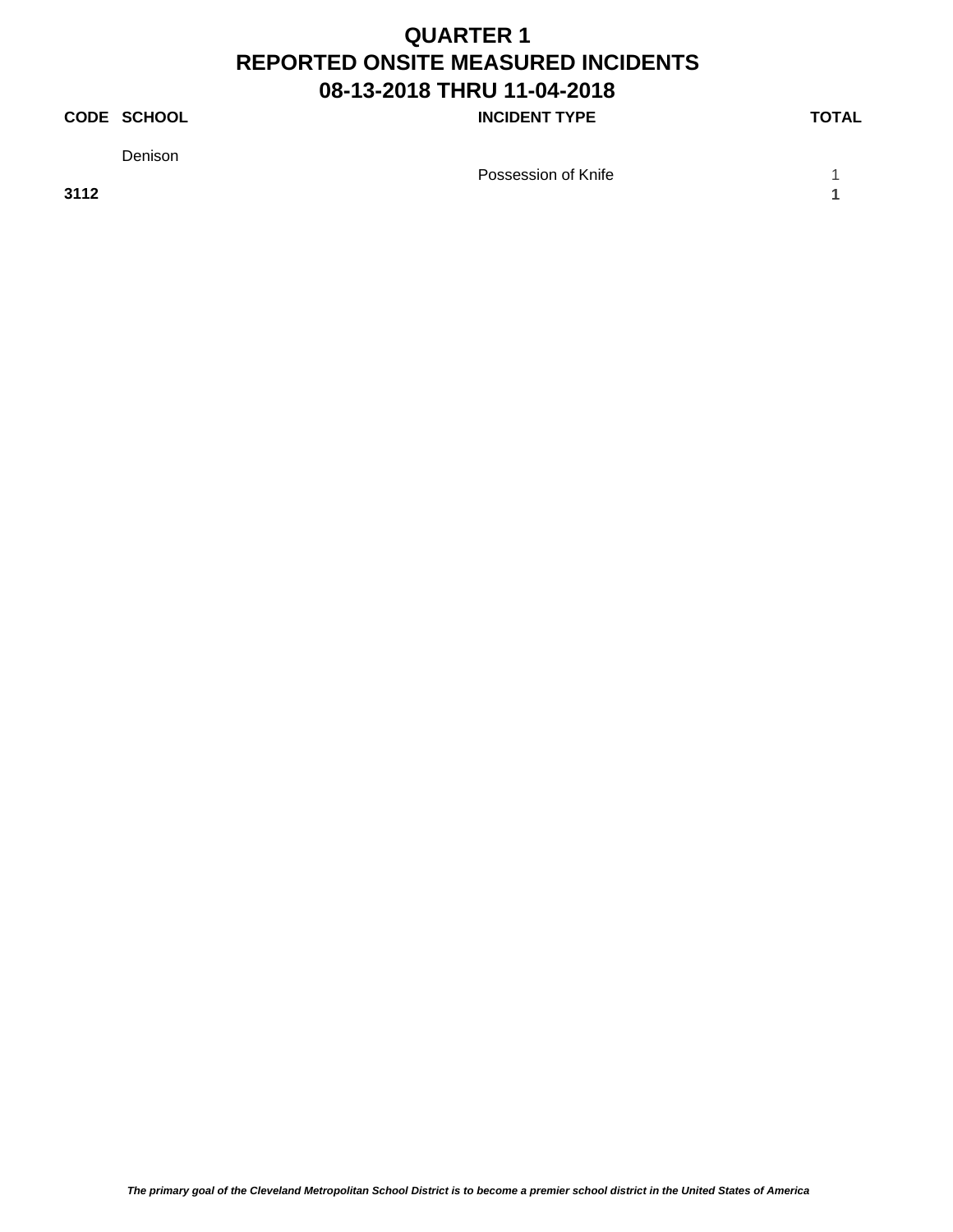# QUARTER 1
# REPORTED ONSITE MEASURED INCIDENTS
# 08-13-2018 THRU 11-04-2018

| CODE | SCHOOL | INCIDENT TYPE | TOTAL |
|---|---|---|---|
| | Denison | | |
| | | Possession of Knife | 1 |
| **3112** | | | **1** |

*The primary goal of the Cleveland Metropolitan School District is to become a premier school district in the United States of America*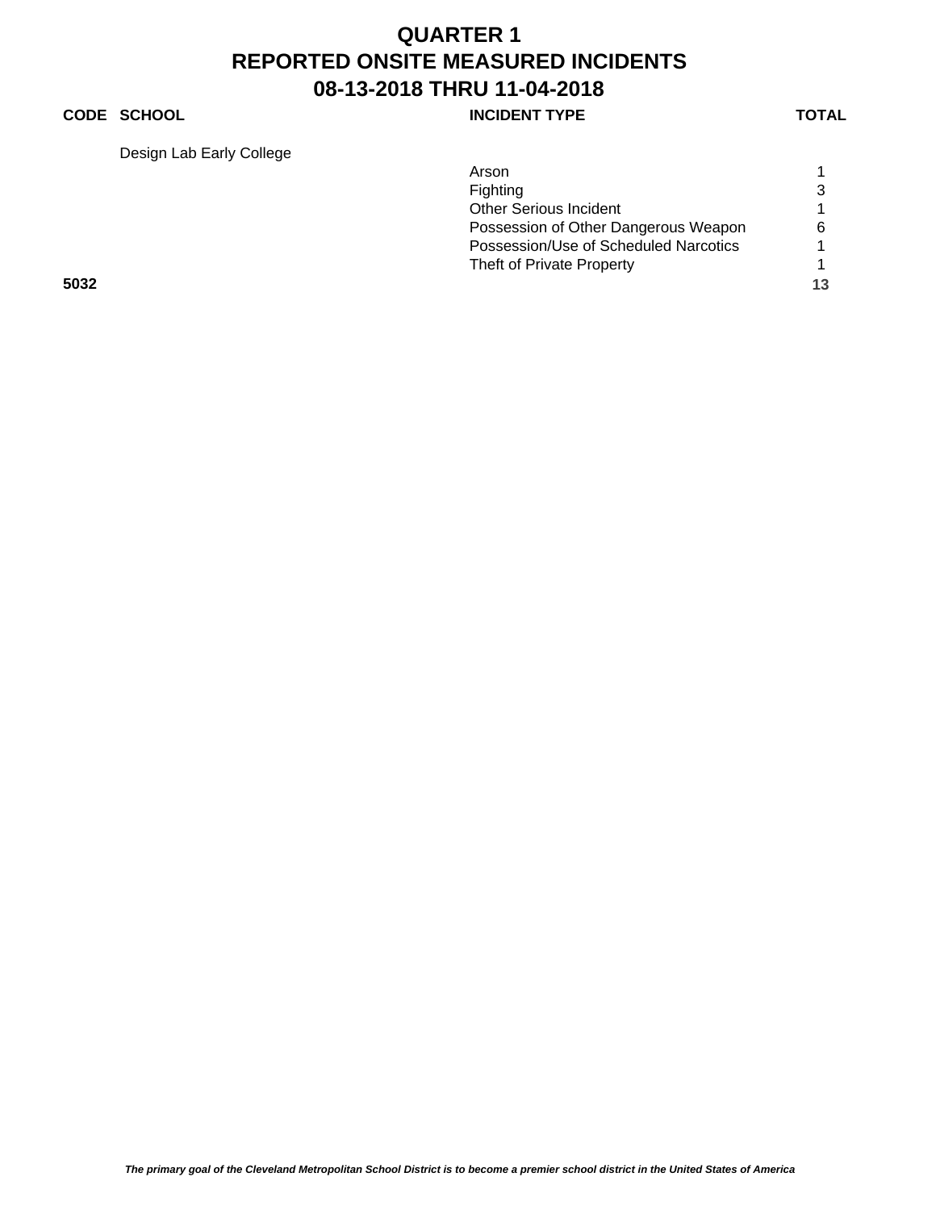# QUARTER 1
# REPORTED ONSITE MEASURED INCIDENTS
# 08-13-2018 THRU 11-04-2018

| CODE | SCHOOL | INCIDENT TYPE | TOTAL |
|---|---|---|---|
| | Design Lab Early College | | |
| | | Arson | 1 |
| | | Fighting | 3 |
| | | Other Serious Incident | 1 |
| | | Possession of Other Dangerous Weapon | 6 |
| | | Possession/Use of Scheduled Narcotics | 1 |
| | | Theft of Private Property | 1 |
| **5032** | | | **13** |

*The primary goal of the Cleveland Metropolitan School District is to become a premier school district in the United States of America*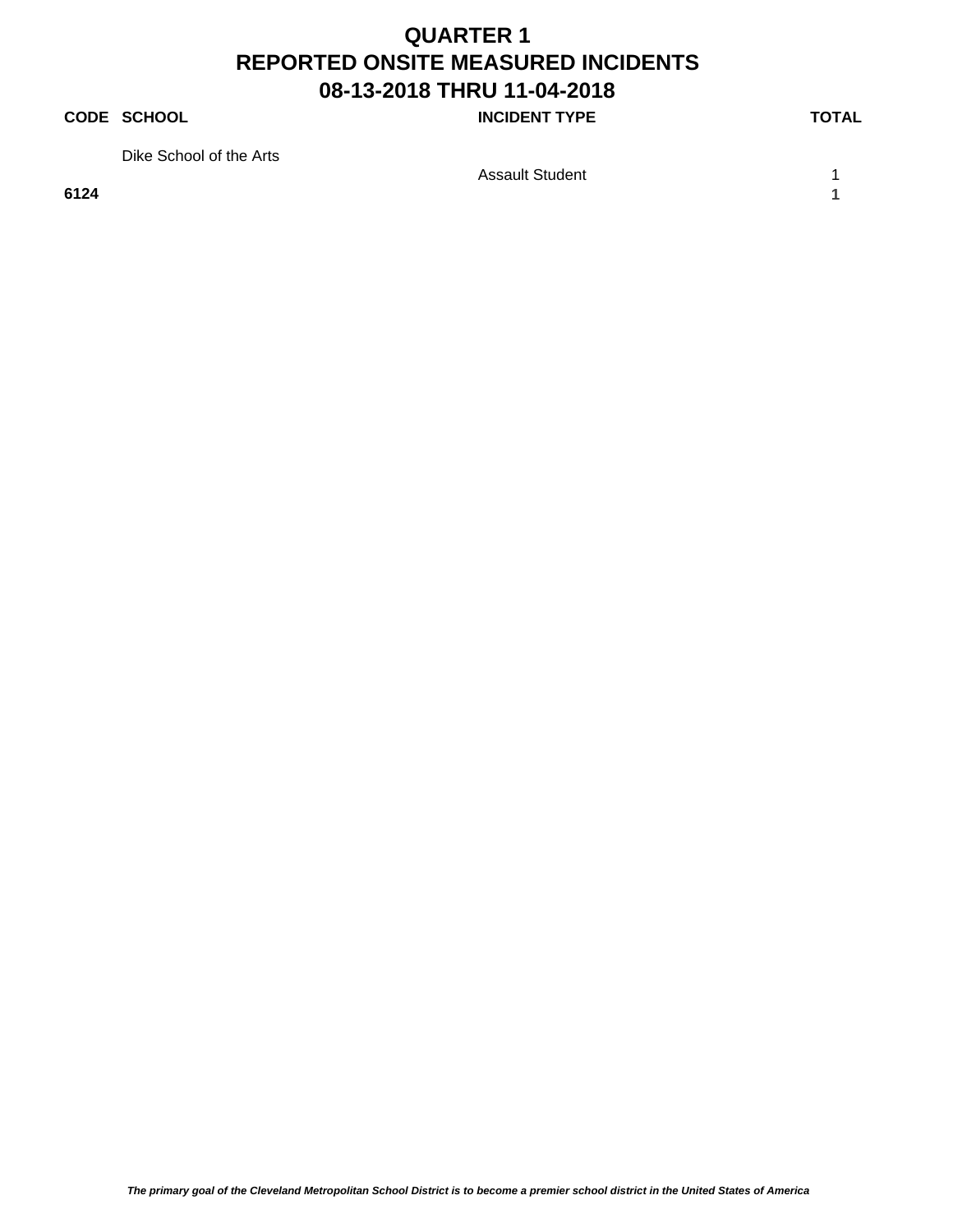# QUARTER 1
# REPORTED ONSITE MEASURED INCIDENTS
# 08-13-2018 THRU 11-04-2018

| CODE | SCHOOL | INCIDENT TYPE | TOTAL |
|---|---|---|---|
| | Dike School of the Arts | | |
| | | Assault Student | 1 |
| **6124** | | | **1** |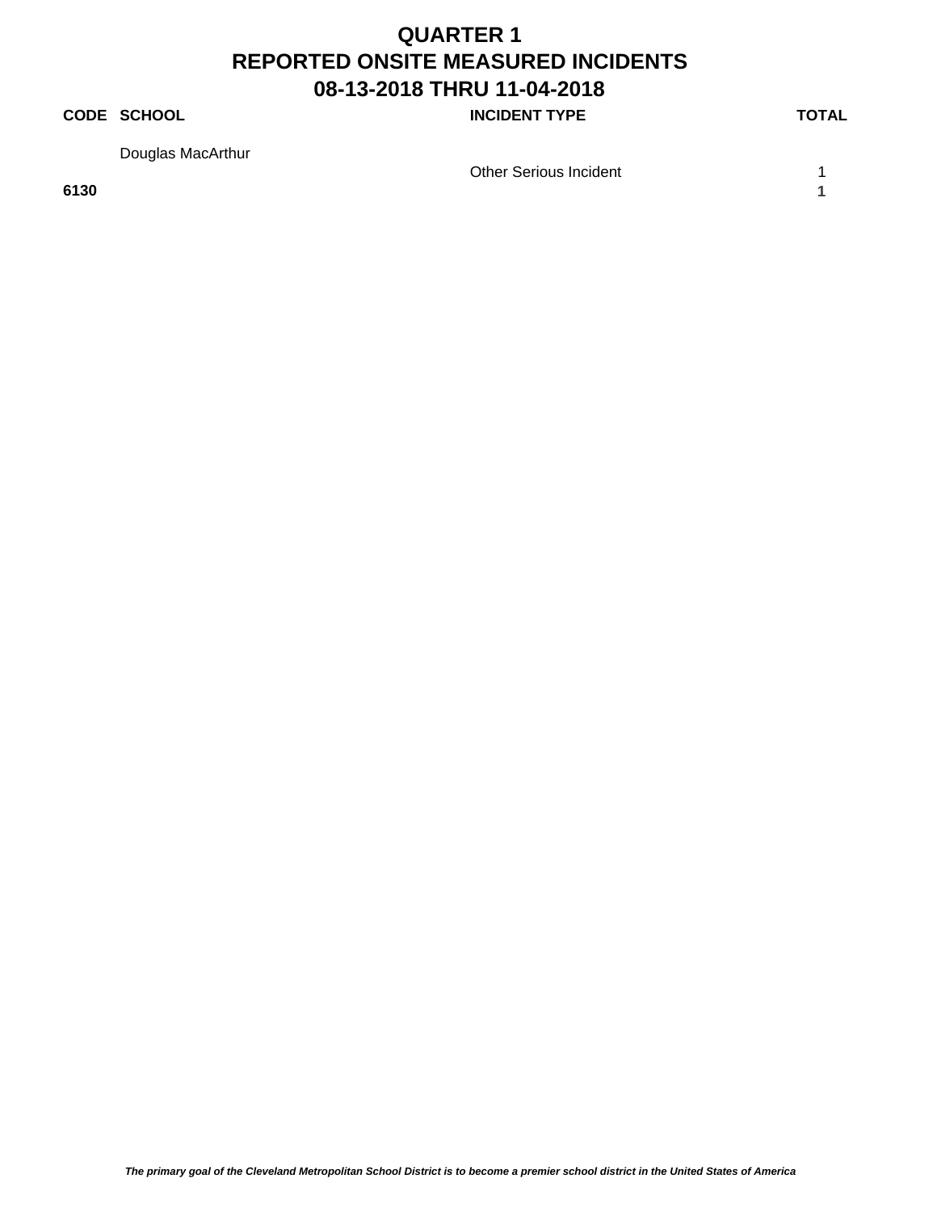# QUARTER 1
# REPORTED ONSITE MEASURED INCIDENTS
# 08-13-2018 THRU 11-04-2018

| CODE | SCHOOL | INCIDENT TYPE | TOTAL |
|---|---|---|---|
| | Douglas MacArthur | | |
| | | Other Serious Incident | 1 |
| **6130** | | | **1** |

***The primary goal of the Cleveland Metropolitan School District is to become a premier school district in the United States of America***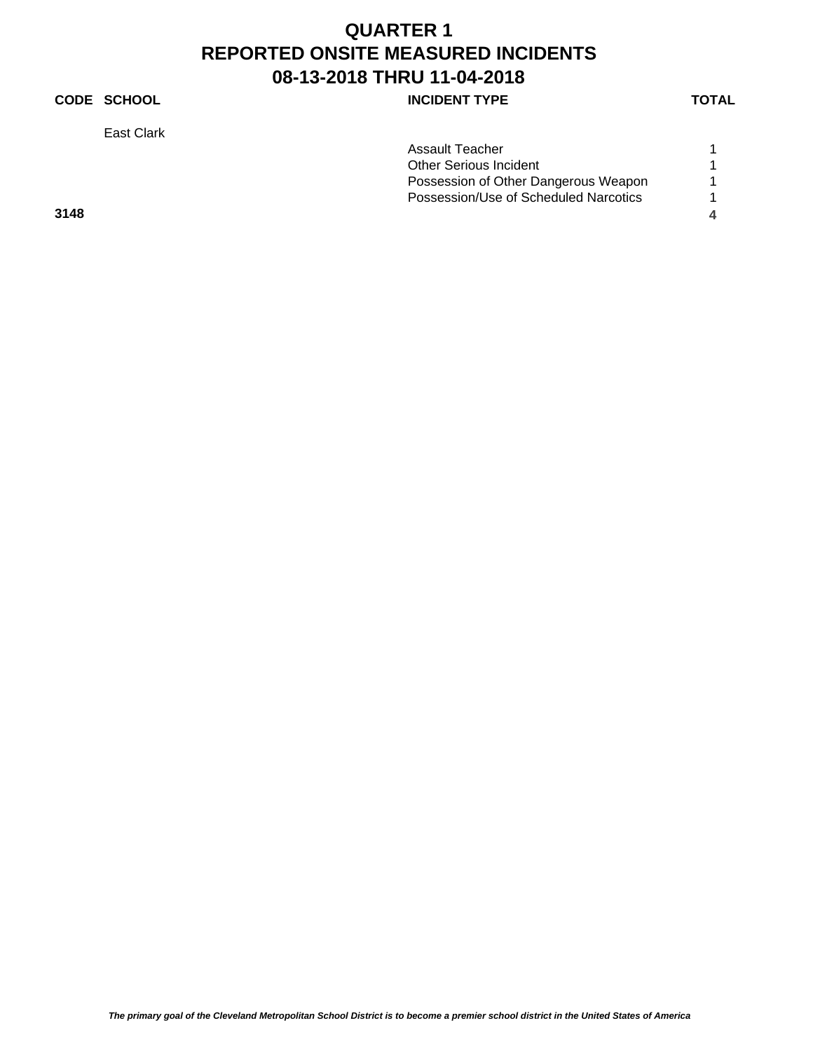# QUARTER 1
# REPORTED ONSITE MEASURED INCIDENTS
# 08-13-2018 THRU 11-04-2018

| CODE | SCHOOL | INCIDENT TYPE | TOTAL |
|---|---|---|---|
| | East Clark | | |
| | | Assault Teacher | 1 |
| | | Other Serious Incident | 1 |
| | | Possession of Other Dangerous Weapon | 1 |
| | | Possession/Use of Scheduled Narcotics | 1 |
| **3148** | | | **4** |

***The primary goal of the Cleveland Metropolitan School District is to become a premier school district in the United States of America***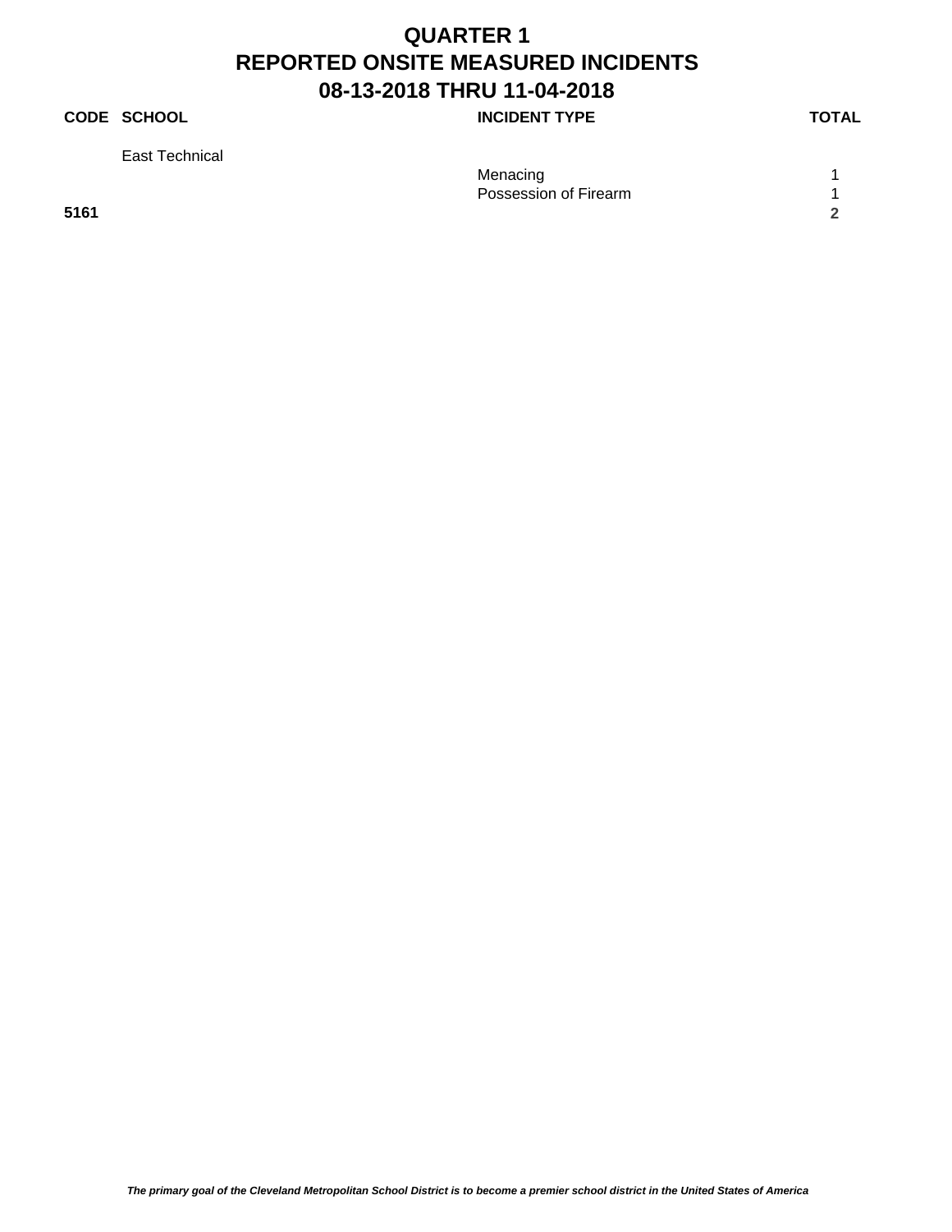# QUARTER 1
# REPORTED ONSITE MEASURED INCIDENTS
# 08-13-2018 THRU 11-04-2018

| CODE | SCHOOL | INCIDENT TYPE | TOTAL |
|---|---|---|---|
| | East Technical | | |
| | | Menacing | 1 |
| | | Possession of Firearm | 1 |
| **5161** | | | **2** |

***The primary goal of the Cleveland Metropolitan School District is to become a premier school district in the United States of America***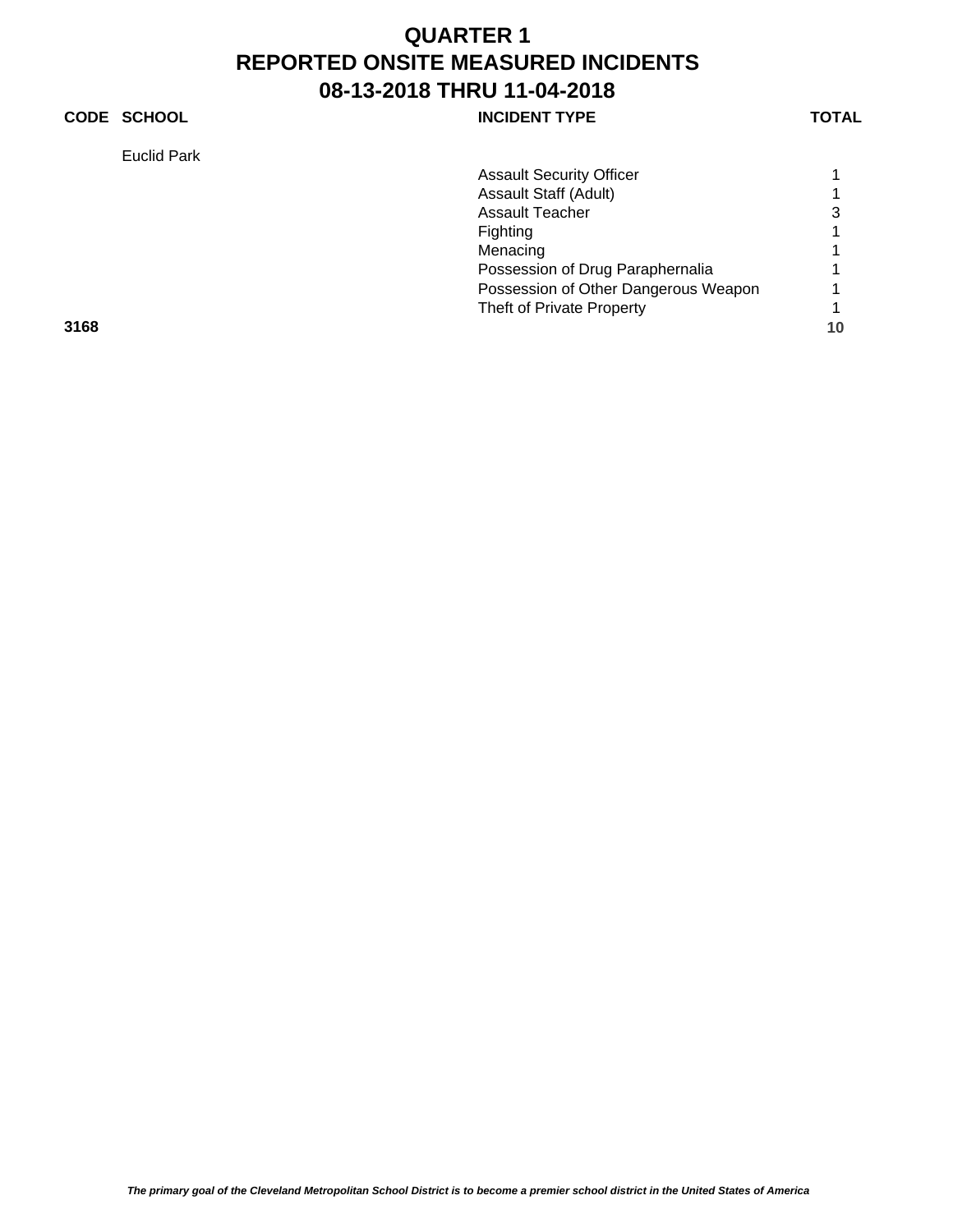# QUARTER 1
# REPORTED ONSITE MEASURED INCIDENTS
# 08-13-2018 THRU 11-04-2018

| CODE | SCHOOL | INCIDENT TYPE | TOTAL |
|---|---|---|---|
| | Euclid Park | | |
| | | Assault Security Officer | 1 |
| | | Assault Staff (Adult) | 1 |
| | | Assault Teacher | 3 |
| | | Fighting | 1 |
| | | Menacing | 1 |
| | | Possession of Drug Paraphernalia | 1 |
| | | Possession of Other Dangerous Weapon | 1 |
| | | Theft of Private Property | 1 |
| **3168** | | | **10** |

***The primary goal of the Cleveland Metropolitan School District is to become a premier school district in the United States of America***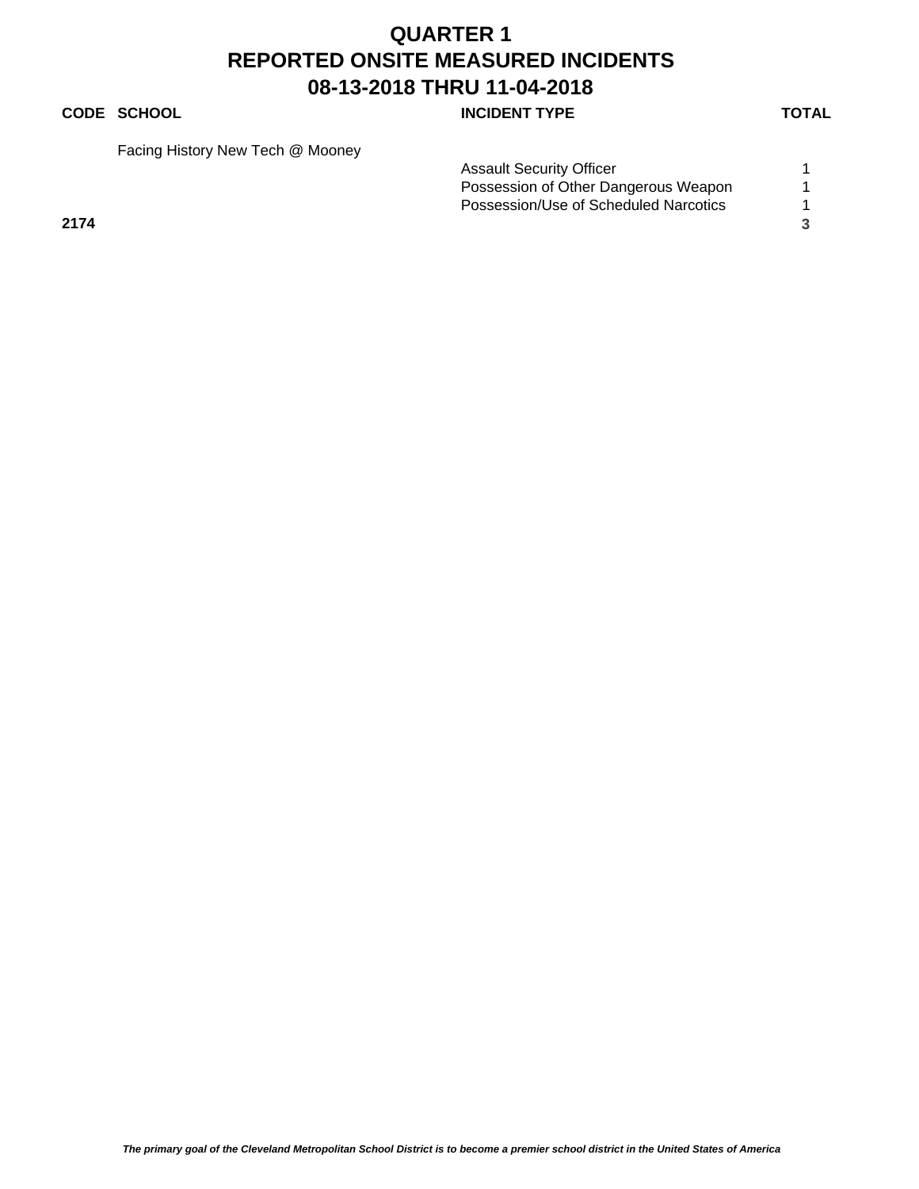# QUARTER 1
# REPORTED ONSITE MEASURED INCIDENTS
# 08-13-2018 THRU 11-04-2018

| CODE | SCHOOL | INCIDENT TYPE | TOTAL |
|---|---|---|---|
| | Facing History New Tech @ Mooney | | |
| | | Assault Security Officer | 1 |
| | | Possession of Other Dangerous Weapon | 1 |
| | | Possession/Use of Scheduled Narcotics | 1 |
| **2174** | | | **3** |

*The primary goal of the Cleveland Metropolitan School District is to become a premier school district in the United States of America*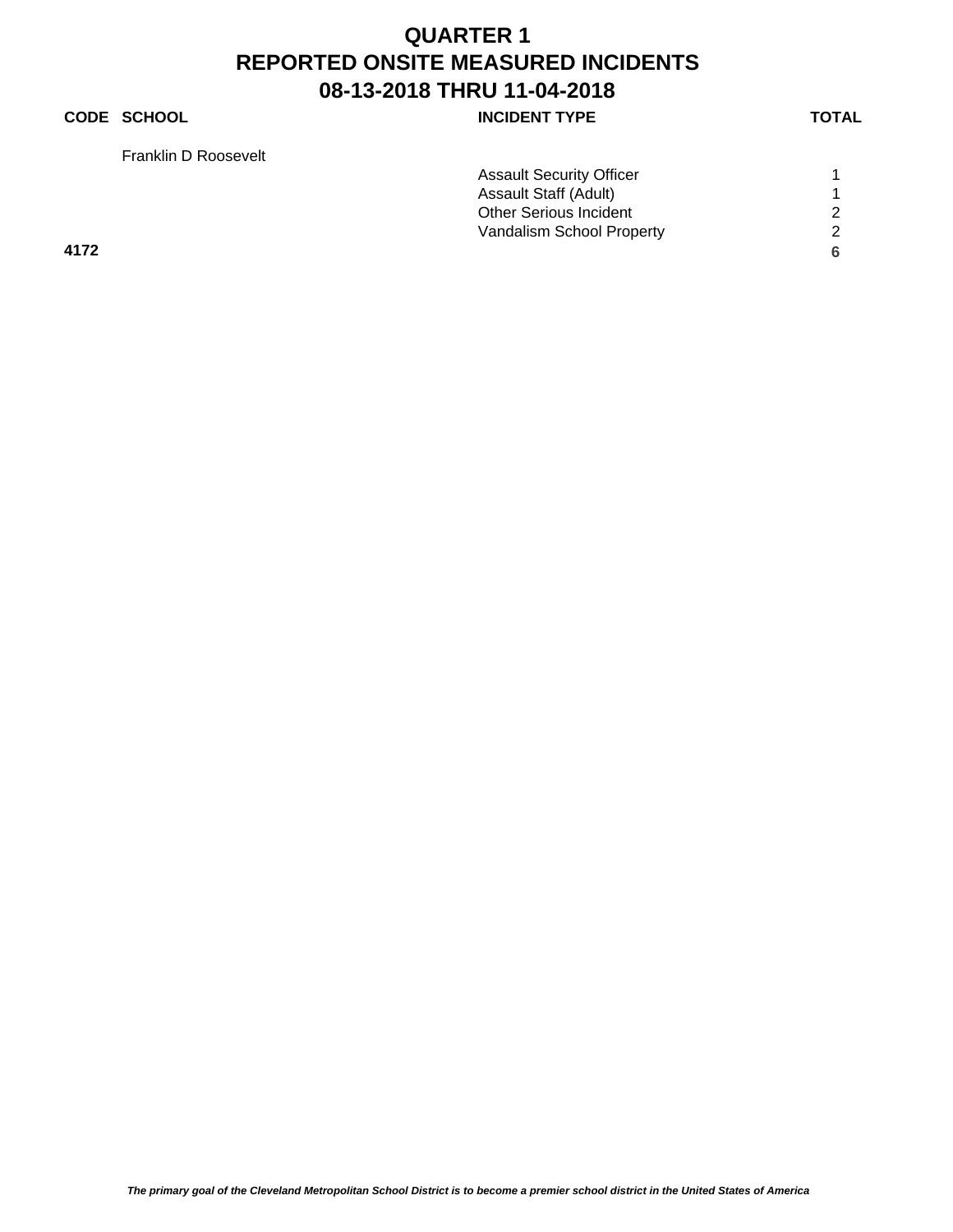# QUARTER 1
# REPORTED ONSITE MEASURED INCIDENTS
# 08-13-2018 THRU 11-04-2018

| CODE | SCHOOL | INCIDENT TYPE | TOTAL |
|---|---|---|---|
| | Franklin D Roosevelt | | |
| | | Assault Security Officer | 1 |
| | | Assault Staff (Adult) | 1 |
| | | Other Serious Incident | 2 |
| | | Vandalism School Property | 2 |
| **4172** | | | **6** |

*The primary goal of the Cleveland Metropolitan School District is to become a premier school district in the United States of America*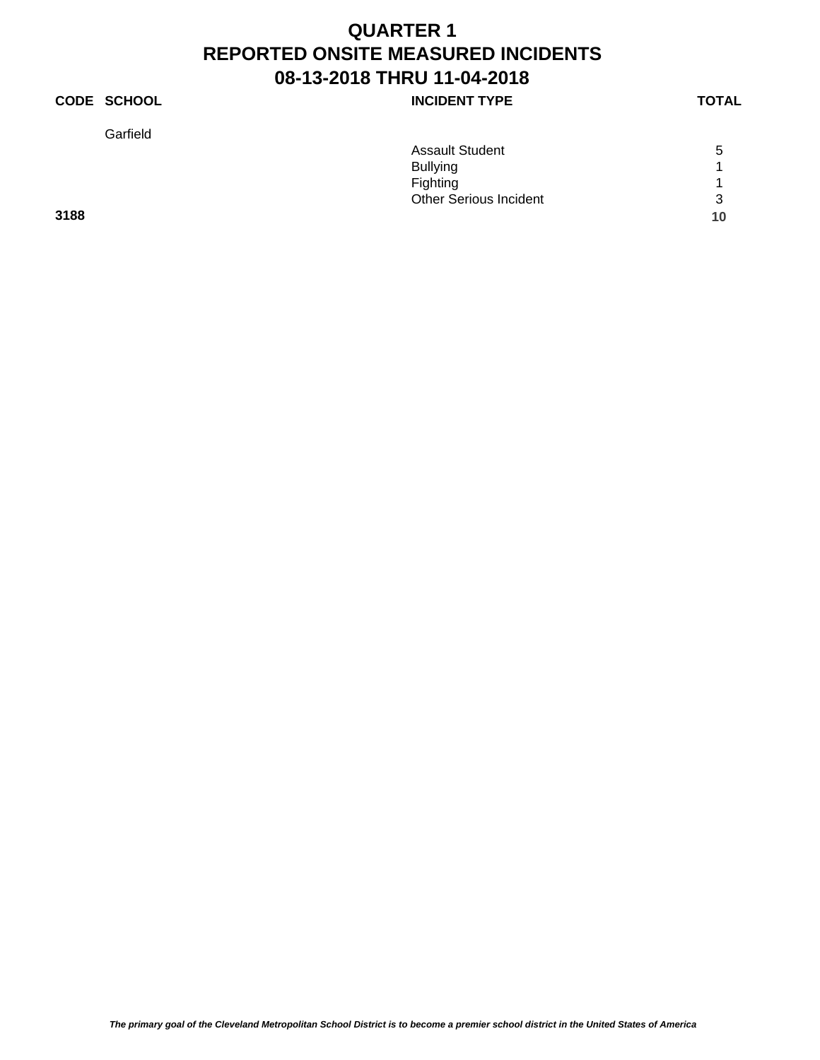# QUARTER 1
# REPORTED ONSITE MEASURED INCIDENTS
# 08-13-2018 THRU 11-04-2018

| CODE | SCHOOL | INCIDENT TYPE | TOTAL |
|---|---|---|---|
| | Garfield | | |
| | | Assault Student | 5 |
| | | Bullying | 1 |
| | | Fighting | 1 |
| | | Other Serious Incident | 3 |
| **3188** | | | **10** |

*The primary goal of the Cleveland Metropolitan School District is to become a premier school district in the United States of America*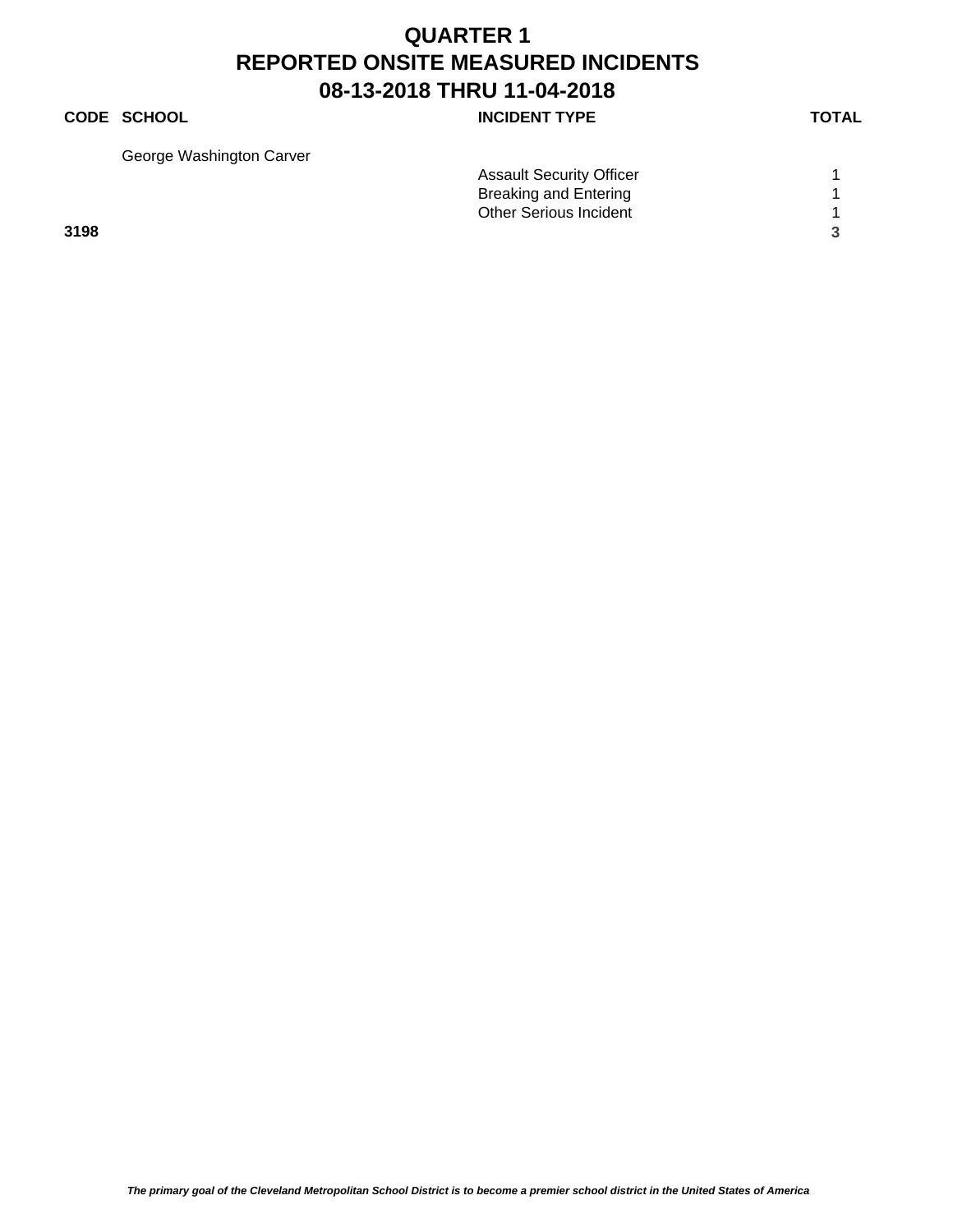# QUARTER 1
# REPORTED ONSITE MEASURED INCIDENTS
# 08-13-2018 THRU 11-04-2018

| CODE | SCHOOL | INCIDENT TYPE | TOTAL |
|---|---|---|---|
| | George Washington Carver | | |
| | | Assault Security Officer | 1 |
| | | Breaking and Entering | 1 |
| | | Other Serious Incident | 1 |
| **3198** | | | **3** |

***The primary goal of the Cleveland Metropolitan School District is to become a premier school district in the United States of America***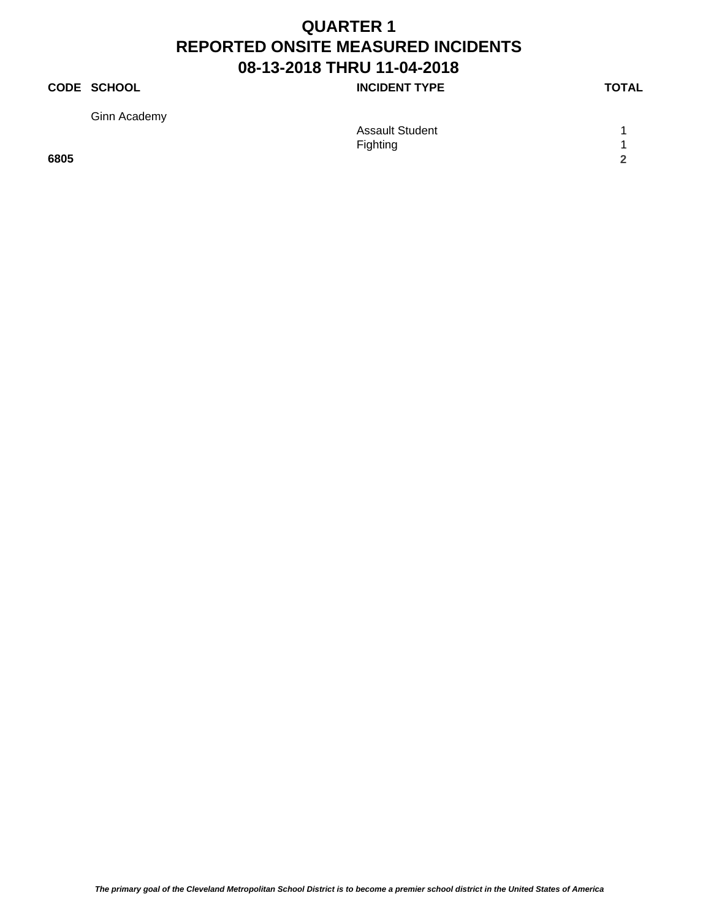# QUARTER 1
# REPORTED ONSITE MEASURED INCIDENTS
# 08-13-2018 THRU 11-04-2018

| CODE | SCHOOL | INCIDENT TYPE | TOTAL |
|---|---|---|---|
| | Ginn Academy | | |
| | | Assault Student | 1 |
| | | Fighting | 1 |
| **6805** | | | **2** |

***The primary goal of the Cleveland Metropolitan School District is to become a premier school district in the United States of America***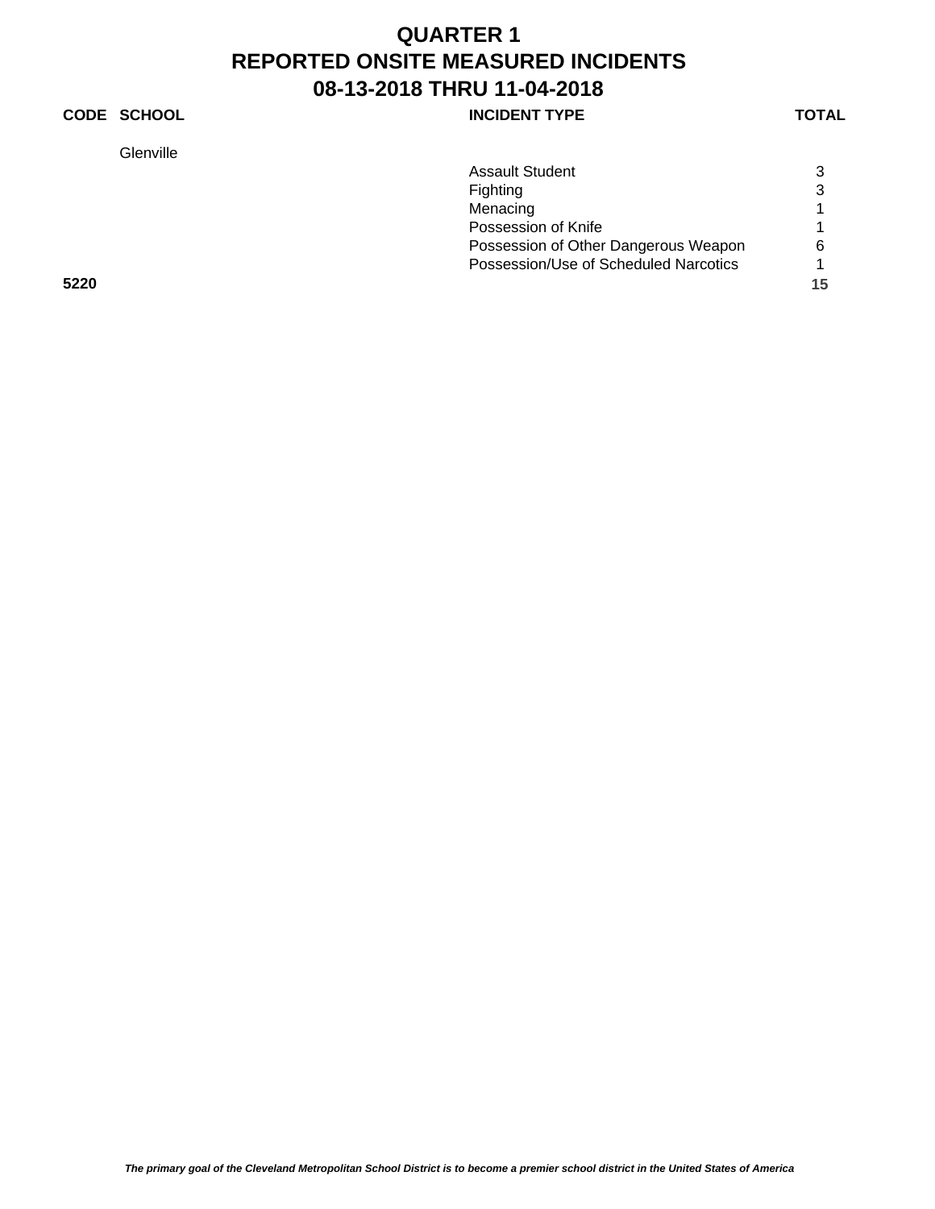# QUARTER 1
# REPORTED ONSITE MEASURED INCIDENTS
# 08-13-2018 THRU 11-04-2018

| CODE | SCHOOL | INCIDENT TYPE | TOTAL |
| --- | --- | --- | --- |
| | Glenville | | |
| | | Assault Student | 3 |
| | | Fighting | 3 |
| | | Menacing | 1 |
| | | Possession of Knife | 1 |
| | | Possession of Other Dangerous Weapon | 6 |
| | | Possession/Use of Scheduled Narcotics | 1 |
| **5220** | | | **15** |

***The primary goal of the Cleveland Metropolitan School District is to become a premier school district in the United States of America***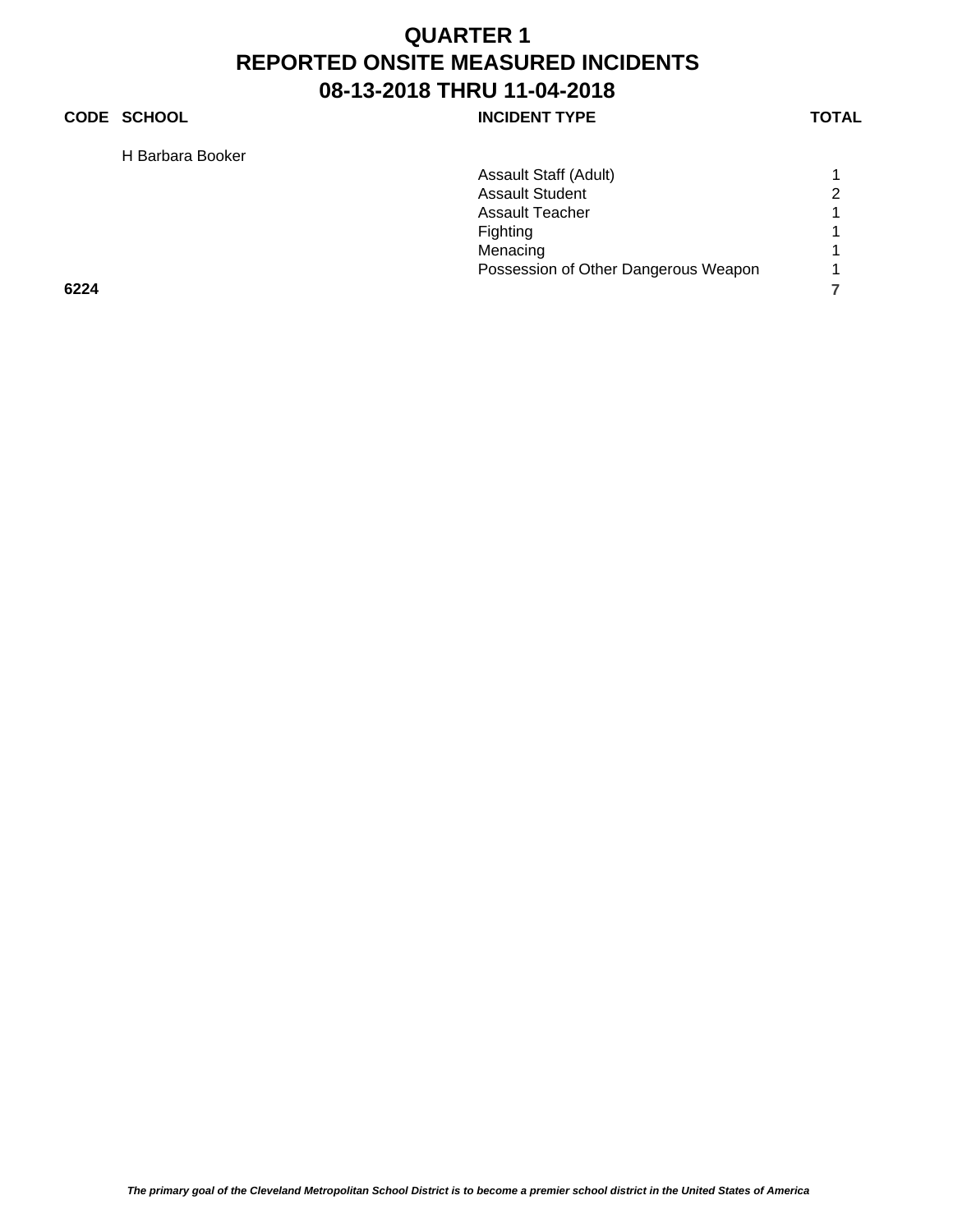# QUARTER 1
## REPORTED ONSITE MEASURED INCIDENTS
## 08-13-2018 THRU 11-04-2018

| CODE | SCHOOL | INCIDENT TYPE | TOTAL |
|---|---|---|---|
| | H Barbara Booker | | |
| | | Assault Staff (Adult) | 1 |
| | | Assault Student | 2 |
| | | Assault Teacher | 1 |
| | | Fighting | 1 |
| | | Menacing | 1 |
| | | Possession of Other Dangerous Weapon | 1 |
| **6224** | | | **7** |

***The primary goal of the Cleveland Metropolitan School District is to become a premier school district in the United States of America***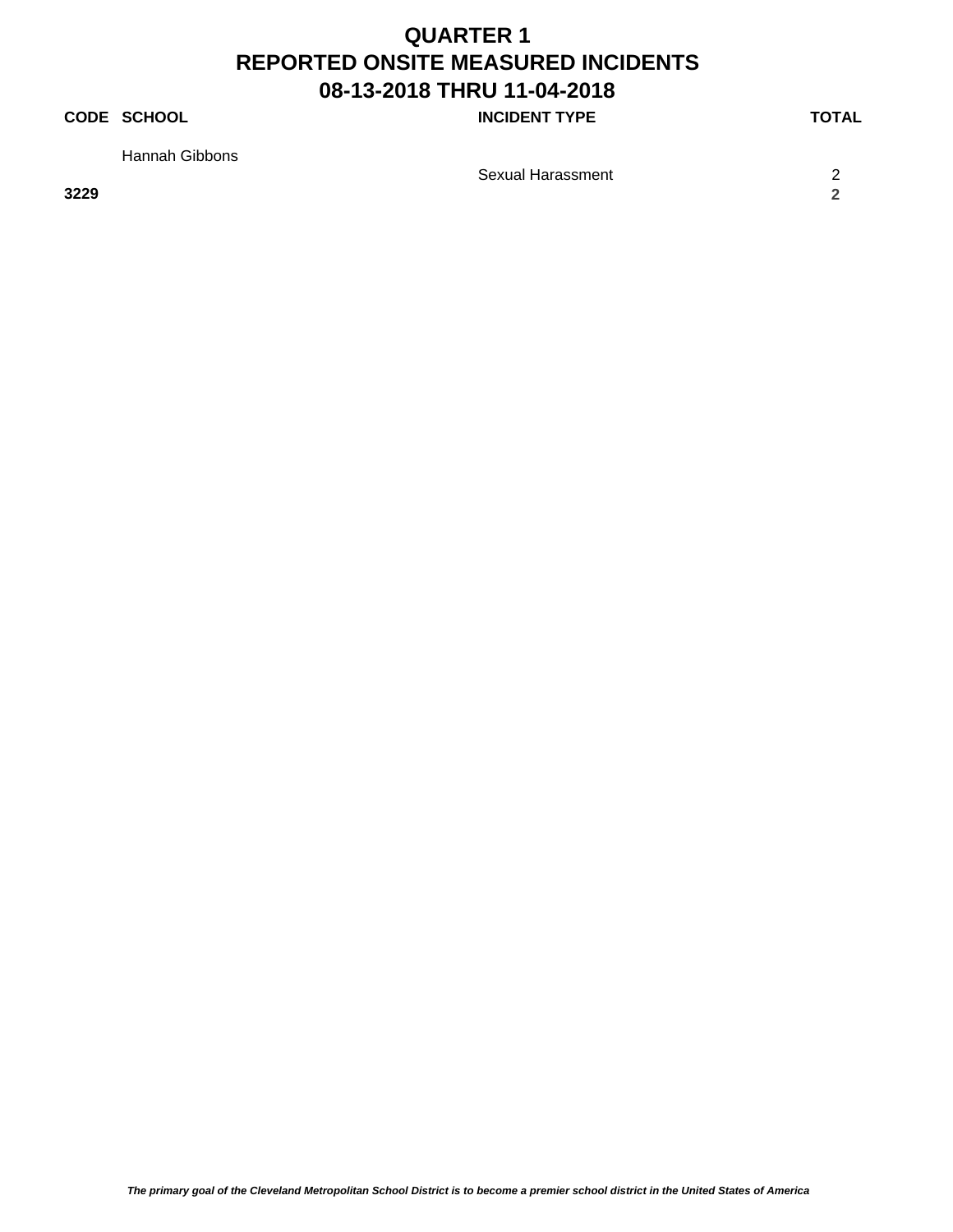# QUARTER 1
# REPORTED ONSITE MEASURED INCIDENTS
# 08-13-2018 THRU 11-04-2018

| CODE | SCHOOL | INCIDENT TYPE | TOTAL |
|---|---|---|---|
| | Hannah Gibbons | | |
| | | Sexual Harassment | 2 |
| **3229** | | | **2** |

*The primary goal of the Cleveland Metropolitan School District is to become a premier school district in the United States of America*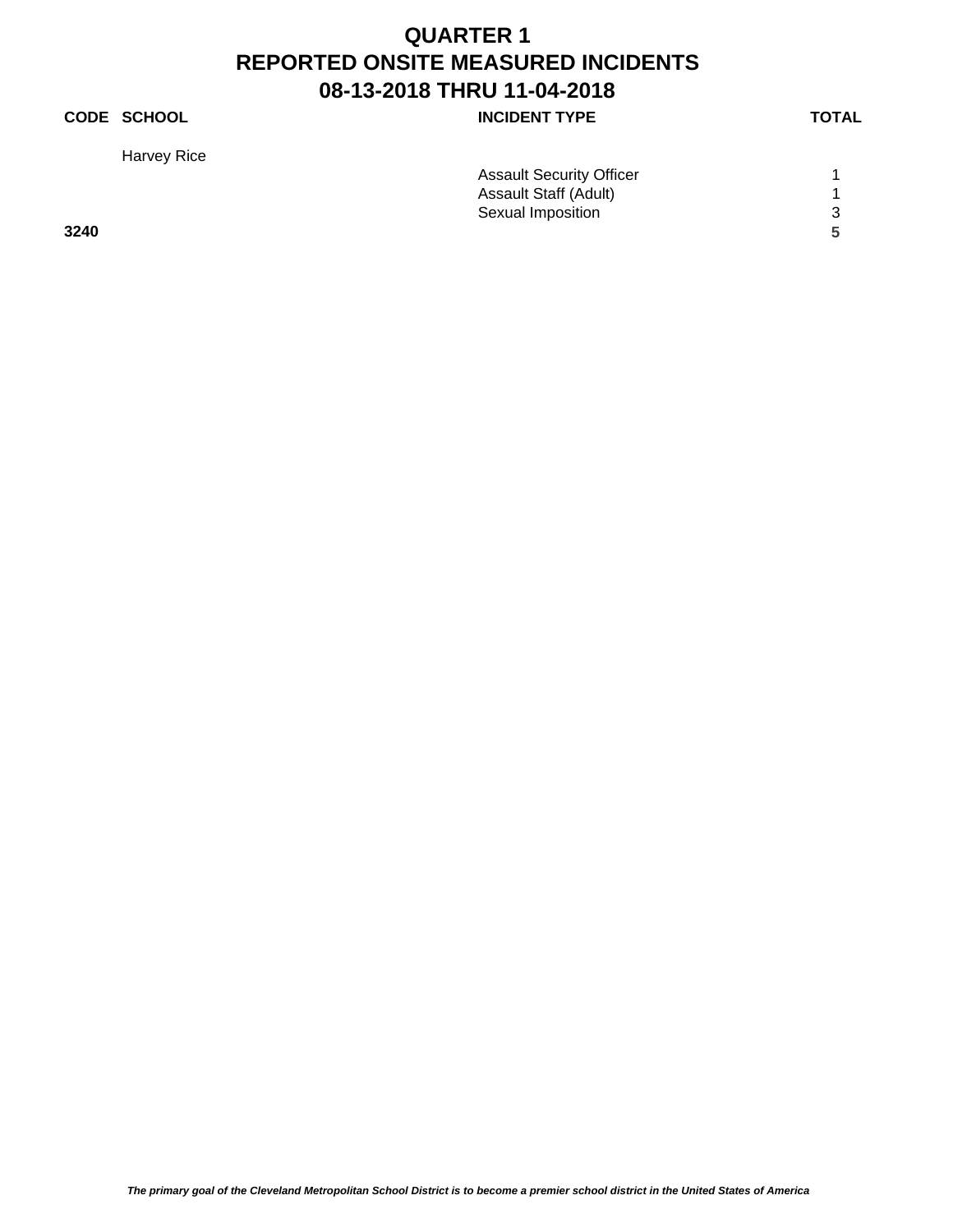# QUARTER 1
# REPORTED ONSITE MEASURED INCIDENTS
# 08-13-2018 THRU 11-04-2018

| CODE | SCHOOL | INCIDENT TYPE | TOTAL |
|---|---|---|---|
| | Harvey Rice | | |
| | | Assault Security Officer | 1 |
| | | Assault Staff (Adult) | 1 |
| | | Sexual Imposition | 3 |
| **3240** | | | **5** |

***The primary goal of the Cleveland Metropolitan School District is to become a premier school district in the United States of America***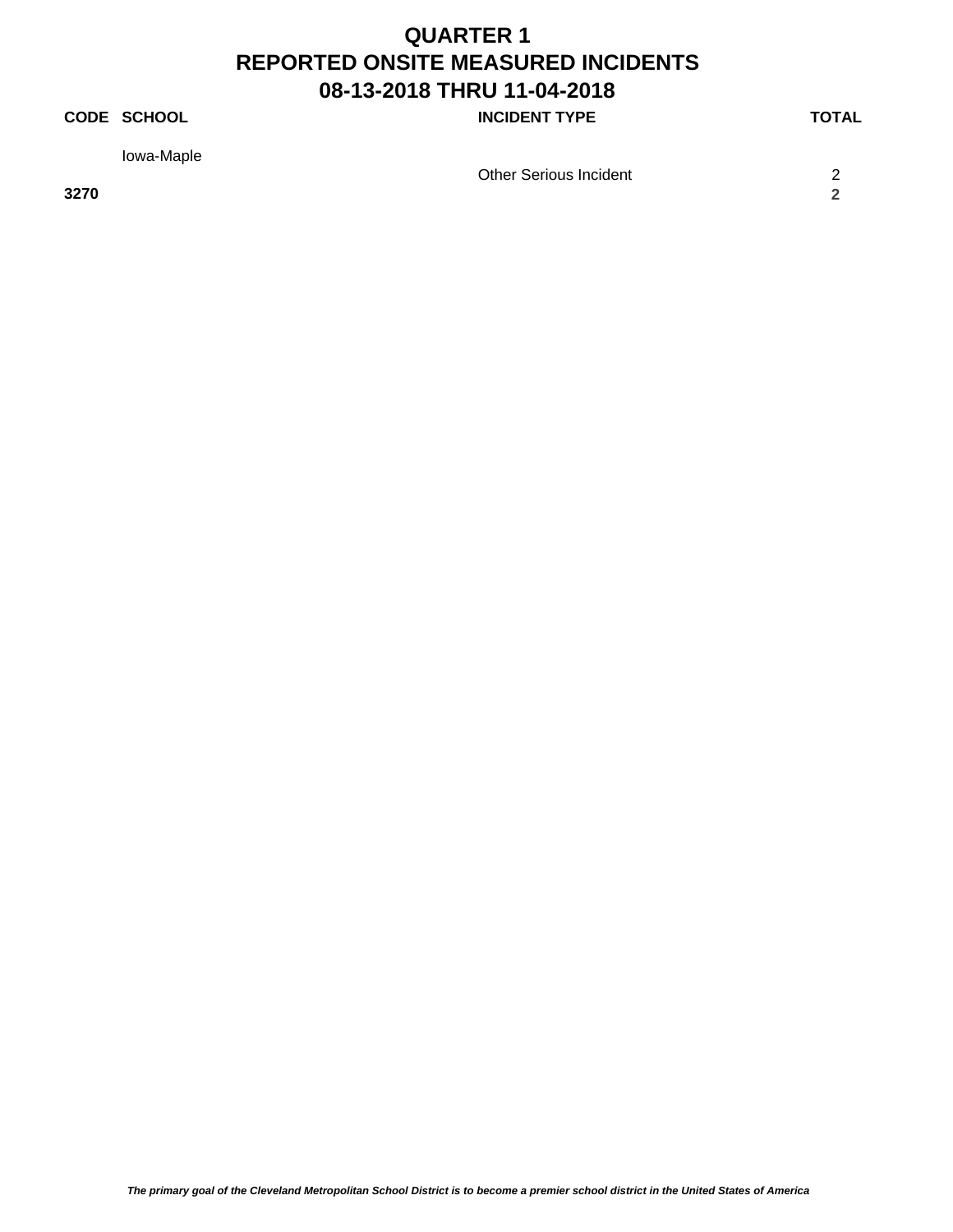# QUARTER 1
# REPORTED ONSITE MEASURED INCIDENTS
# 08-13-2018 THRU 11-04-2018

| CODE | SCHOOL | INCIDENT TYPE | TOTAL |
|---|---|---|---|
| | Iowa-Maple | | |
| | | Other Serious Incident | 2 |
| **3270** | | | **2** |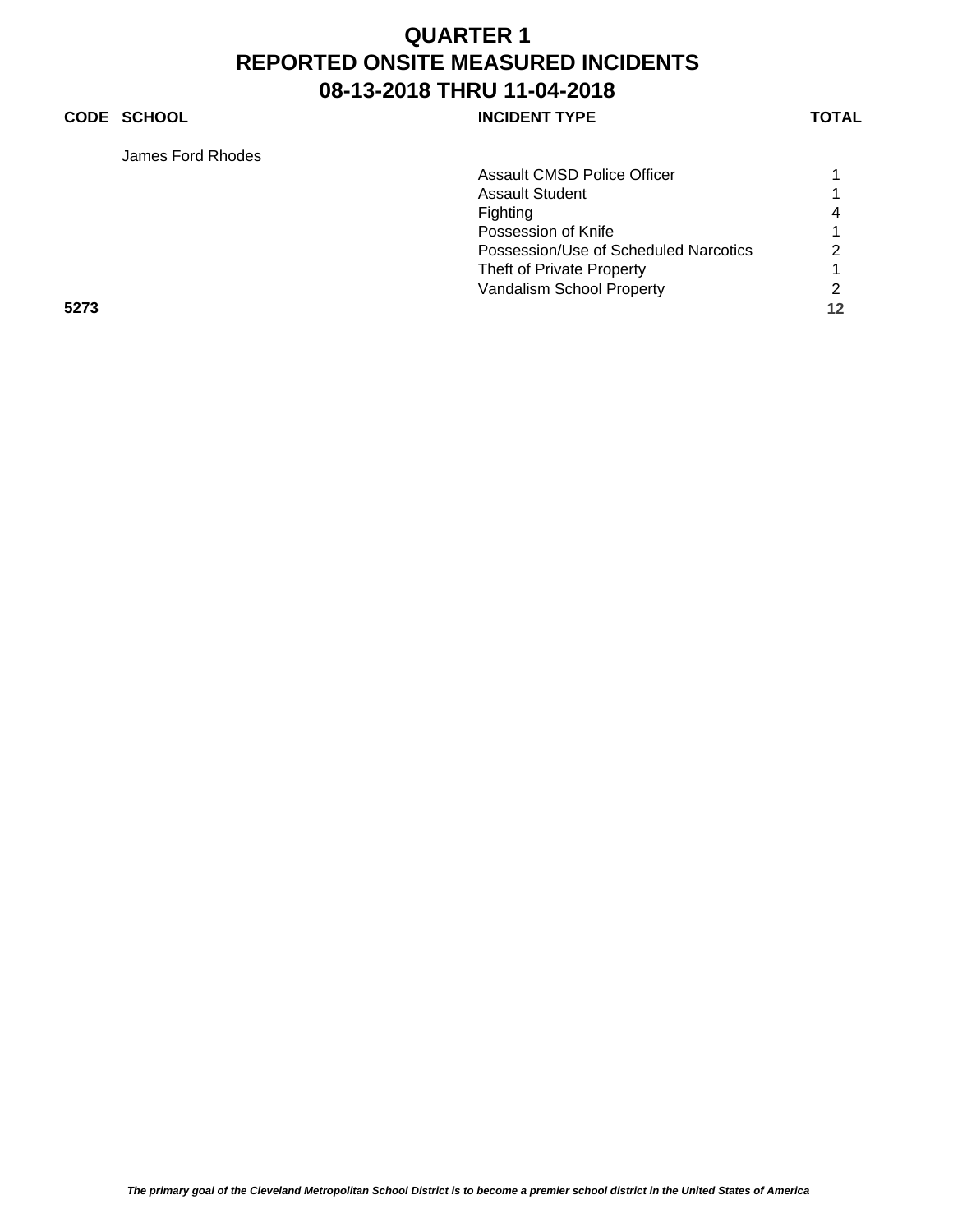# QUARTER 1
# REPORTED ONSITE MEASURED INCIDENTS
# 08-13-2018 THRU 11-04-2018

| CODE | SCHOOL | INCIDENT TYPE | TOTAL |
|---|---|---|---|
| | James Ford Rhodes | | |
| | | Assault CMSD Police Officer | 1 |
| | | Assault Student | 1 |
| | | Fighting | 4 |
| | | Possession of Knife | 1 |
| | | Possession/Use of Scheduled Narcotics | 2 |
| | | Theft of Private Property | 1 |
| | | Vandalism School Property | 2 |
| **5273** | | | **12** |

***The primary goal of the Cleveland Metropolitan School District is to become a premier school district in the United States of America***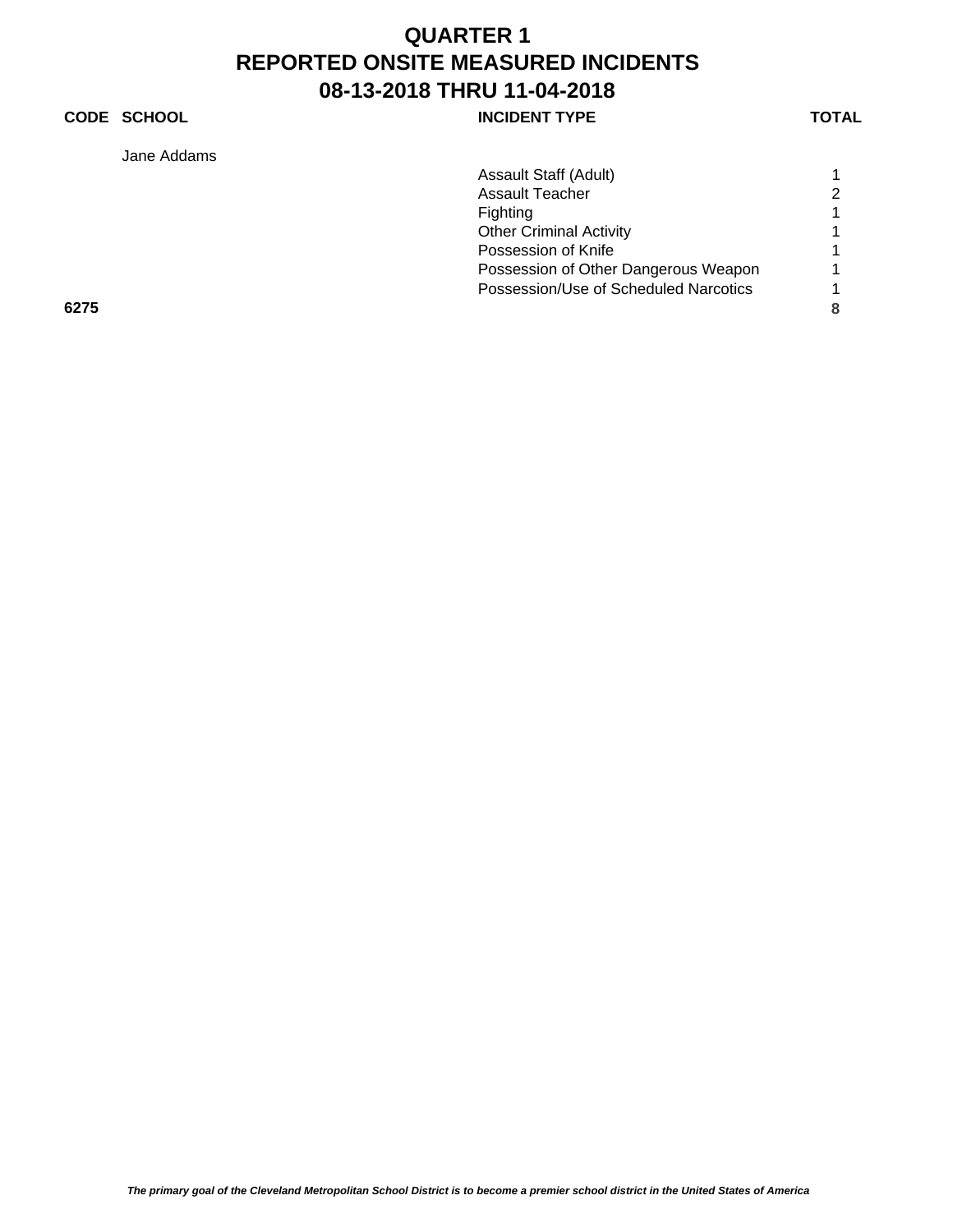# QUARTER 1
# REPORTED ONSITE MEASURED INCIDENTS
# 08-13-2018 THRU 11-04-2018

| CODE | SCHOOL | INCIDENT TYPE | TOTAL |
|---|---|---|---|
| | Jane Addams | | |
| | | Assault Staff (Adult) | 1 |
| | | Assault Teacher | 2 |
| | | Fighting | 1 |
| | | Other Criminal Activity | 1 |
| | | Possession of Knife | 1 |
| | | Possession of Other Dangerous Weapon | 1 |
| | | Possession/Use of Scheduled Narcotics | 1 |
| **6275** | | | **8** |

***The primary goal of the Cleveland Metropolitan School District is to become a premier school district in the United States of America***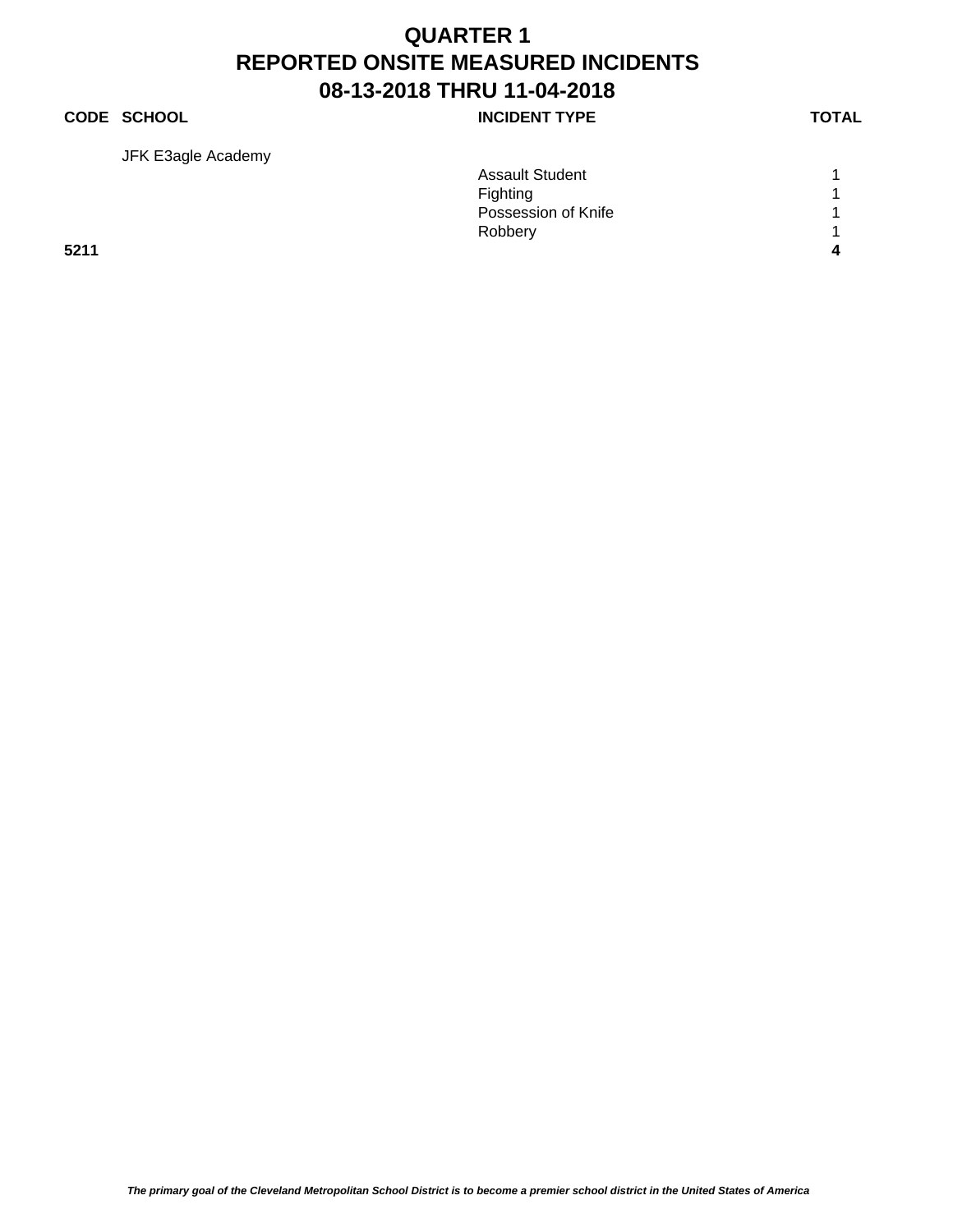# QUARTER 1
# REPORTED ONSITE MEASURED INCIDENTS
# 08-13-2018 THRU 11-04-2018

| CODE | SCHOOL | INCIDENT TYPE | TOTAL |
|---|---|---|---|
| | JFK E3agle Academy | | |
| | | Assault Student | 1 |
| | | Fighting | 1 |
| | | Possession of Knife | 1 |
| | | Robbery | 1 |
| **5211** | | | **4** |

***The primary goal of the Cleveland Metropolitan School District is to become a premier school district in the United States of America***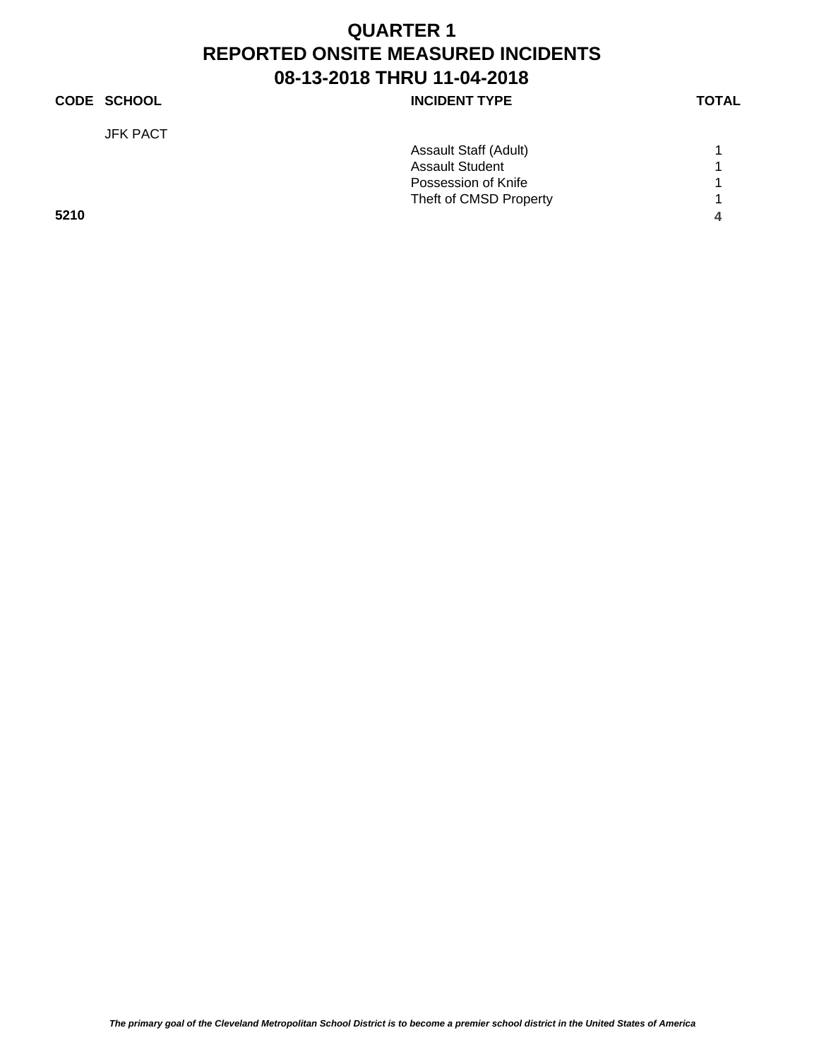# QUARTER 1
# REPORTED ONSITE MEASURED INCIDENTS
# 08-13-2018 THRU 11-04-2018

| CODE | SCHOOL | INCIDENT TYPE | TOTAL |
|---|---|---|---|
| | JFK PACT | | |
| | | Assault Staff (Adult) | 1 |
| | | Assault Student | 1 |
| | | Possession of Knife | 1 |
| | | Theft of CMSD Property | 1 |
| **5210** | | | **4** |

*The primary goal of the Cleveland Metropolitan School District is to become a premier school district in the United States of America*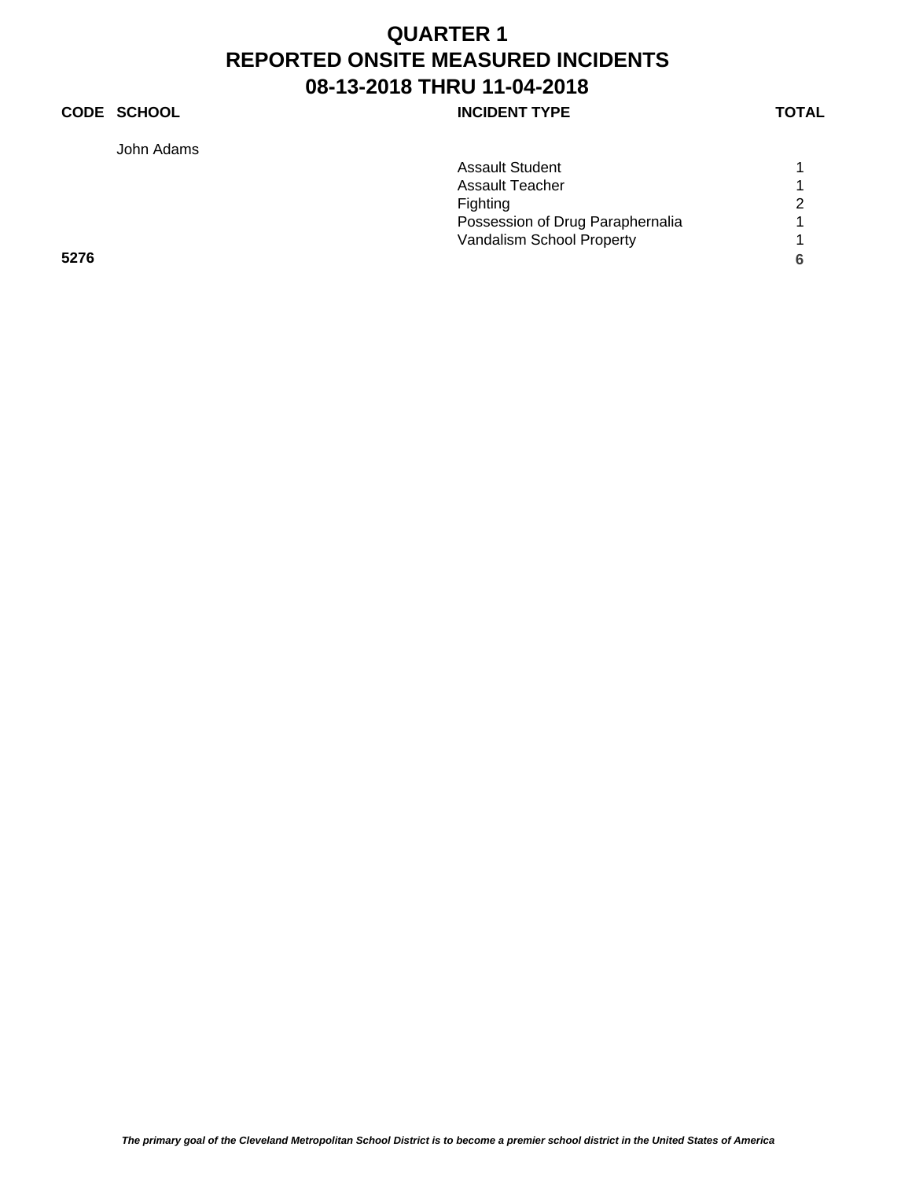# QUARTER 1
# REPORTED ONSITE MEASURED INCIDENTS
# 08-13-2018 THRU 11-04-2018

| CODE | SCHOOL | INCIDENT TYPE | TOTAL |
|---|---|---|---|
| | John Adams | | |
| | | Assault Student | 1 |
| | | Assault Teacher | 1 |
| | | Fighting | 2 |
| | | Possession of Drug Paraphernalia | 1 |
| | | Vandalism School Property | 1 |
| **5276** | | | **6** |

***The primary goal of the Cleveland Metropolitan School District is to become a premier school district in the United States of America***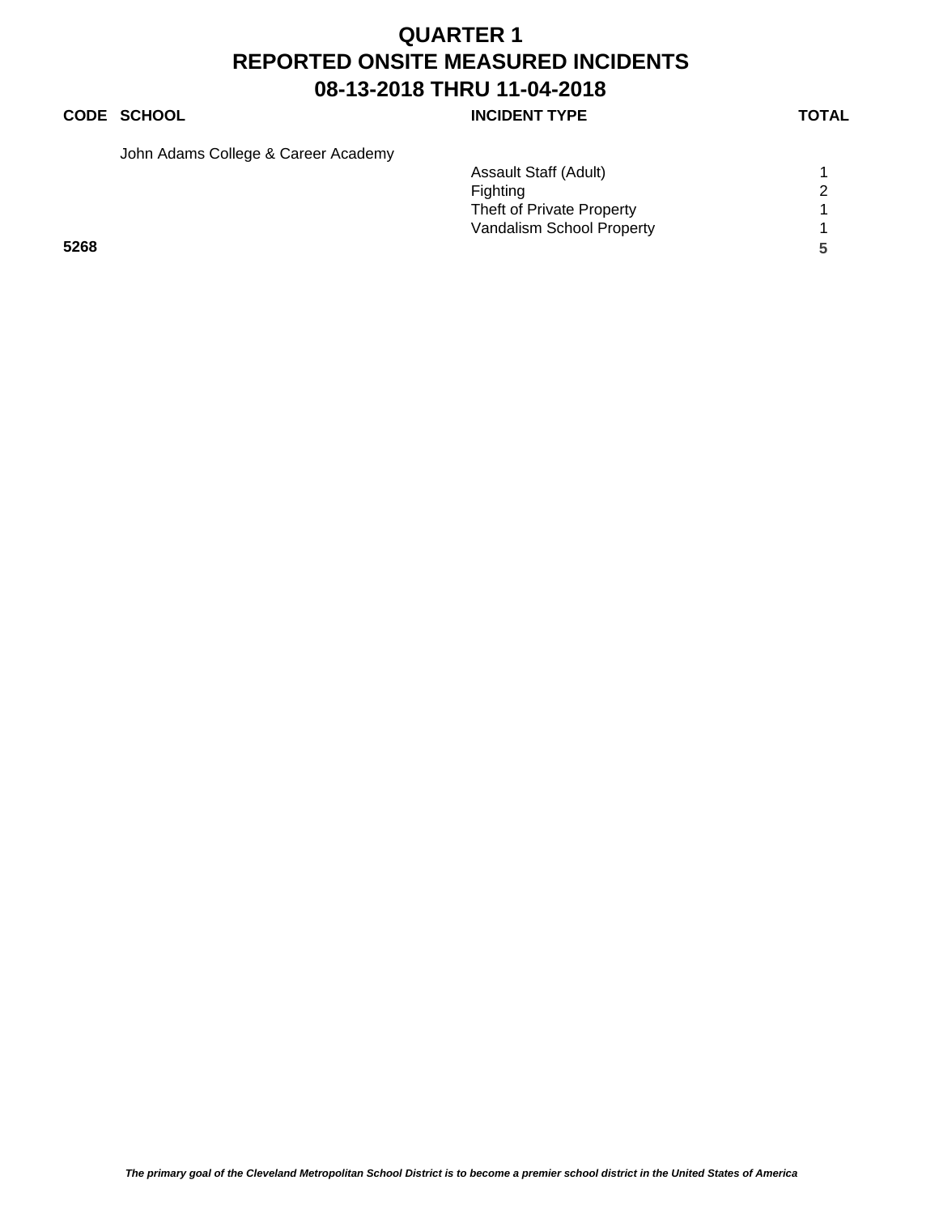# QUARTER 1
# REPORTED ONSITE MEASURED INCIDENTS
# 08-13-2018 THRU 11-04-2018

| CODE | SCHOOL | INCIDENT TYPE | TOTAL |
|---|---|---|---|
| | John Adams College & Career Academy | | |
| | | Assault Staff (Adult) | 1 |
| | | Fighting | 2 |
| | | Theft of Private Property | 1 |
| | | Vandalism School Property | 1 |
| **5268** | | | **5** |

*The primary goal of the Cleveland Metropolitan School District is to become a premier school district in the United States of America*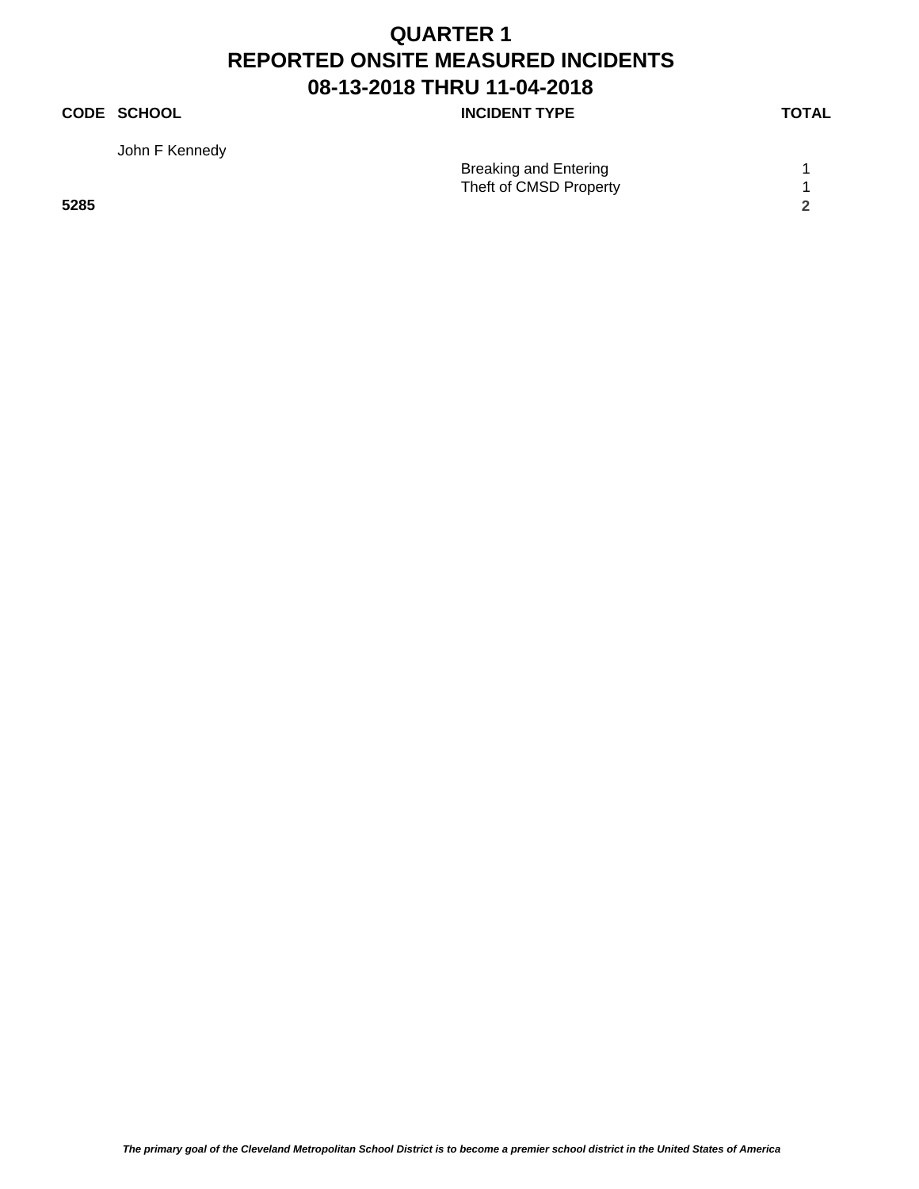# QUARTER 1
# REPORTED ONSITE MEASURED INCIDENTS
# 08-13-2018 THRU 11-04-2018

| CODE | SCHOOL | INCIDENT TYPE | TOTAL |
|---|---|---|---|
| | John F Kennedy | | |
| | | Breaking and Entering | 1 |
| | | Theft of CMSD Property | 1 |
| **5285** | | | **2** |

*The primary goal of the Cleveland Metropolitan School District is to become a premier school district in the United States of America*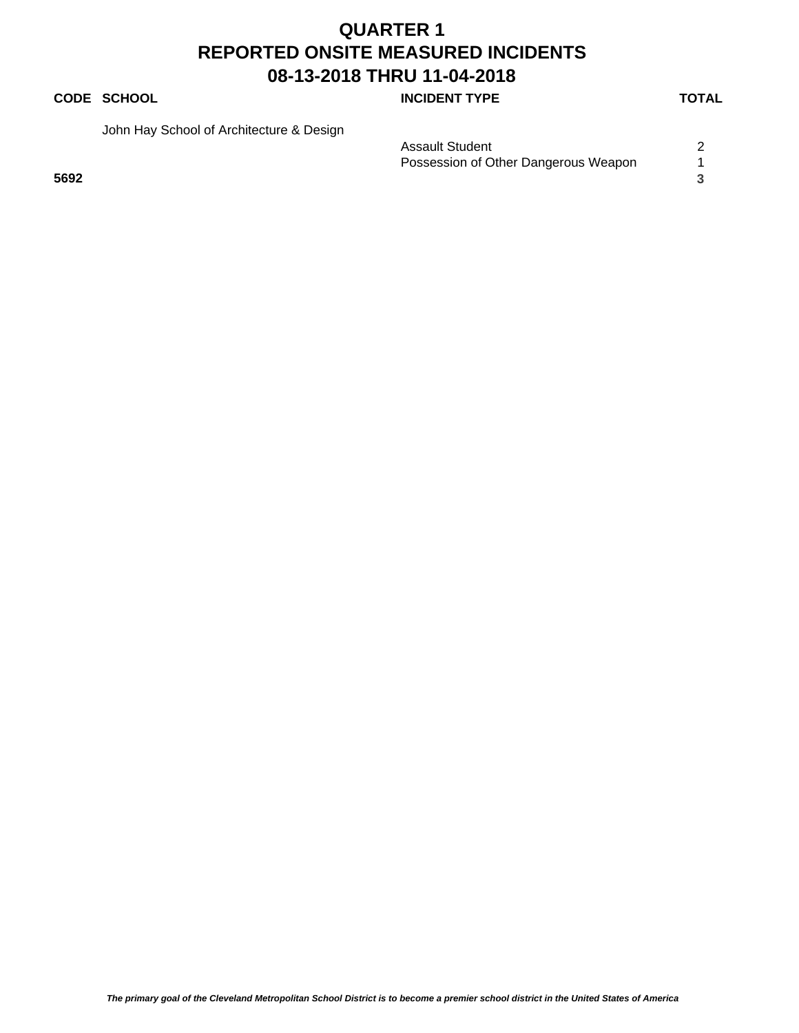# QUARTER 1
# REPORTED ONSITE MEASURED INCIDENTS
# 08-13-2018 THRU 11-04-2018

| CODE | SCHOOL | INCIDENT TYPE | TOTAL |
| --- | --- | --- | --- |
| | John Hay School of Architecture & Design | | |
| | | Assault Student | 2 |
| | | Possession of Other Dangerous Weapon | 1 |
| **5692** | | | **3** |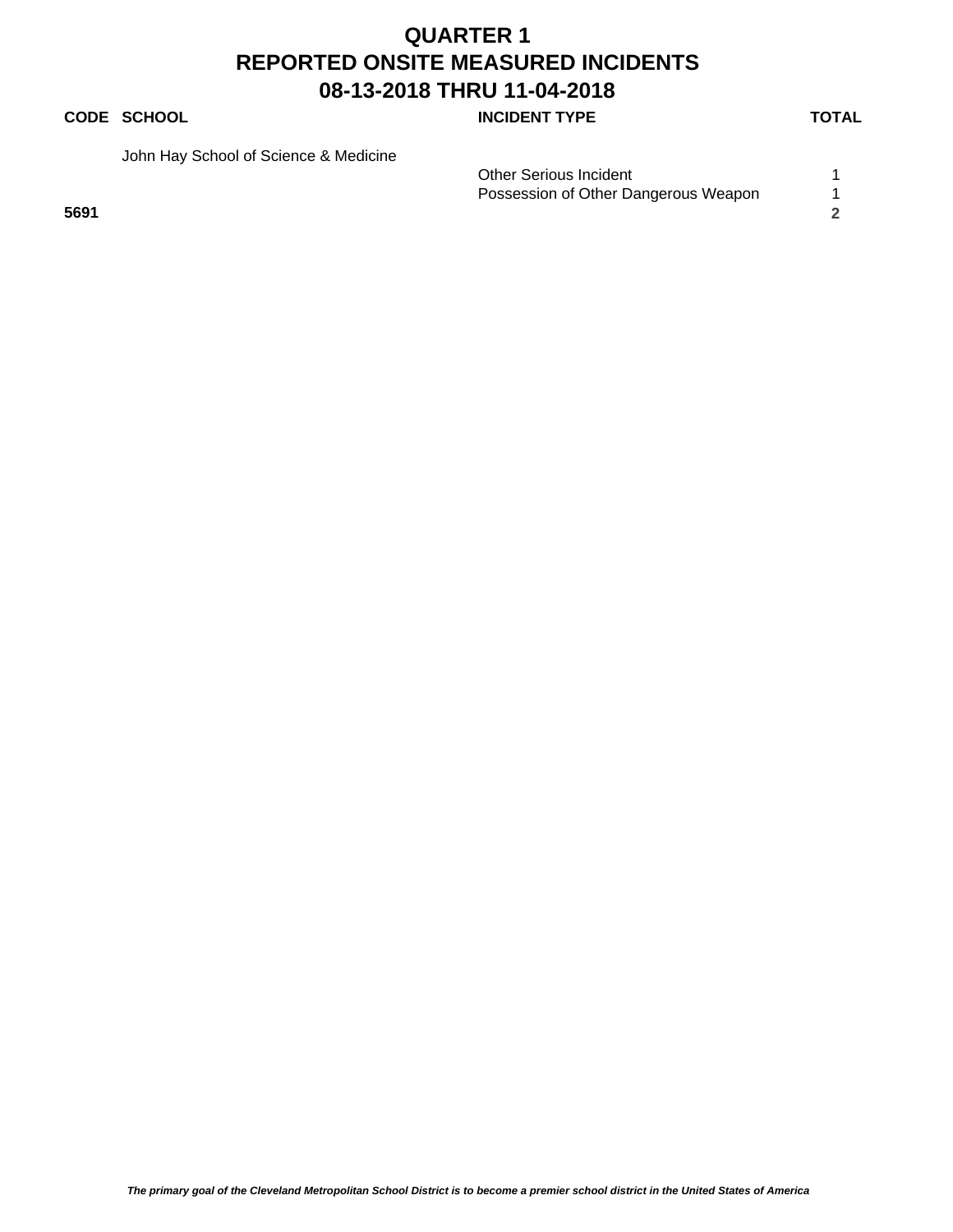# QUARTER 1
# REPORTED ONSITE MEASURED INCIDENTS
# 08-13-2018 THRU 11-04-2018

| CODE | SCHOOL | INCIDENT TYPE | TOTAL |
|---|---|---|---|
| | John Hay School of Science & Medicine | | |
| | | Other Serious Incident | 1 |
| | | Possession of Other Dangerous Weapon | 1 |
| **5691** | | | **2** |

*The primary goal of the Cleveland Metropolitan School District is to become a premier school district in the United States of America*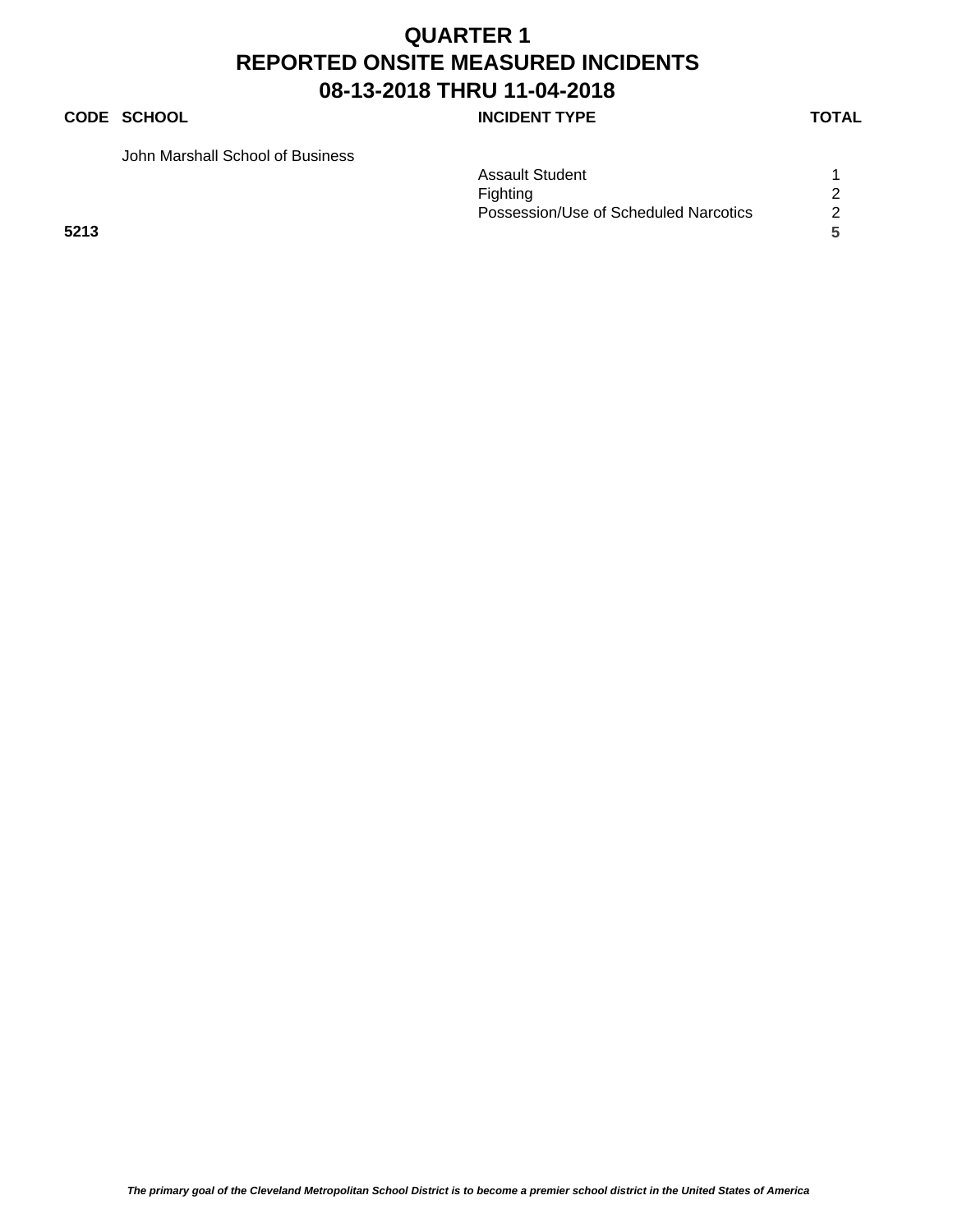# QUARTER 1
# REPORTED ONSITE MEASURED INCIDENTS
# 08-13-2018 THRU 11-04-2018

| CODE | SCHOOL | INCIDENT TYPE | TOTAL |
|---|---|---|---|
| | John Marshall School of Business | | |
| | | Assault Student | 1 |
| | | Fighting | 2 |
| | | Possession/Use of Scheduled Narcotics | 2 |
| **5213** | | | **5** |

***The primary goal of the Cleveland Metropolitan School District is to become a premier school district in the United States of America***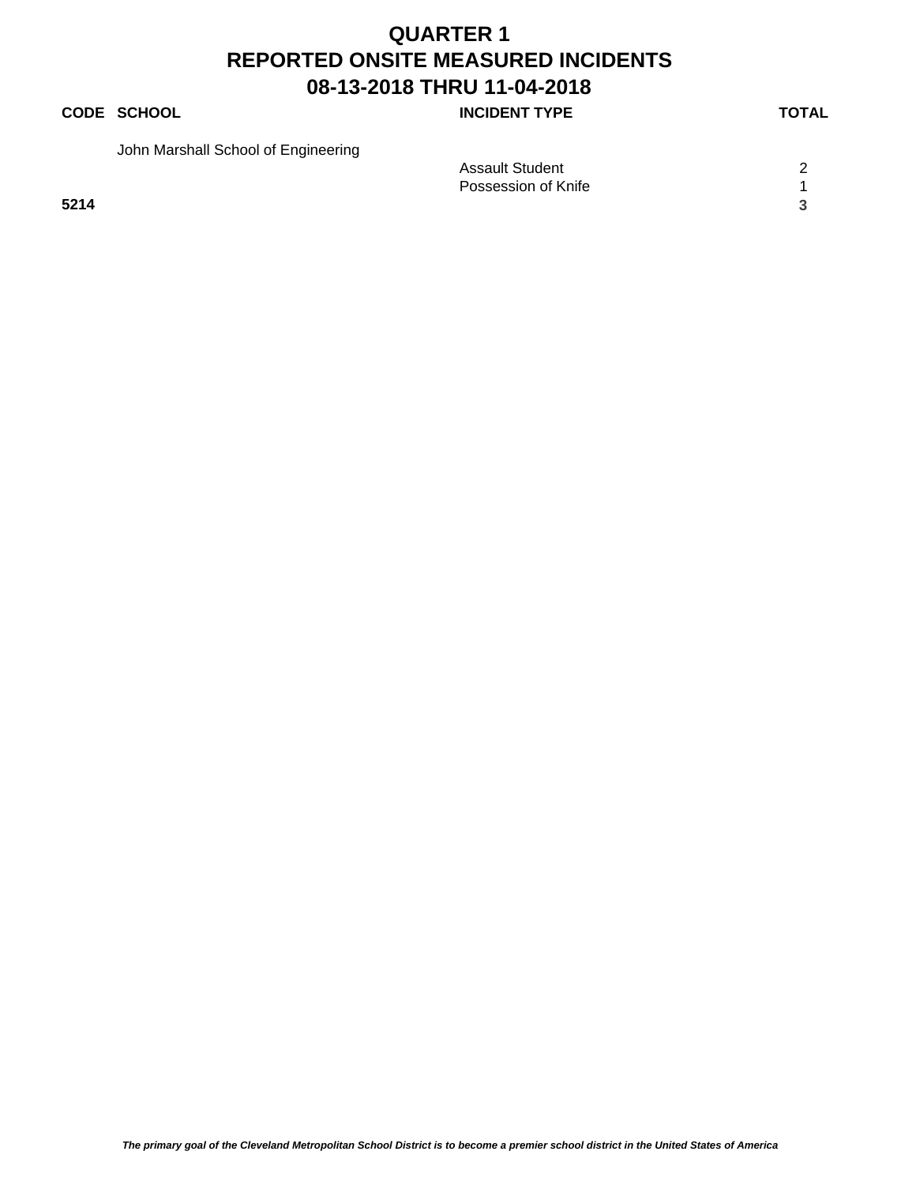# QUARTER 1
# REPORTED ONSITE MEASURED INCIDENTS
# 08-13-2018 THRU 11-04-2018

| CODE | SCHOOL | INCIDENT TYPE | TOTAL |
| --- | --- | --- | --- |
| | John Marshall School of Engineering | | |
| | | Assault Student | 2 |
| | | Possession of Knife | 1 |
| **5214** | | | **3** |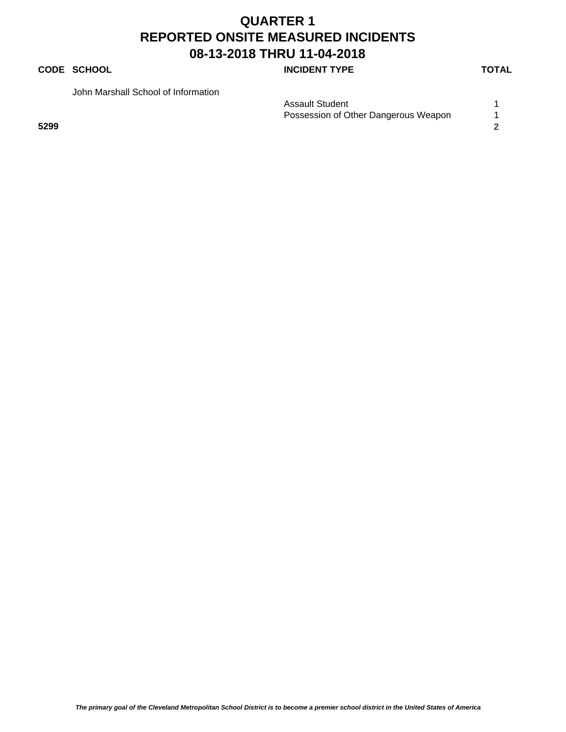# QUARTER 1
# REPORTED ONSITE MEASURED INCIDENTS
# 08-13-2018 THRU 11-04-2018

| CODE | SCHOOL | INCIDENT TYPE | TOTAL |
|---|---|---|---|
| | John Marshall School of Information | | |
| | | Assault Student | 1 |
| | | Possession of Other Dangerous Weapon | 1 |
| **5299** | | | **2** |

*The primary goal of the Cleveland Metropolitan School District is to become a premier school district in the United States of America*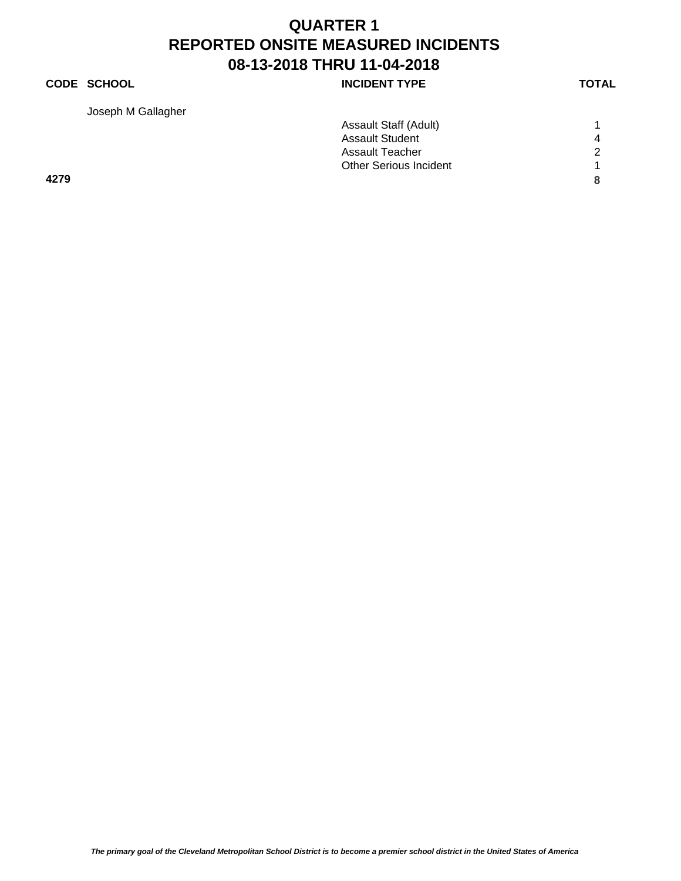# QUARTER 1
# REPORTED ONSITE MEASURED INCIDENTS
# 08-13-2018 THRU 11-04-2018

| CODE | SCHOOL | INCIDENT TYPE | TOTAL |
|---|---|---|---|
| | Joseph M Gallagher | | |
| | | Assault Staff (Adult) | 1 |
| | | Assault Student | 4 |
| | | Assault Teacher | 2 |
| | | Other Serious Incident | 1 |
| **4279** | | | **8** |

*The primary goal of the Cleveland Metropolitan School District is to become a premier school district in the United States of America*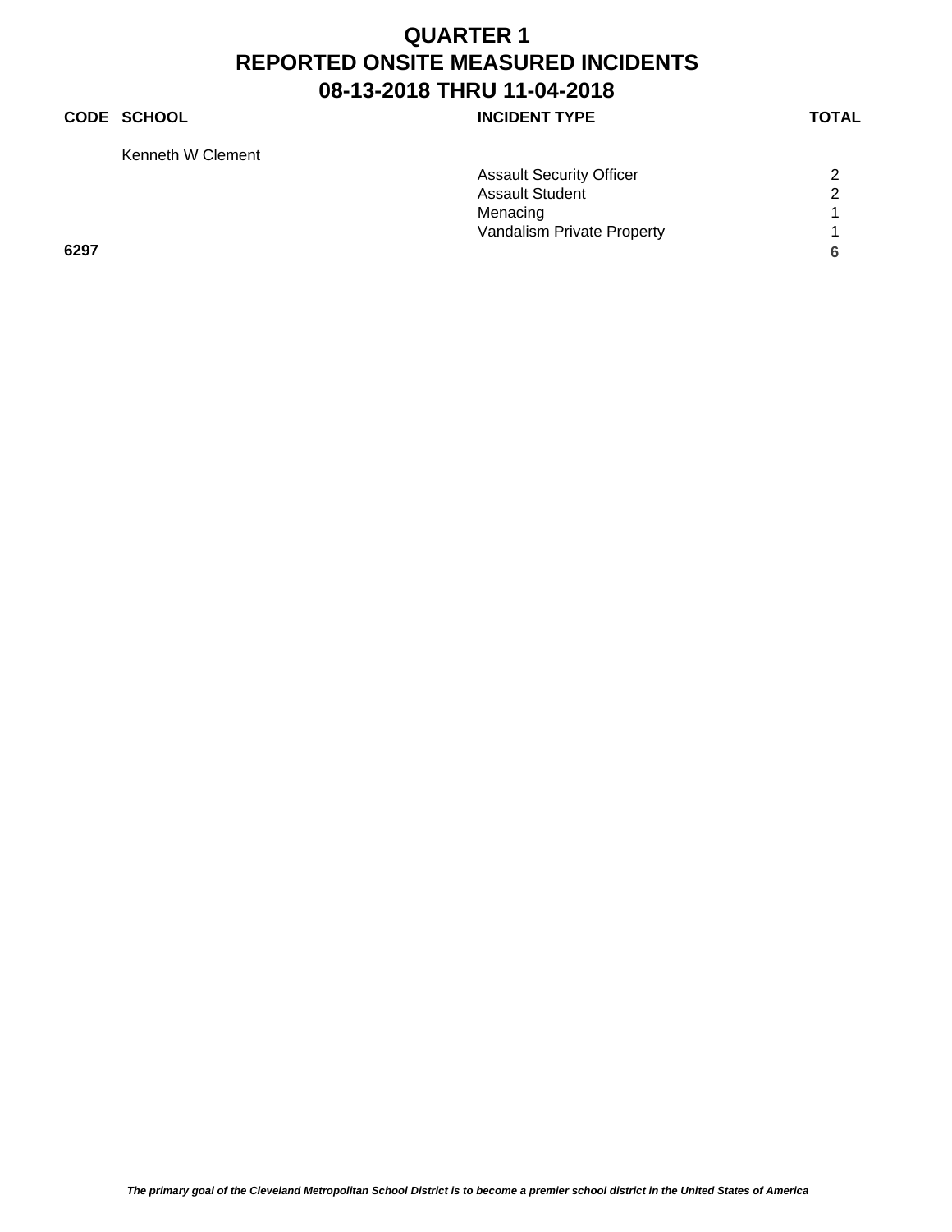# QUARTER 1
# REPORTED ONSITE MEASURED INCIDENTS
# 08-13-2018 THRU 11-04-2018

| CODE | SCHOOL | INCIDENT TYPE | TOTAL |
|---|---|---|---|
| | Kenneth W Clement | | |
| | | Assault Security Officer | 2 |
| | | Assault Student | 2 |
| | | Menacing | 1 |
| | | Vandalism Private Property | 1 |
| **6297** | | | **6** |

***The primary goal of the Cleveland Metropolitan School District is to become a premier school district in the United States of America***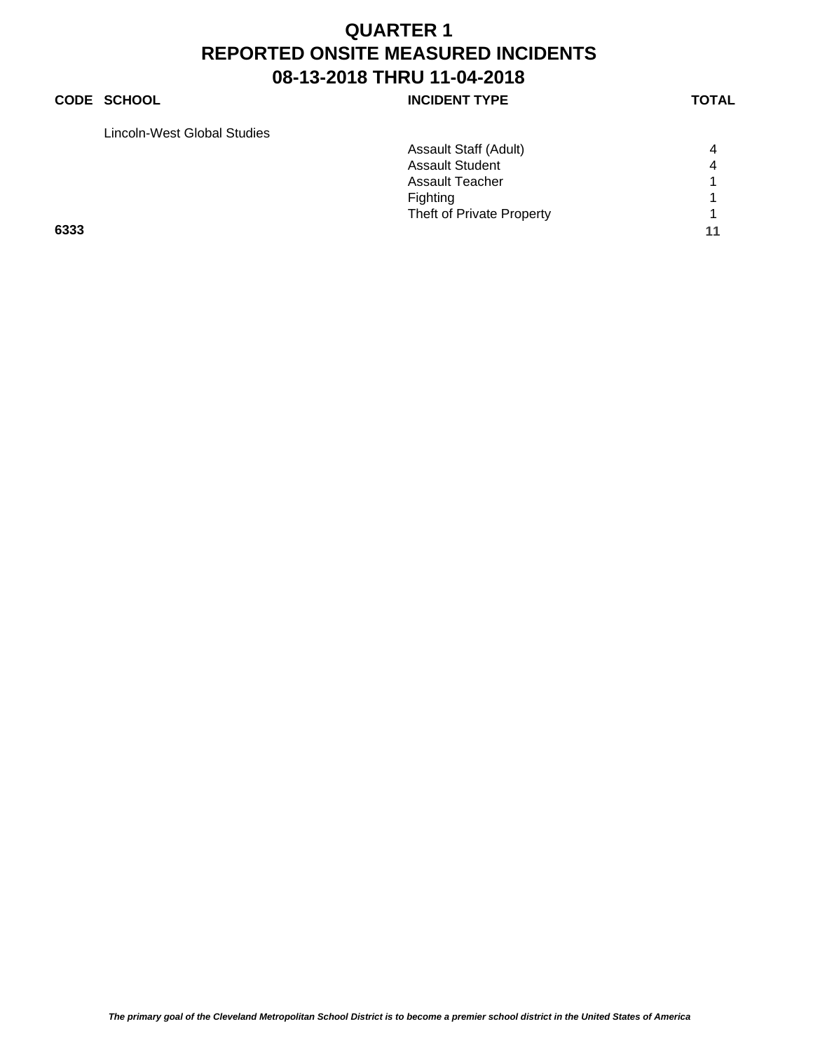# QUARTER 1
# REPORTED ONSITE MEASURED INCIDENTS
# 08-13-2018 THRU 11-04-2018

| CODE | SCHOOL | INCIDENT TYPE | TOTAL |
|---|---|---|---|
| | Lincoln-West Global Studies | | |
| | | Assault Staff (Adult) | 4 |
| | | Assault Student | 4 |
| | | Assault Teacher | 1 |
| | | Fighting | 1 |
| | | Theft of Private Property | 1 |
| **6333** | | | **11** |

***The primary goal of the Cleveland Metropolitan School District is to become a premier school district in the United States of America***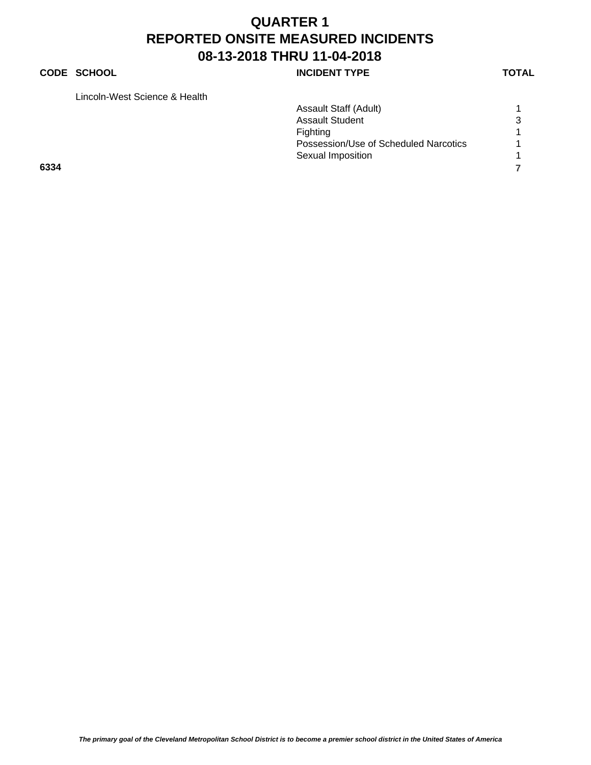# QUARTER 1
# REPORTED ONSITE MEASURED INCIDENTS
# 08-13-2018 THRU 11-04-2018

| CODE | SCHOOL | INCIDENT TYPE | TOTAL |
|---|---|---|---|
| | Lincoln-West Science & Health | | |
| | | Assault Staff (Adult) | 1 |
| | | Assault Student | 3 |
| | | Fighting | 1 |
| | | Possession/Use of Scheduled Narcotics | 1 |
| | | Sexual Imposition | 1 |
| **6334** | | | **7** |

***The primary goal of the Cleveland Metropolitan School District is to become a premier school district in the United States of America***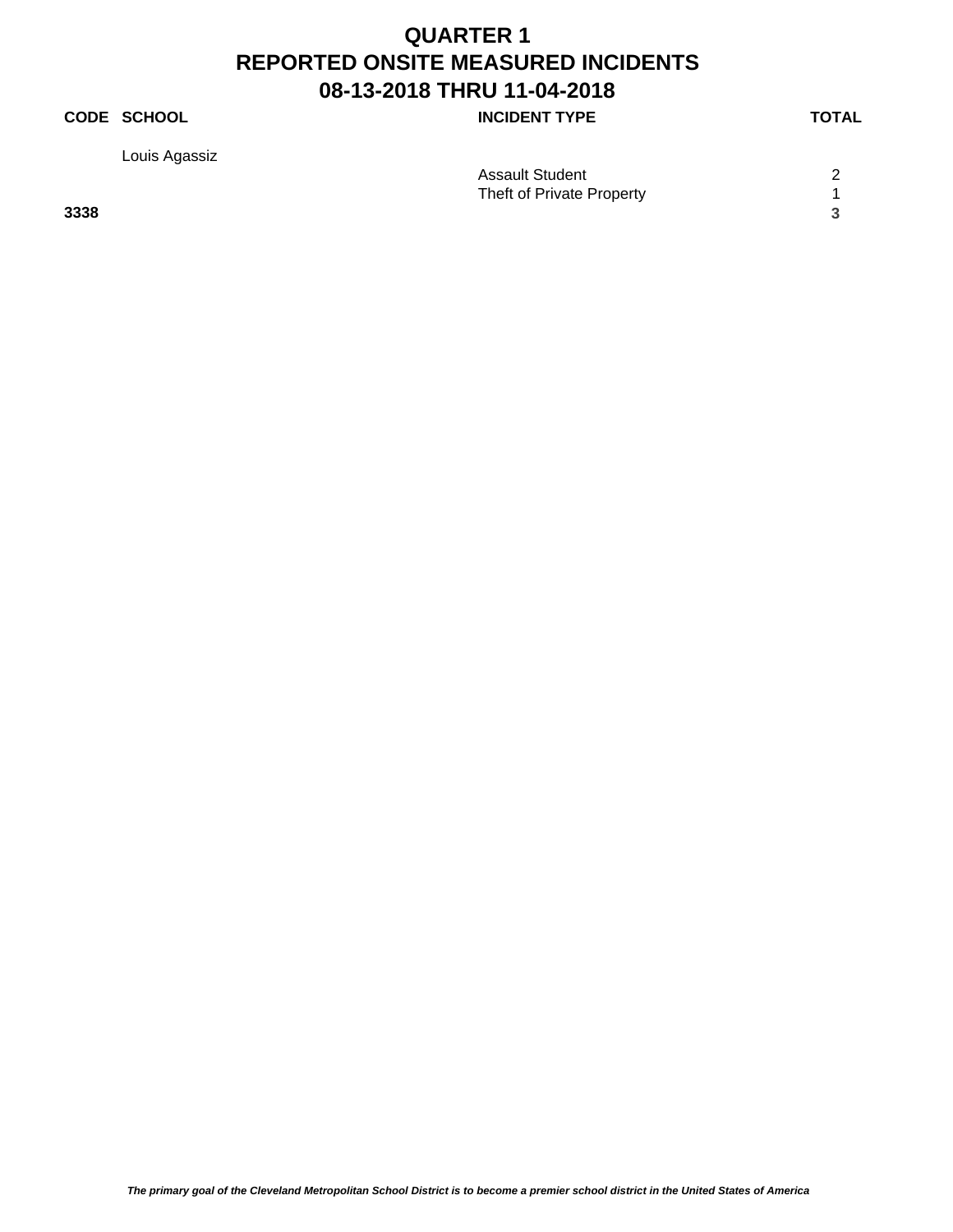# QUARTER 1
# REPORTED ONSITE MEASURED INCIDENTS
# 08-13-2018 THRU 11-04-2018

| CODE | SCHOOL | INCIDENT TYPE | TOTAL |
|---|---|---|---|
| | Louis Agassiz | | |
| | | Assault Student | 2 |
| | | Theft of Private Property | 1 |
| **3338** | | | **3** |

*The primary goal of the Cleveland Metropolitan School District is to become a premier school district in the United States of America*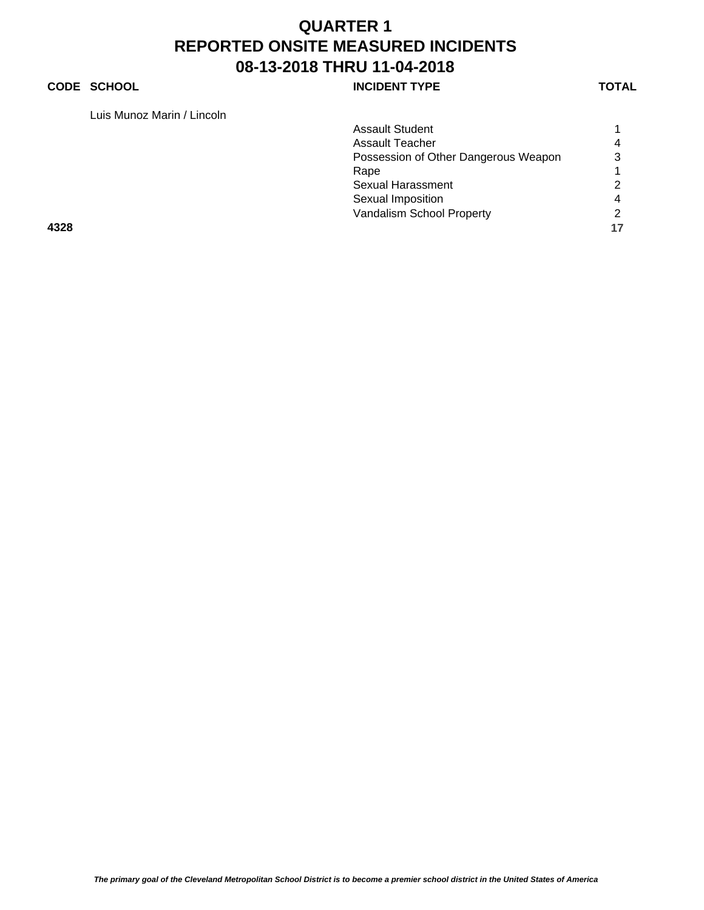# QUARTER 1
# REPORTED ONSITE MEASURED INCIDENTS
# 08-13-2018 THRU 11-04-2018

| CODE | SCHOOL | INCIDENT TYPE | TOTAL |
|---|---|---|---|
| | Luis Munoz Marin / Lincoln | | |
| | | Assault Student | 1 |
| | | Assault Teacher | 4 |
| | | Possession of Other Dangerous Weapon | 3 |
| | | Rape | 1 |
| | | Sexual Harassment | 2 |
| | | Sexual Imposition | 4 |
| | | Vandalism School Property | 2 |
| **4328** | | | **17** |

***The primary goal of the Cleveland Metropolitan School District is to become a premier school district in the United States of America***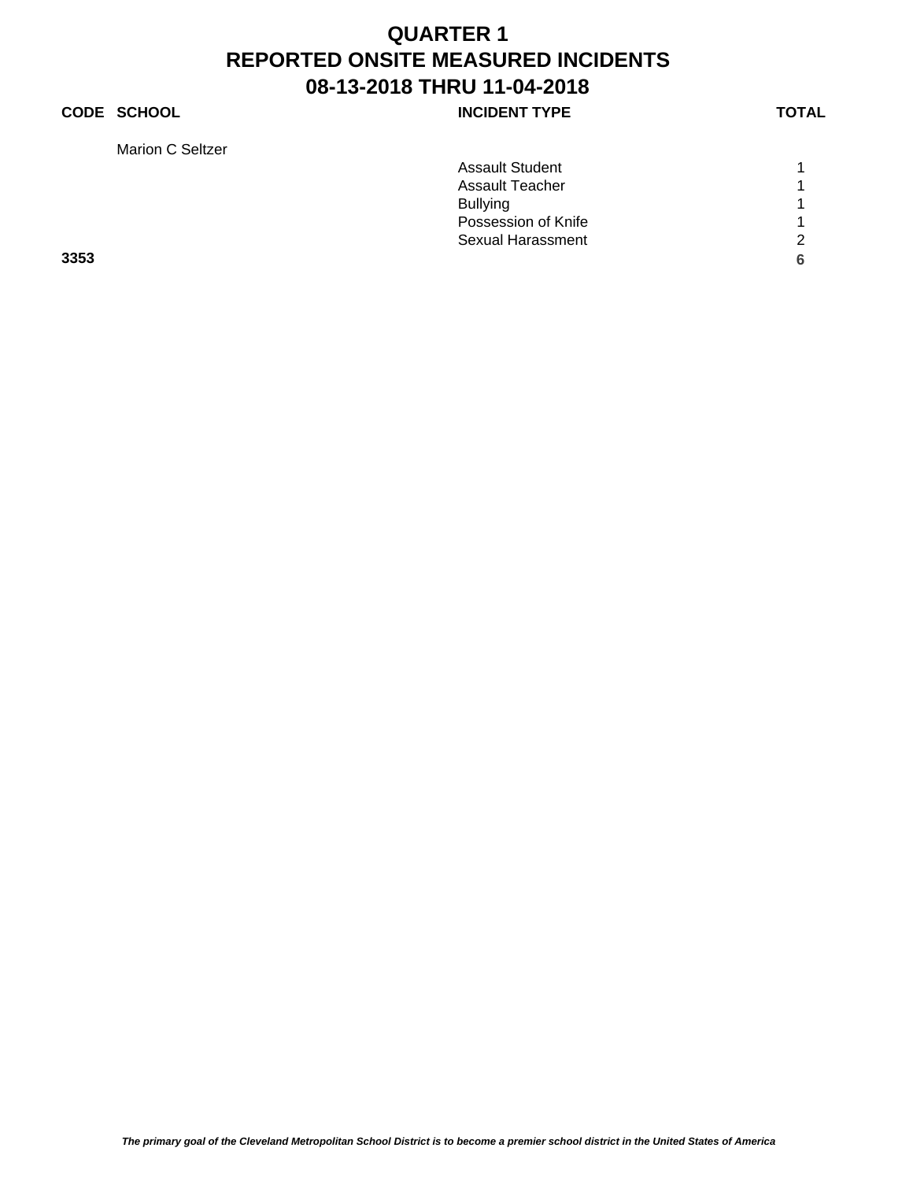# QUARTER 1
# REPORTED ONSITE MEASURED INCIDENTS
# 08-13-2018 THRU 11-04-2018

| CODE | SCHOOL | INCIDENT TYPE | TOTAL |
|---|---|---|---|
| | Marion C Seltzer | | |
| | | Assault Student | 1 |
| | | Assault Teacher | 1 |
| | | Bullying | 1 |
| | | Possession of Knife | 1 |
| | | Sexual Harassment | 2 |
| **3353** | | | **6** |

***The primary goal of the Cleveland Metropolitan School District is to become a premier school district in the United States of America***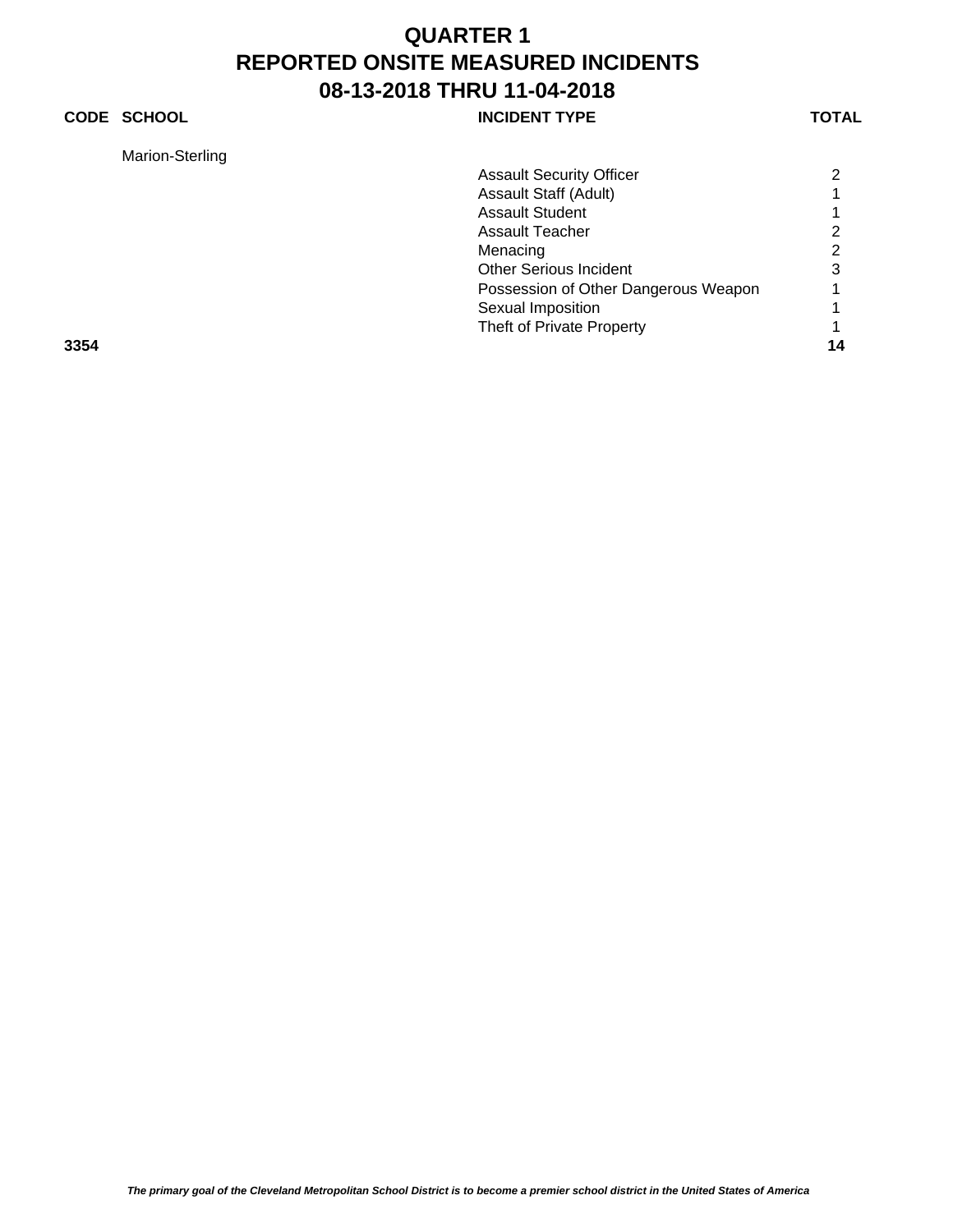# QUARTER 1
# REPORTED ONSITE MEASURED INCIDENTS
# 08-13-2018 THRU 11-04-2018

| CODE | SCHOOL | INCIDENT TYPE | TOTAL |
|---|---|---|---|
| | Marion-Sterling | | |
| | | Assault Security Officer | 2 |
| | | Assault Staff (Adult) | 1 |
| | | Assault Student | 1 |
| | | Assault Teacher | 2 |
| | | Menacing | 2 |
| | | Other Serious Incident | 3 |
| | | Possession of Other Dangerous Weapon | 1 |
| | | Sexual Imposition | 1 |
| | | Theft of Private Property | 1 |
| **3354** | | | **14** |

***The primary goal of the Cleveland Metropolitan School District is to become a premier school district in the United States of America***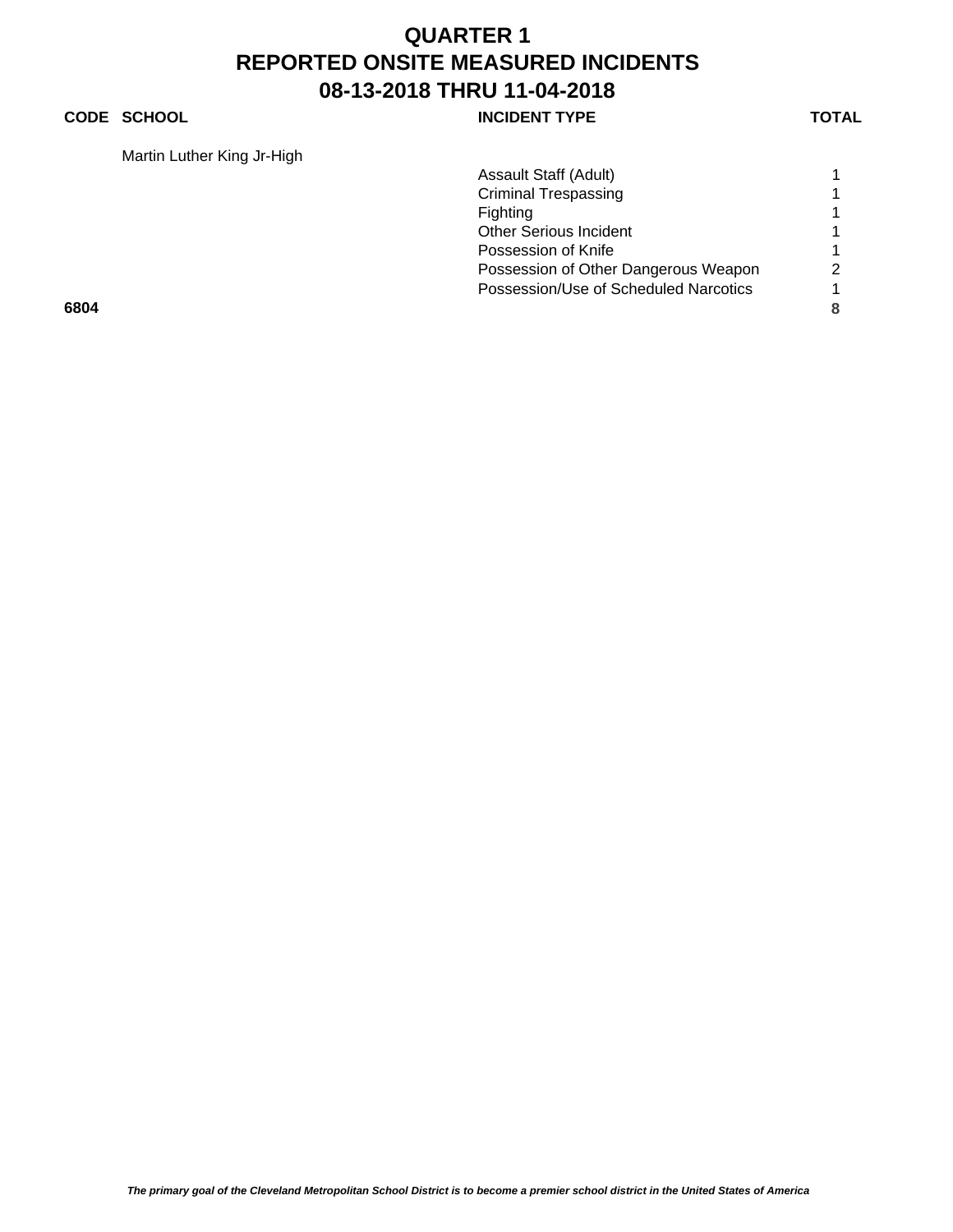# QUARTER 1
# REPORTED ONSITE MEASURED INCIDENTS
# 08-13-2018 THRU 11-04-2018

| CODE | SCHOOL | INCIDENT TYPE | TOTAL |
|---|---|---|---|
| | Martin Luther King Jr-High | | |
| | | Assault Staff (Adult) | 1 |
| | | Criminal Trespassing | 1 |
| | | Fighting | 1 |
| | | Other Serious Incident | 1 |
| | | Possession of Knife | 1 |
| | | Possession of Other Dangerous Weapon | 2 |
| | | Possession/Use of Scheduled Narcotics | 1 |
| **6804** | | | **8** |

***The primary goal of the Cleveland Metropolitan School District is to become a premier school district in the United States of America***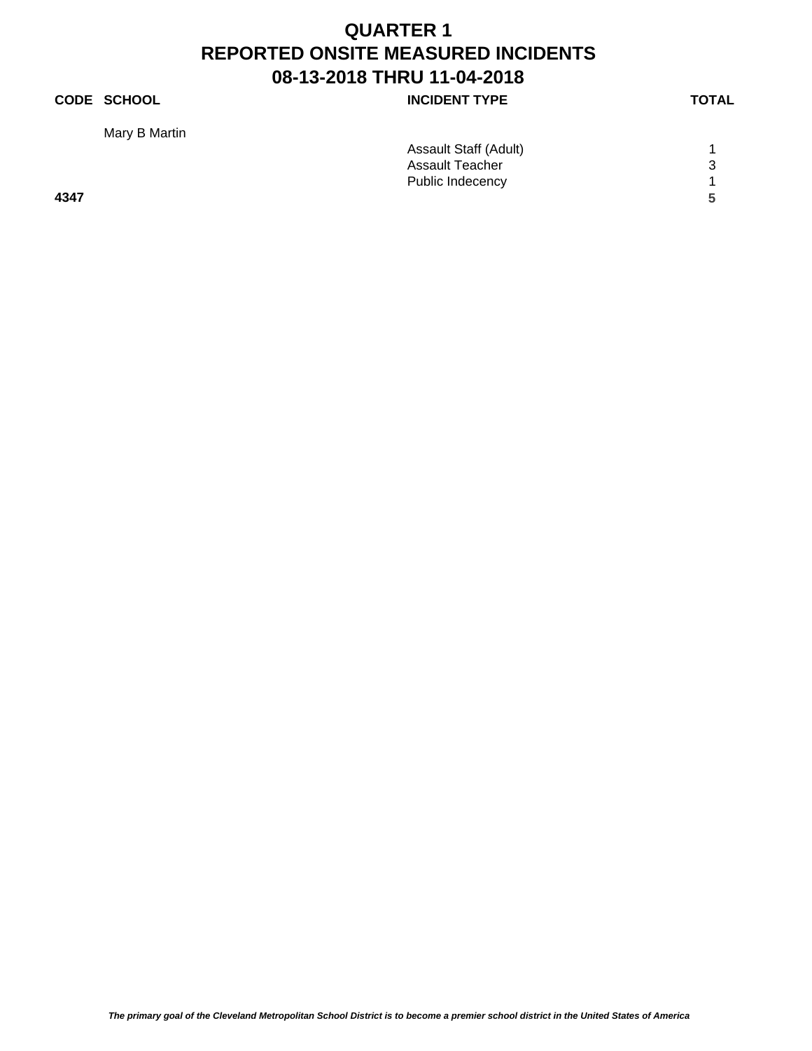# QUARTER 1
# REPORTED ONSITE MEASURED INCIDENTS
# 08-13-2018 THRU 11-04-2018

| CODE | SCHOOL | INCIDENT TYPE | TOTAL |
|---|---|---|---|
| | Mary B Martin | | |
| | | Assault Staff (Adult) | 1 |
| | | Assault Teacher | 3 |
| | | Public Indecency | 1 |
| **4347** | | | **5** |

***The primary goal of the Cleveland Metropolitan School District is to become a premier school district in the United States of America***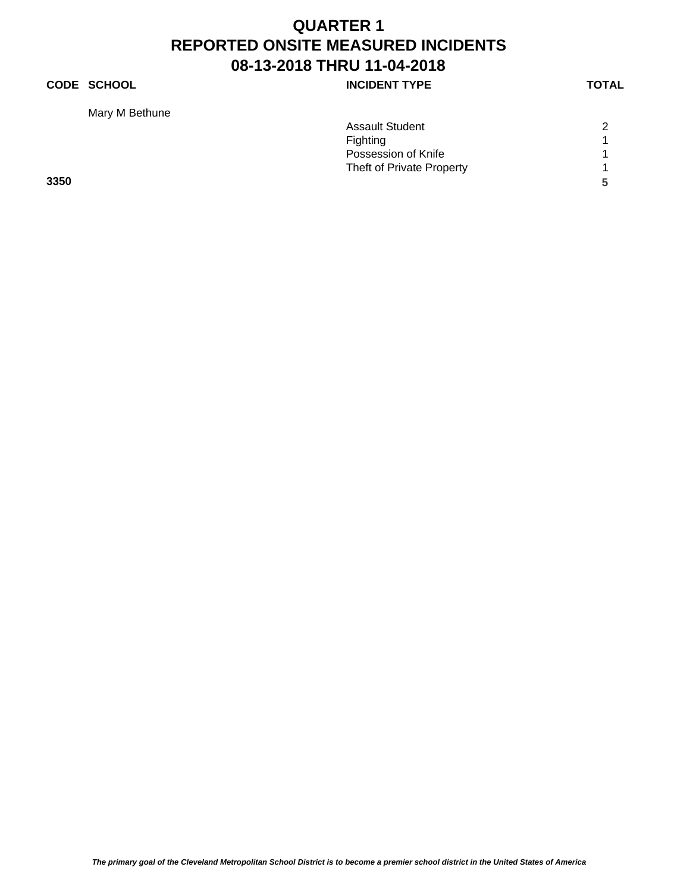# QUARTER 1
# REPORTED ONSITE MEASURED INCIDENTS
# 08-13-2018 THRU 11-04-2018

| CODE | SCHOOL | INCIDENT TYPE | TOTAL |
|---|---|---|---|
| | Mary M Bethune | | |
| | | Assault Student | 2 |
| | | Fighting | 1 |
| | | Possession of Knife | 1 |
| | | Theft of Private Property | 1 |
| **3350** | | | **5** |

***The primary goal of the Cleveland Metropolitan School District is to become a premier school district in the United States of America***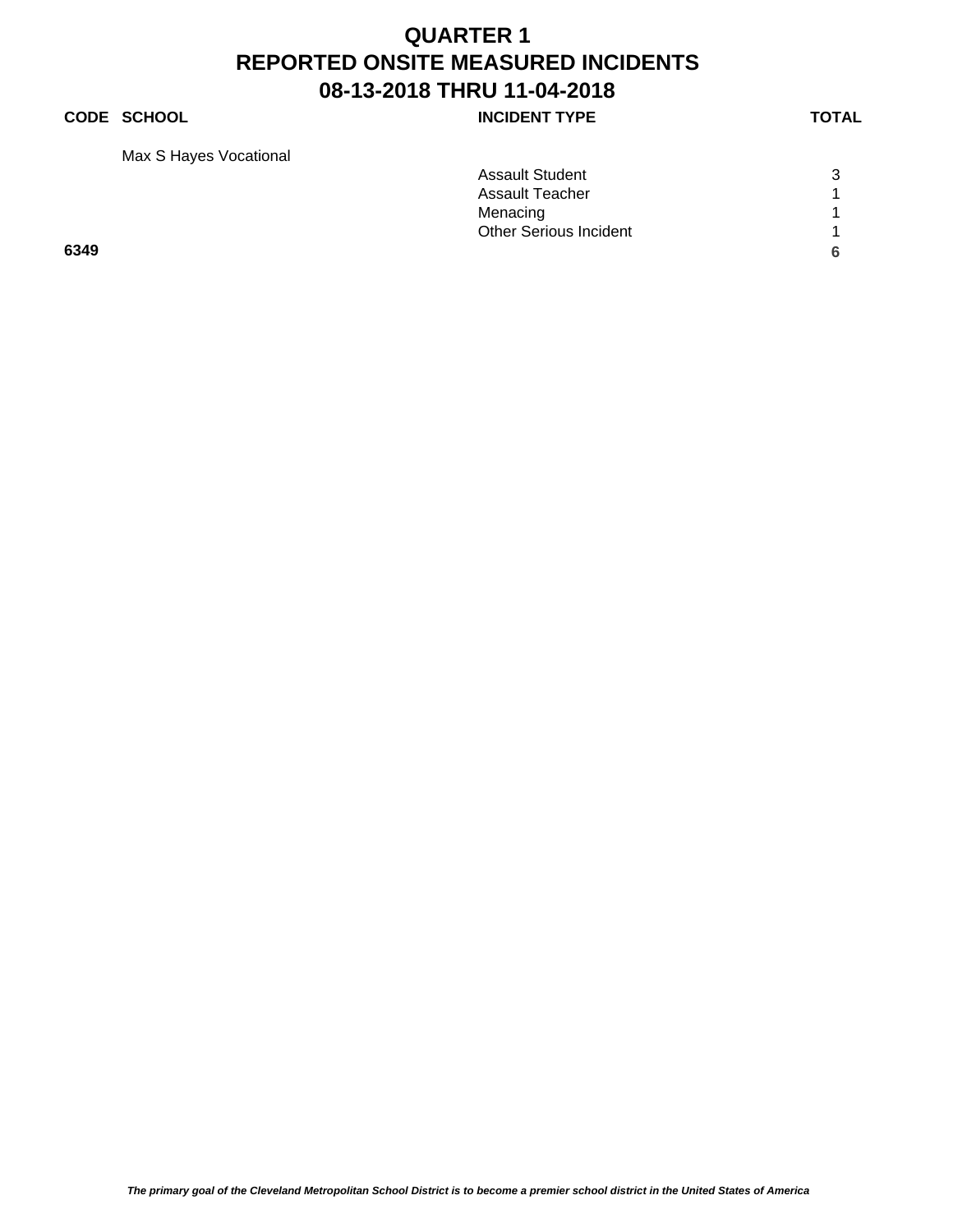# QUARTER 1
# REPORTED ONSITE MEASURED INCIDENTS
# 08-13-2018 THRU 11-04-2018

| CODE | SCHOOL | INCIDENT TYPE | TOTAL |
|---|---|---|---|
| | Max S Hayes Vocational | | |
| | | Assault Student | 3 |
| | | Assault Teacher | 1 |
| | | Menacing | 1 |
| | | Other Serious Incident | 1 |
| **6349** | | | **6** |

***The primary goal of the Cleveland Metropolitan School District is to become a premier school district in the United States of America***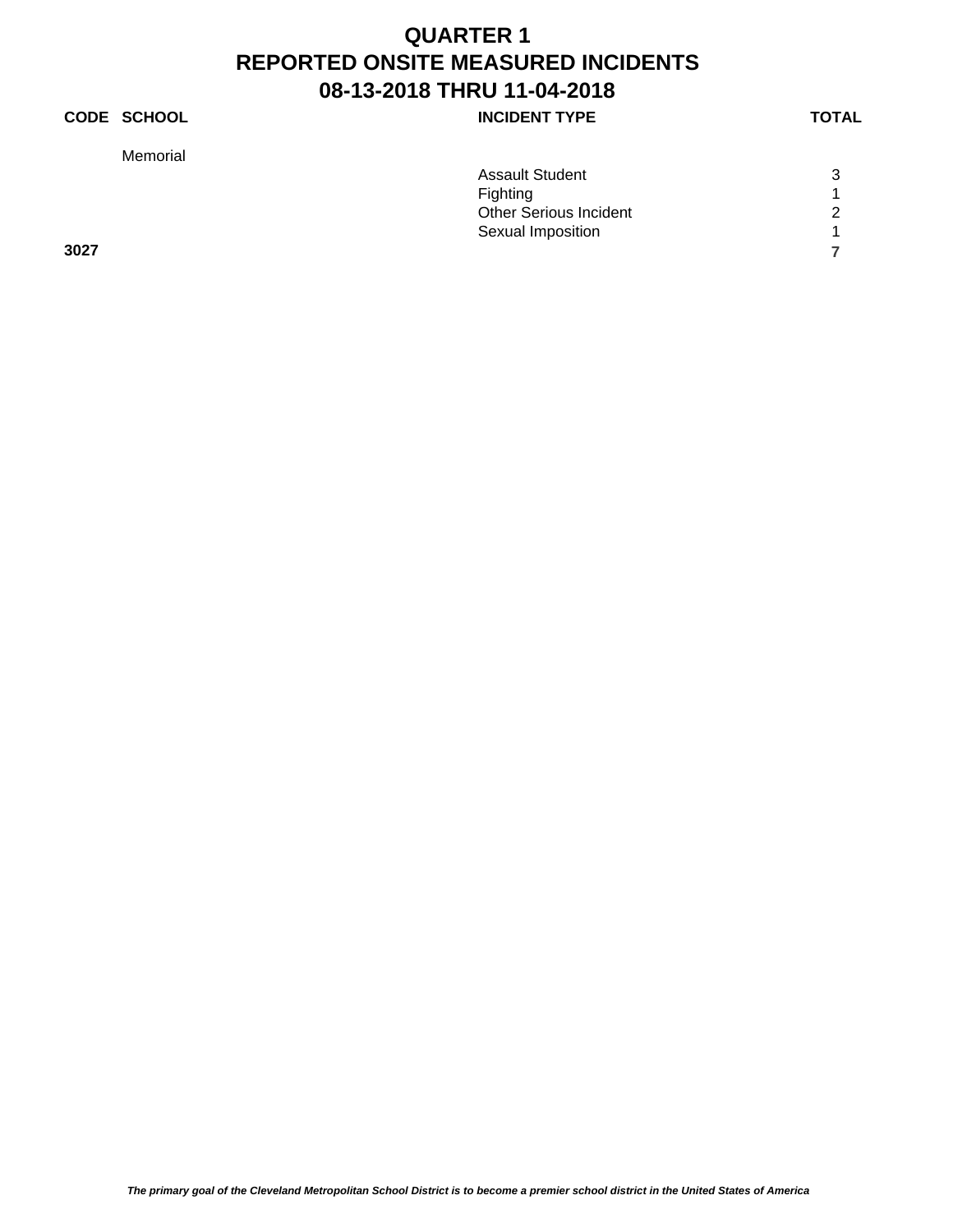# QUARTER 1
# REPORTED ONSITE MEASURED INCIDENTS
# 08-13-2018 THRU 11-04-2018

| CODE | SCHOOL | INCIDENT TYPE | TOTAL |
|---|---|---|---|
| | Memorial | | |
| | | Assault Student | 3 |
| | | Fighting | 1 |
| | | Other Serious Incident | 2 |
| | | Sexual Imposition | 1 |
| **3027** | | | **7** |

***The primary goal of the Cleveland Metropolitan School District is to become a premier school district in the United States of America***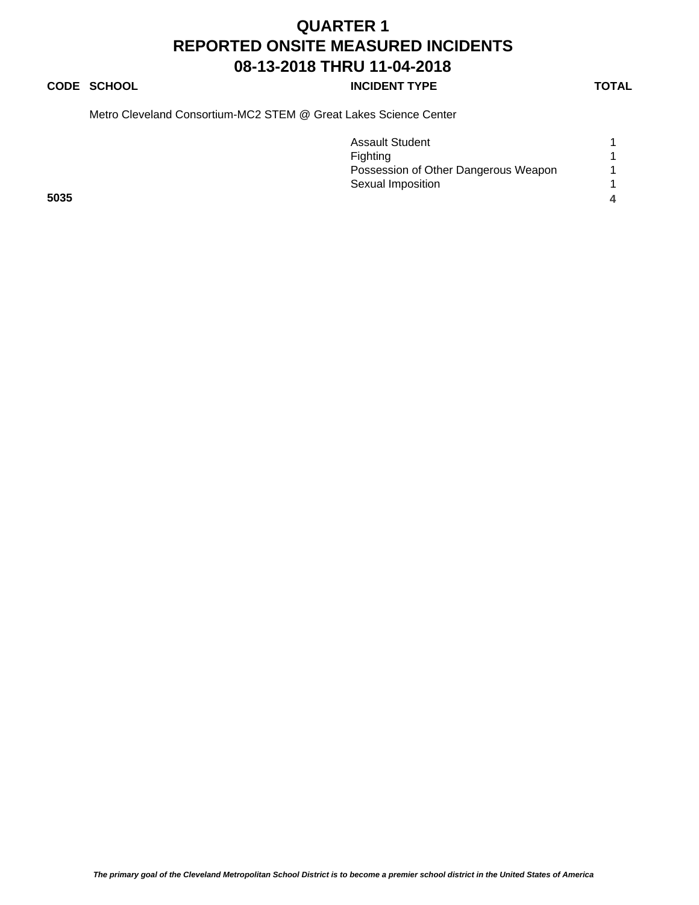# QUARTER 1
# REPORTED ONSITE MEASURED INCIDENTS
# 08-13-2018 THRU 11-04-2018

| CODE | SCHOOL | INCIDENT TYPE | TOTAL |
|---|---|---|---|
| | Metro Cleveland Consortium-MC2 STEM @ Great Lakes Science Center | | |
| | | Assault Student | 1 |
| | | Fighting | 1 |
| | | Possession of Other Dangerous Weapon | 1 |
| | | Sexual Imposition | 1 |
| **5035** | | | **4** |

*The primary goal of the Cleveland Metropolitan School District is to become a premier school district in the United States of America*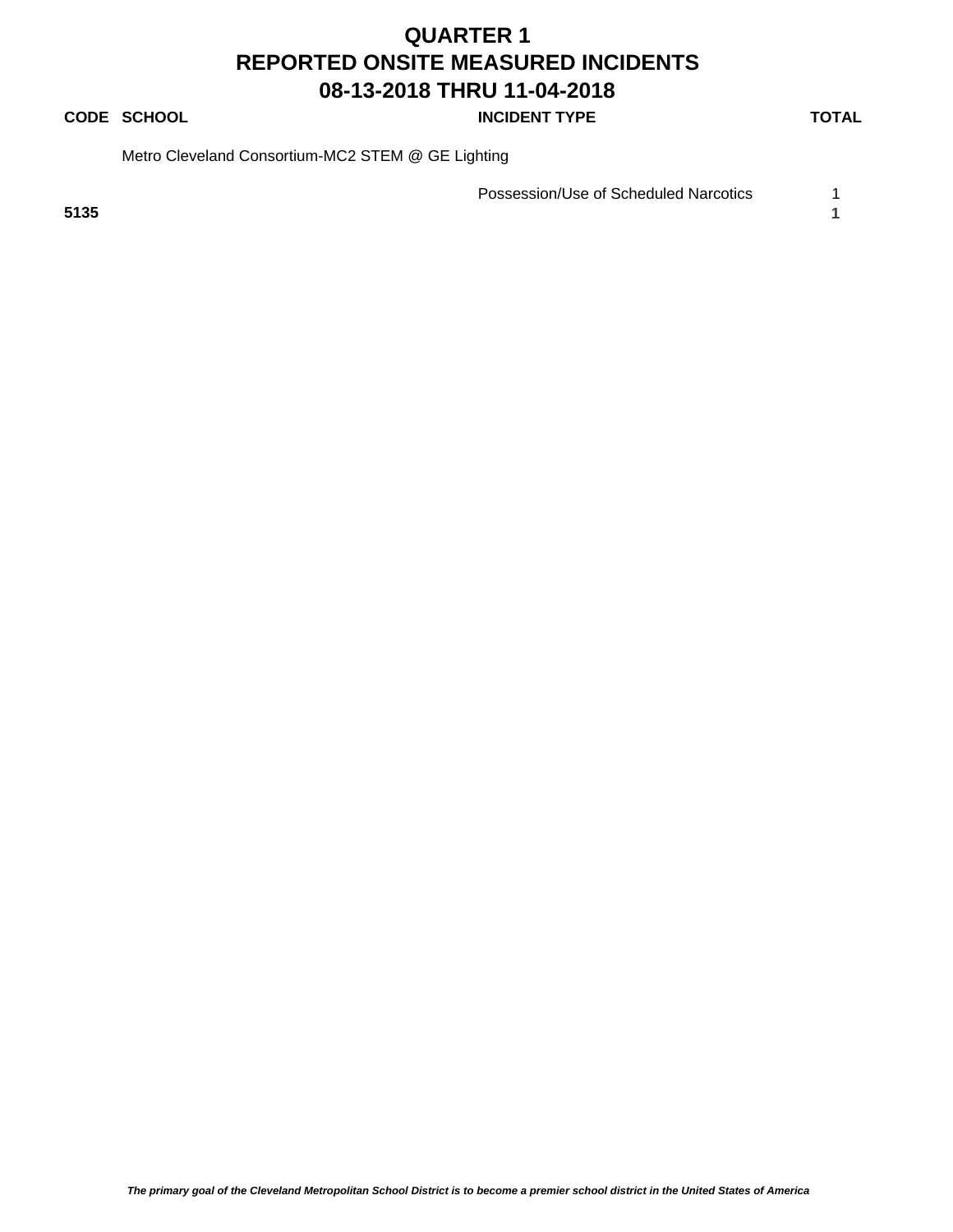# QUARTER 1
# REPORTED ONSITE MEASURED INCIDENTS
# 08-13-2018 THRU 11-04-2018

| CODE | SCHOOL | INCIDENT TYPE | TOTAL |
| --- | --- | --- | --- |
| | Metro Cleveland Consortium-MC2 STEM @ GE Lighting | | |
| | | Possession/Use of Scheduled Narcotics | 1 |
| **5135** | | | **1** |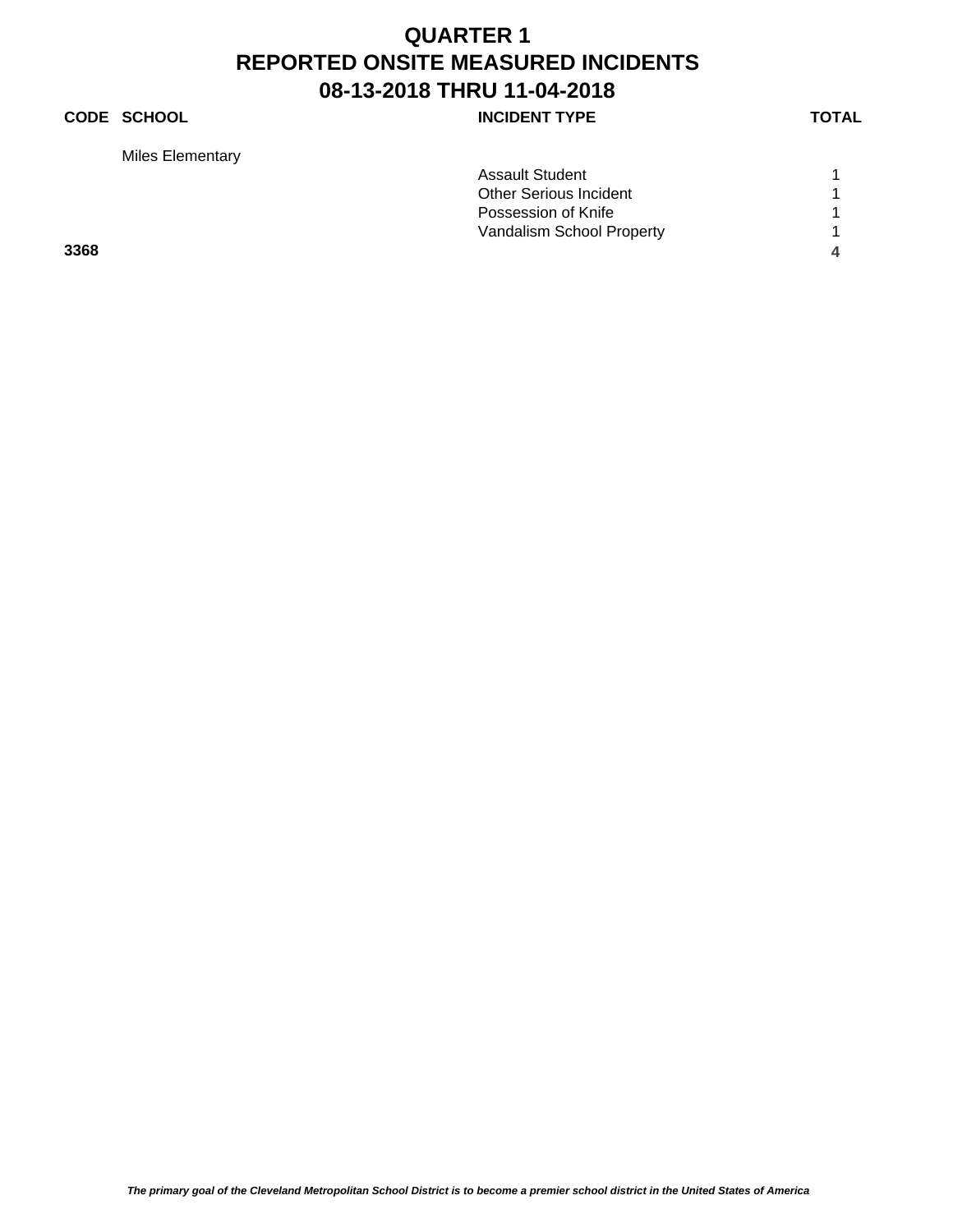# QUARTER 1
# REPORTED ONSITE MEASURED INCIDENTS
# 08-13-2018 THRU 11-04-2018

| CODE | SCHOOL | INCIDENT TYPE | TOTAL |
|---|---|---|---|
| | Miles Elementary | | |
| | | Assault Student | 1 |
| | | Other Serious Incident | 1 |
| | | Possession of Knife | 1 |
| | | Vandalism School Property | 1 |
| **3368** | | | **4** |

***The primary goal of the Cleveland Metropolitan School District is to become a premier school district in the United States of America***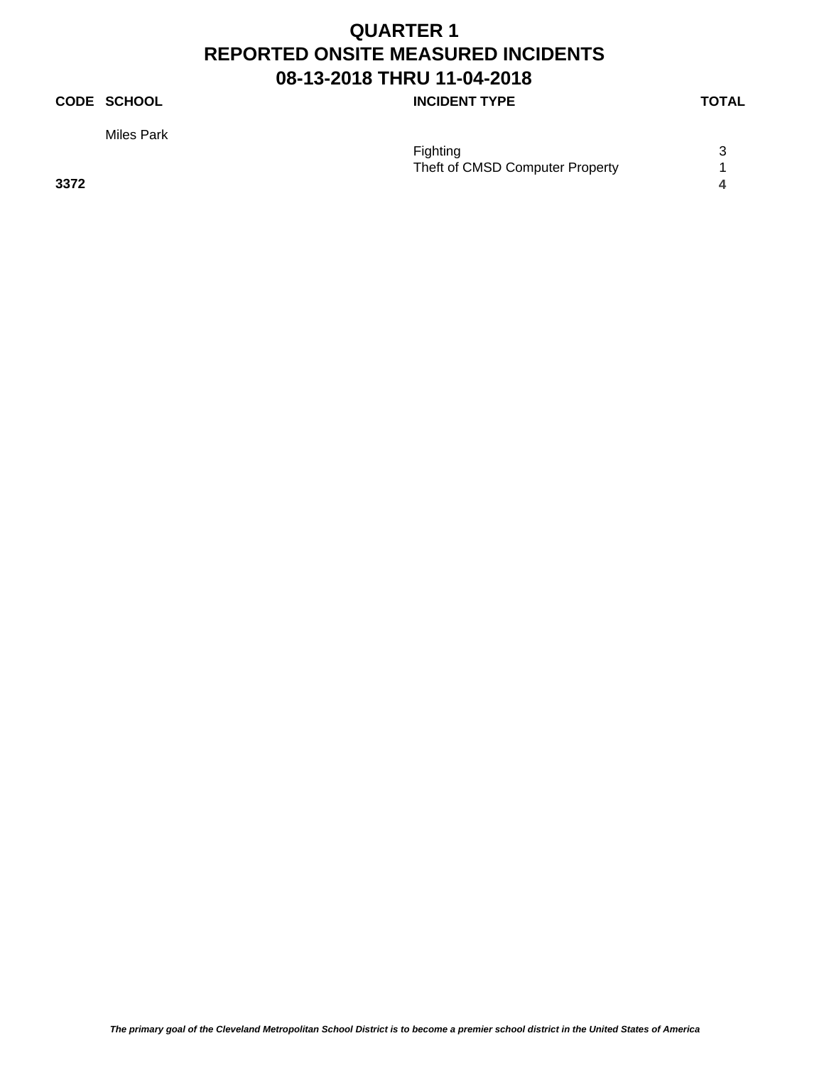# QUARTER 1
# REPORTED ONSITE MEASURED INCIDENTS
# 08-13-2018 THRU 11-04-2018

| CODE | SCHOOL | INCIDENT TYPE | TOTAL |
|---|---|---|---|
| | Miles Park | | |
| | | Fighting | 3 |
| | | Theft of CMSD Computer Property | 1 |
| **3372** | | | **4** |

***The primary goal of the Cleveland Metropolitan School District is to become a premier school district in the United States of America***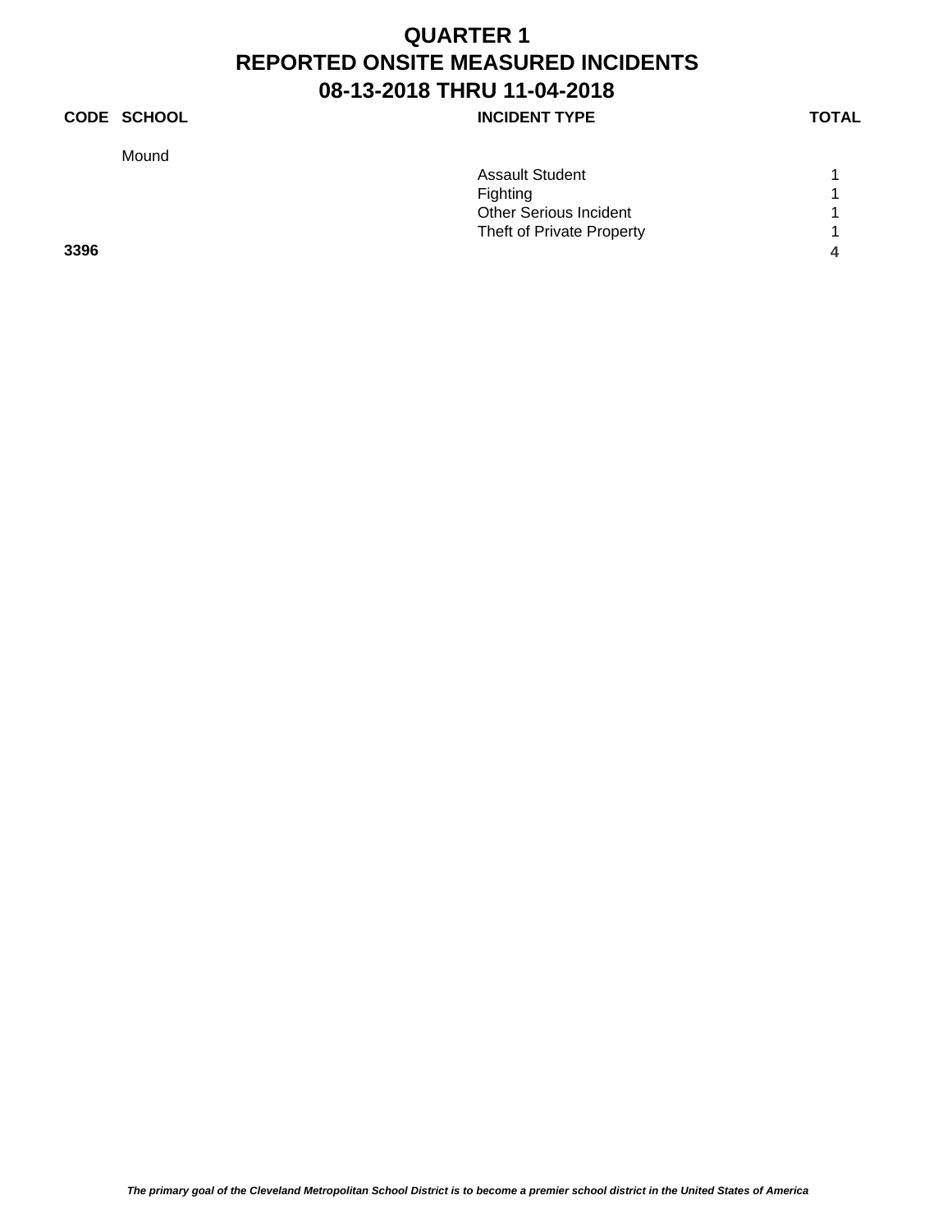# QUARTER 1
# REPORTED ONSITE MEASURED INCIDENTS
# 08-13-2018 THRU 11-04-2018

| CODE | SCHOOL | INCIDENT TYPE | TOTAL |
|---|---|---|---|
| | Mound | | |
| | | Assault Student | 1 |
| | | Fighting | 1 |
| | | Other Serious Incident | 1 |
| | | Theft of Private Property | 1 |
| **3396** | | | **4** |

***The primary goal of the Cleveland Metropolitan School District is to become a premier school district in the United States of America***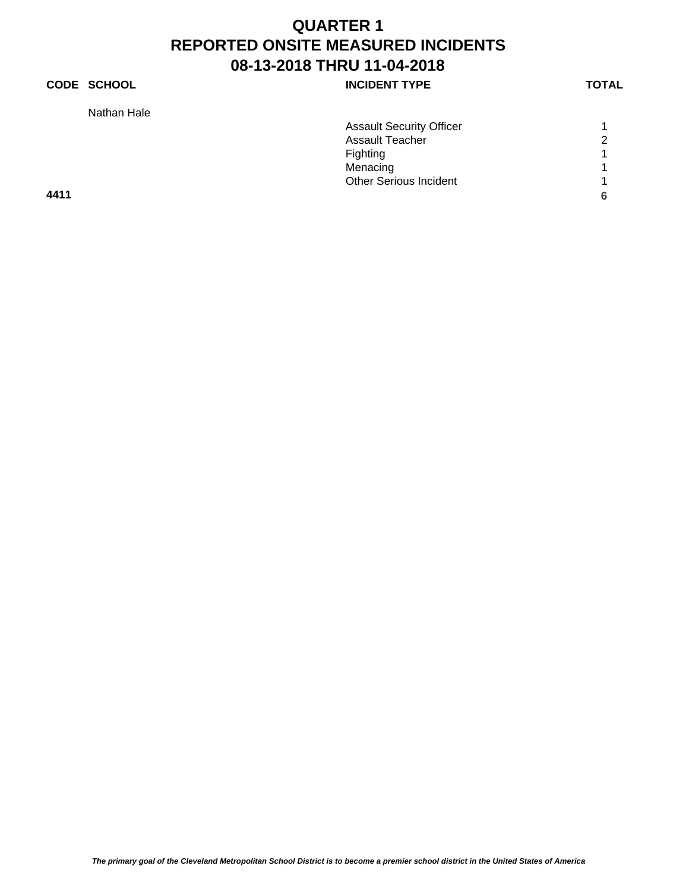# QUARTER 1
# REPORTED ONSITE MEASURED INCIDENTS
# 08-13-2018 THRU 11-04-2018

| CODE | SCHOOL | INCIDENT TYPE | TOTAL |
|---|---|---|---|
| | Nathan Hale | | |
| | | Assault Security Officer | 1 |
| | | Assault Teacher | 2 |
| | | Fighting | 1 |
| | | Menacing | 1 |
| | | Other Serious Incident | 1 |
| **4411** | | | **6** |

***The primary goal of the Cleveland Metropolitan School District is to become a premier school district in the United States of America***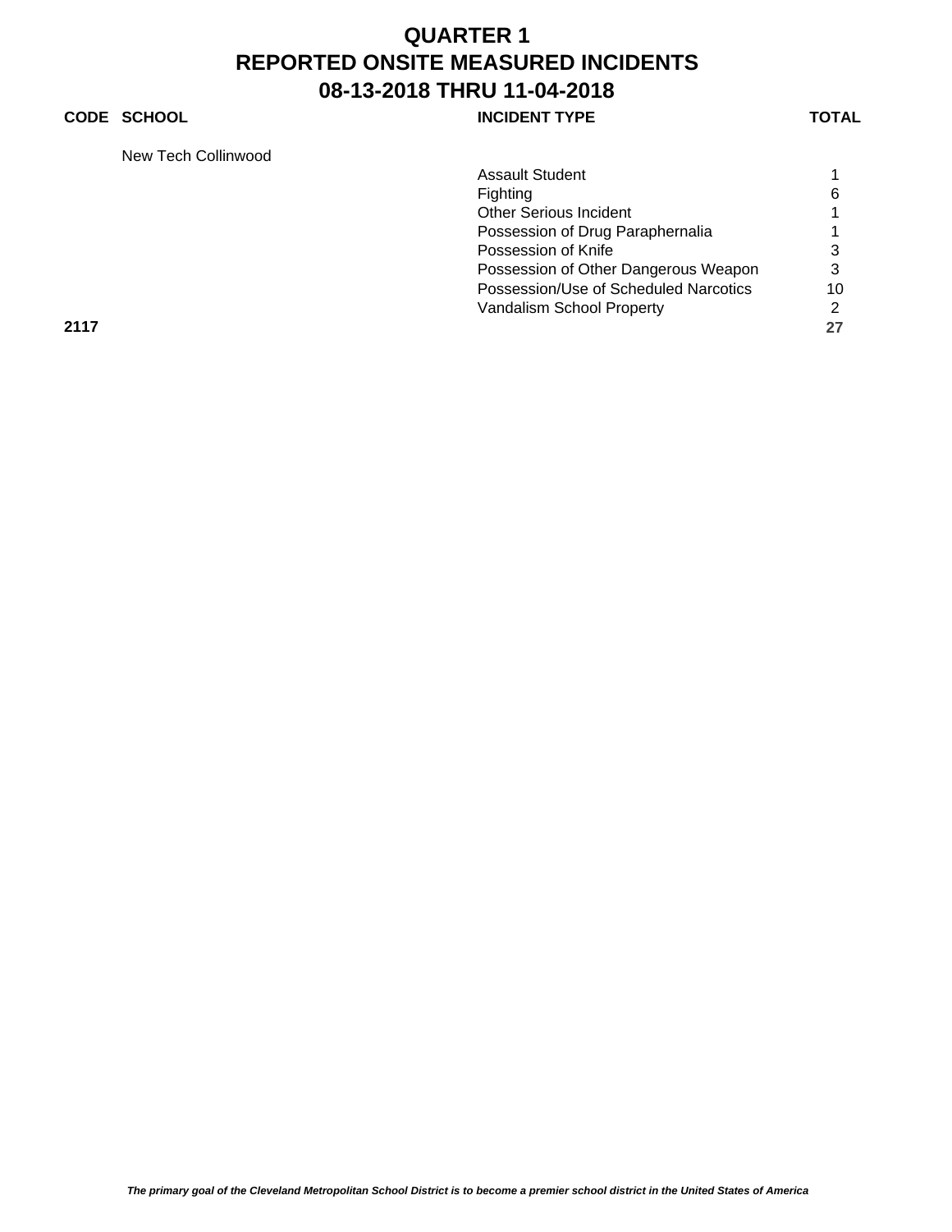# QUARTER 1
# REPORTED ONSITE MEASURED INCIDENTS
# 08-13-2018 THRU 11-04-2018

| CODE | SCHOOL | INCIDENT TYPE | TOTAL |
|---|---|---|---|
| | New Tech Collinwood | | |
| | | Assault Student | 1 |
| | | Fighting | 6 |
| | | Other Serious Incident | 1 |
| | | Possession of Drug Paraphernalia | 1 |
| | | Possession of Knife | 3 |
| | | Possession of Other Dangerous Weapon | 3 |
| | | Possession/Use of Scheduled Narcotics | 10 |
| | | Vandalism School Property | 2 |
| **2117** | | | **27** |

***The primary goal of the Cleveland Metropolitan School District is to become a premier school district in the United States of America***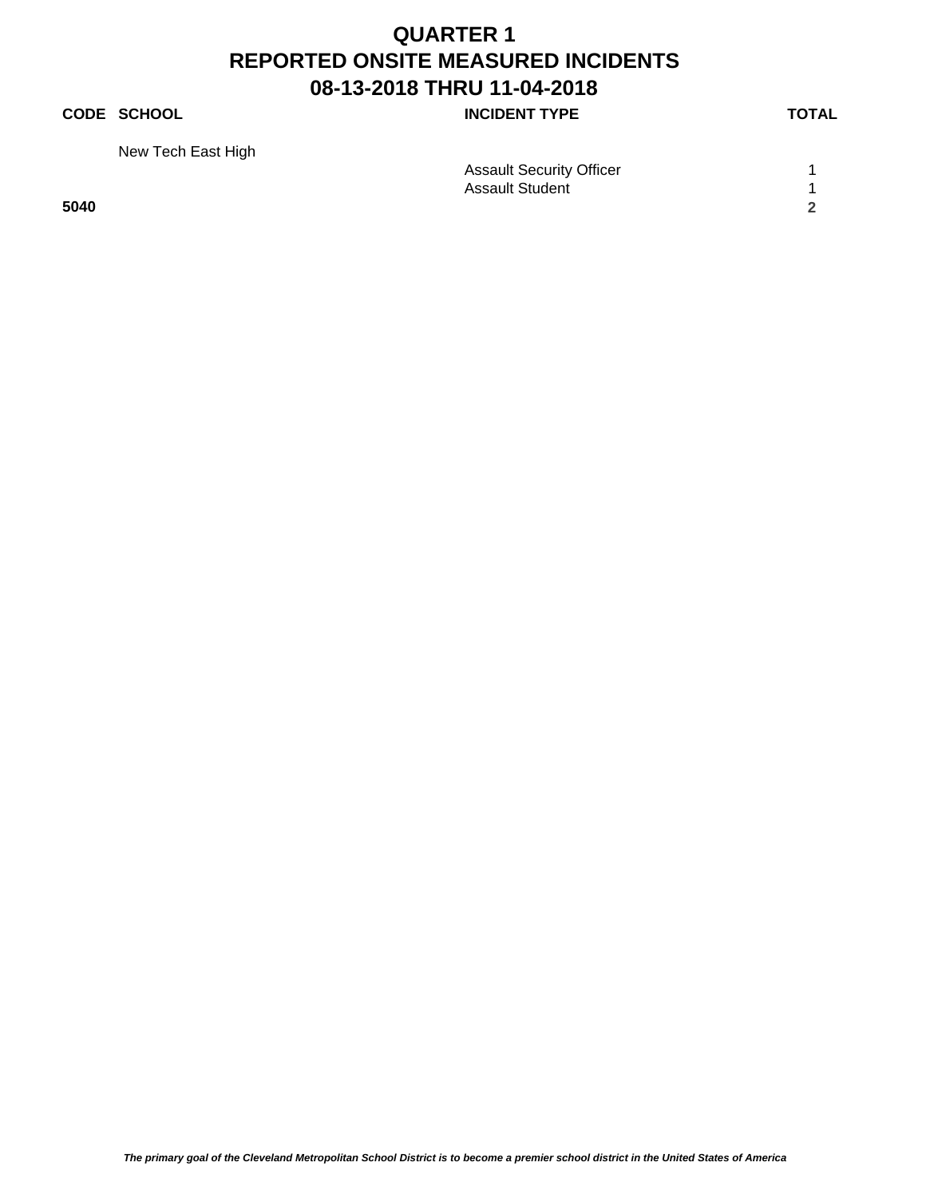# QUARTER 1
# REPORTED ONSITE MEASURED INCIDENTS
# 08-13-2018 THRU 11-04-2018

| CODE | SCHOOL | INCIDENT TYPE | TOTAL |
|---|---|---|---|
| | New Tech East High | | |
| | | Assault Security Officer | 1 |
| | | Assault Student | 1 |
| **5040** | | | **2** |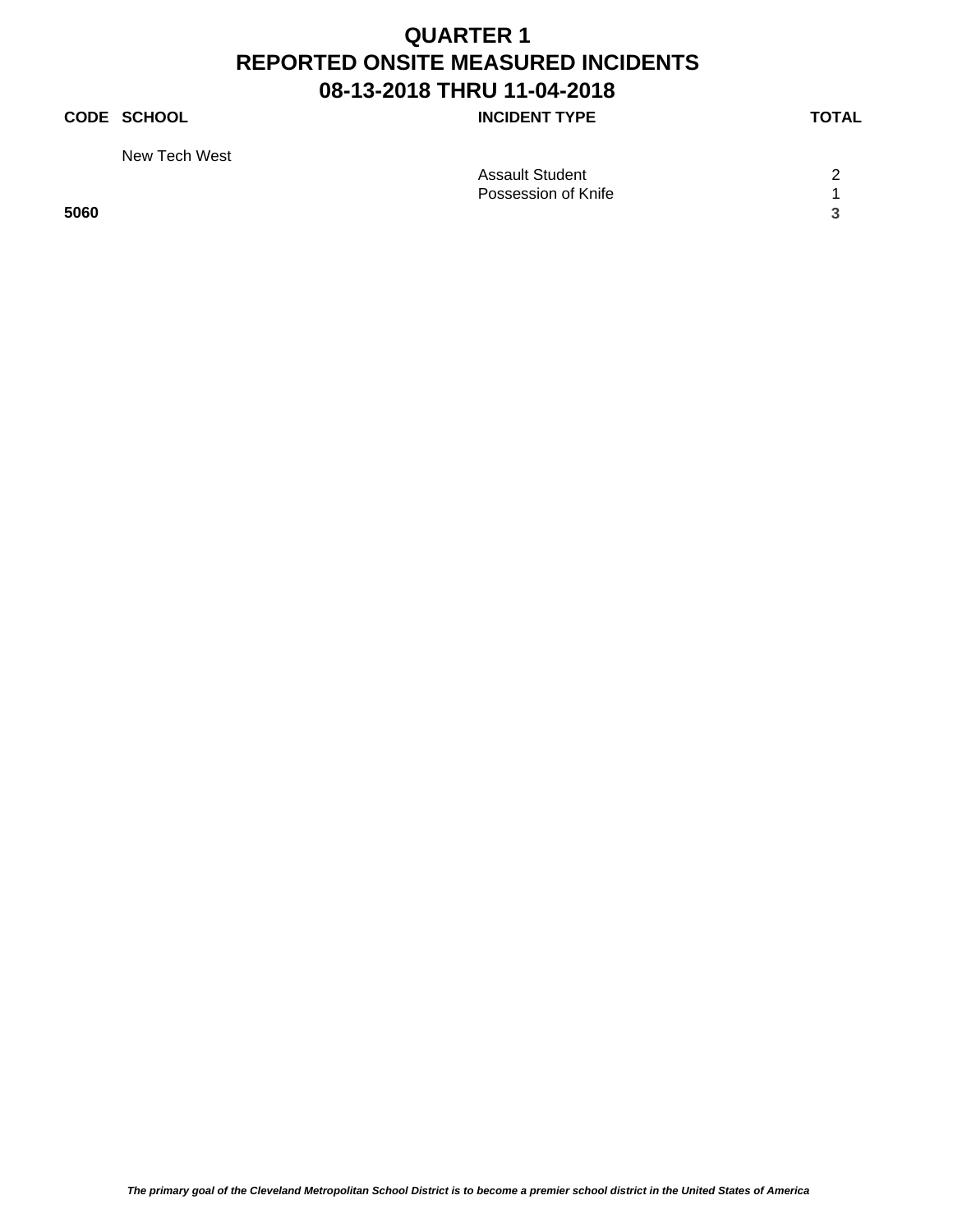# QUARTER 1
# REPORTED ONSITE MEASURED INCIDENTS
# 08-13-2018 THRU 11-04-2018

| CODE | SCHOOL | INCIDENT TYPE | TOTAL |
| --- | --- | --- | --- |
| | New Tech West | | |
| | | Assault Student | 2 |
| | | Possession of Knife | 1 |
| **5060** | | | **3** |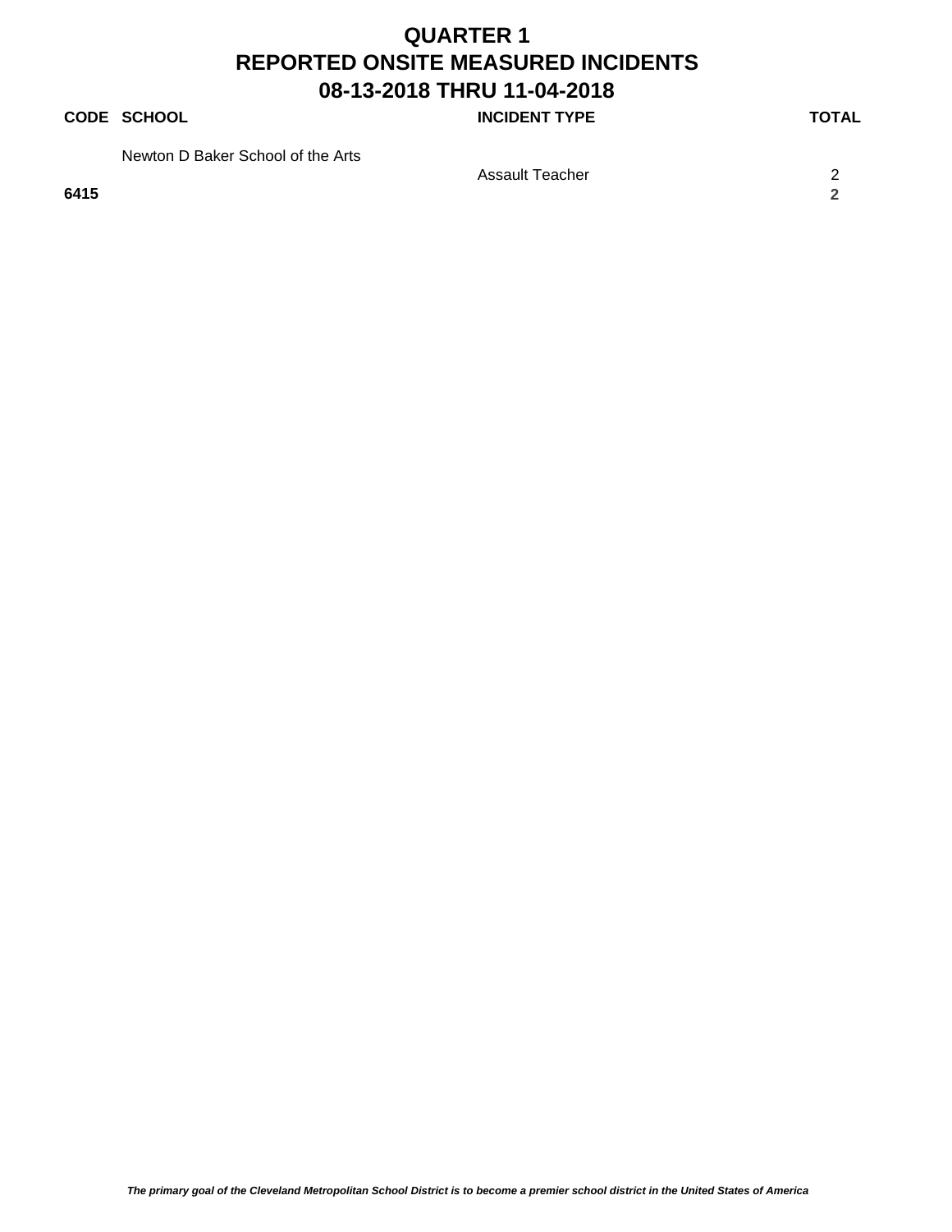# QUARTER 1
# REPORTED ONSITE MEASURED INCIDENTS
# 08-13-2018 THRU 11-04-2018

| CODE | SCHOOL | INCIDENT TYPE | TOTAL |
|---|---|---|---|
| | Newton D Baker School of the Arts | | |
| | | Assault Teacher | 2 |
| **6415** | | | **2** |

*The primary goal of the Cleveland Metropolitan School District is to become a premier school district in the United States of America*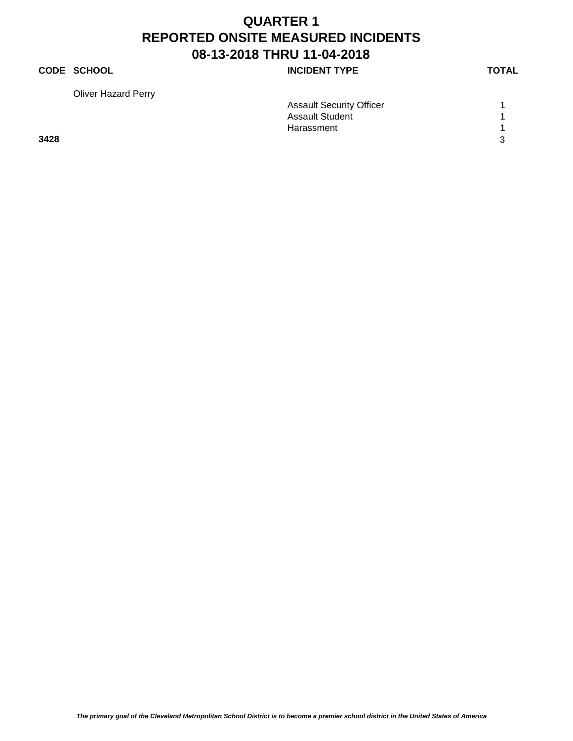# QUARTER 1
# REPORTED ONSITE MEASURED INCIDENTS
# 08-13-2018 THRU 11-04-2018

| CODE | SCHOOL | INCIDENT TYPE | TOTAL |
|---|---|---|---|
| | Oliver Hazard Perry | | |
| | | Assault Security Officer | 1 |
| | | Assault Student | 1 |
| | | Harassment | 1 |
| **3428** | | | **3** |

***The primary goal of the Cleveland Metropolitan School District is to become a premier school district in the United States of America***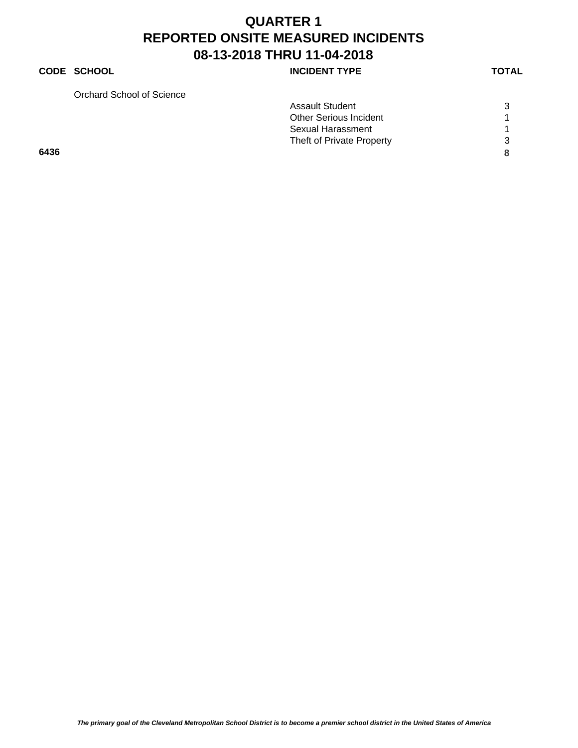# QUARTER 1
# REPORTED ONSITE MEASURED INCIDENTS
# 08-13-2018 THRU 11-04-2018

| CODE | SCHOOL | INCIDENT TYPE | TOTAL |
|---|---|---|---|
| | Orchard School of Science | | |
| | | Assault Student | 3 |
| | | Other Serious Incident | 1 |
| | | Sexual Harassment | 1 |
| | | Theft of Private Property | 3 |
| **6436** | | | **8** |

***The primary goal of the Cleveland Metropolitan School District is to become a premier school district in the United States of America***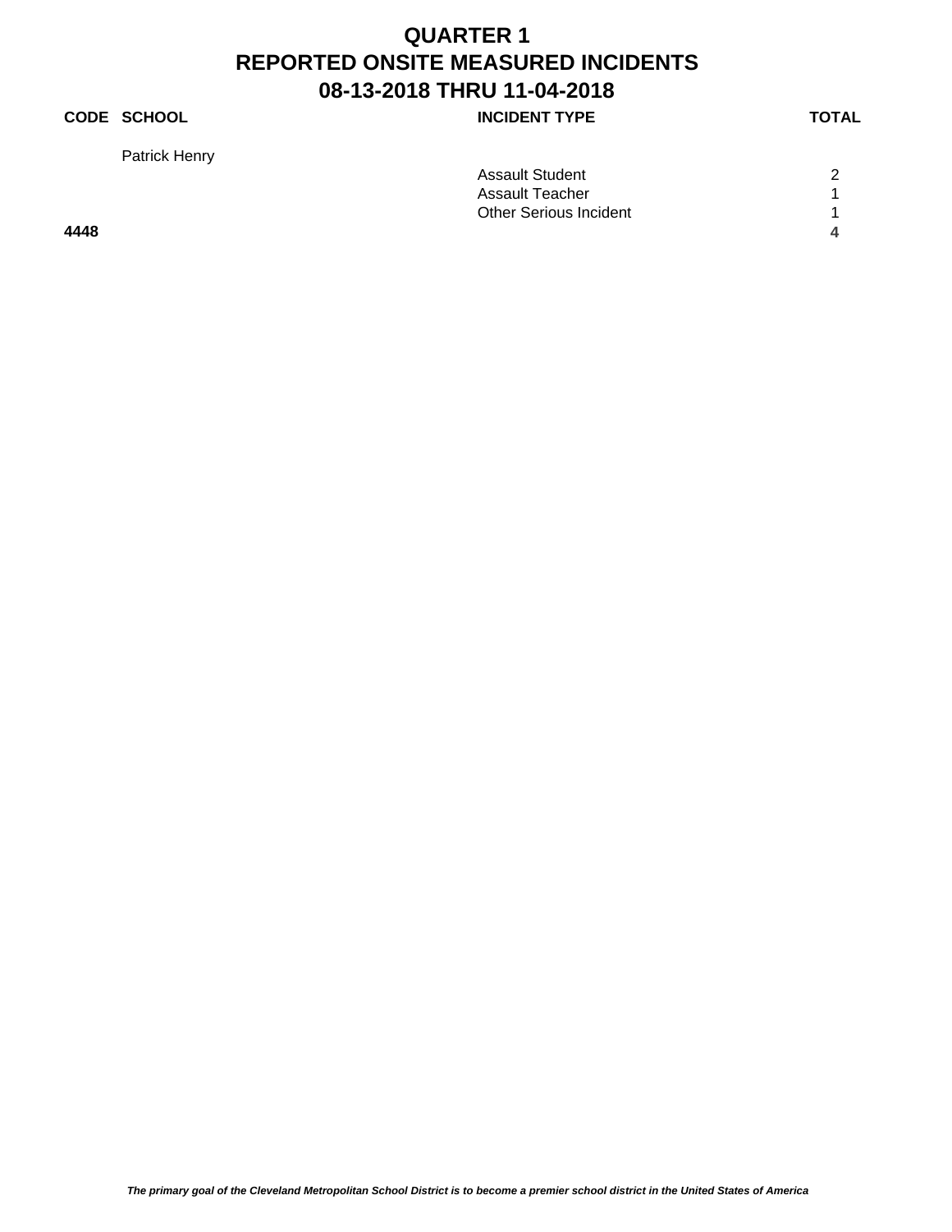# QUARTER 1
# REPORTED ONSITE MEASURED INCIDENTS
# 08-13-2018 THRU 11-04-2018

| CODE | SCHOOL | INCIDENT TYPE | TOTAL |
|---|---|---|---|
| | Patrick Henry | | |
| | | Assault Student | 2 |
| | | Assault Teacher | 1 |
| | | Other Serious Incident | 1 |
| **4448** | | | **4** |

*The primary goal of the Cleveland Metropolitan School District is to become a premier school district in the United States of America*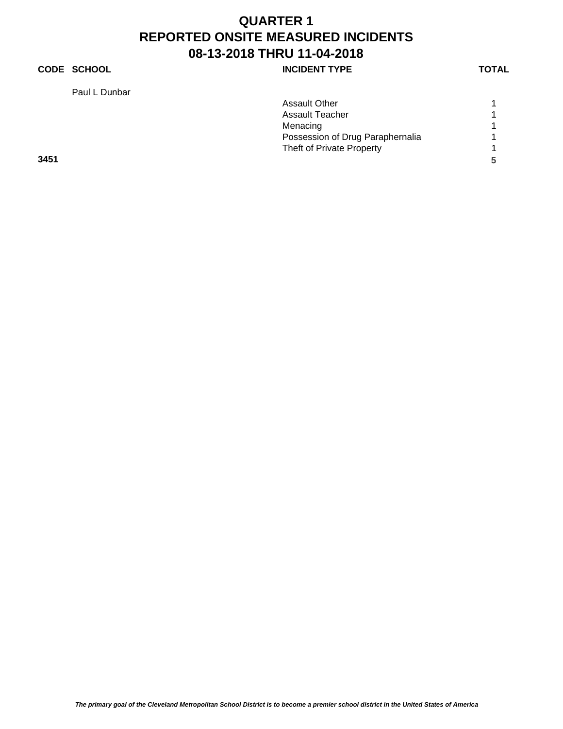# QUARTER 1
# REPORTED ONSITE MEASURED INCIDENTS
# 08-13-2018 THRU 11-04-2018

| CODE | SCHOOL | INCIDENT TYPE | TOTAL |
|---|---|---|---|
| | Paul L Dunbar | | |
| | | Assault Other | 1 |
| | | Assault Teacher | 1 |
| | | Menacing | 1 |
| | | Possession of Drug Paraphernalia | 1 |
| | | Theft of Private Property | 1 |
| **3451** | | | **5** |

***The primary goal of the Cleveland Metropolitan School District is to become a premier school district in the United States of America***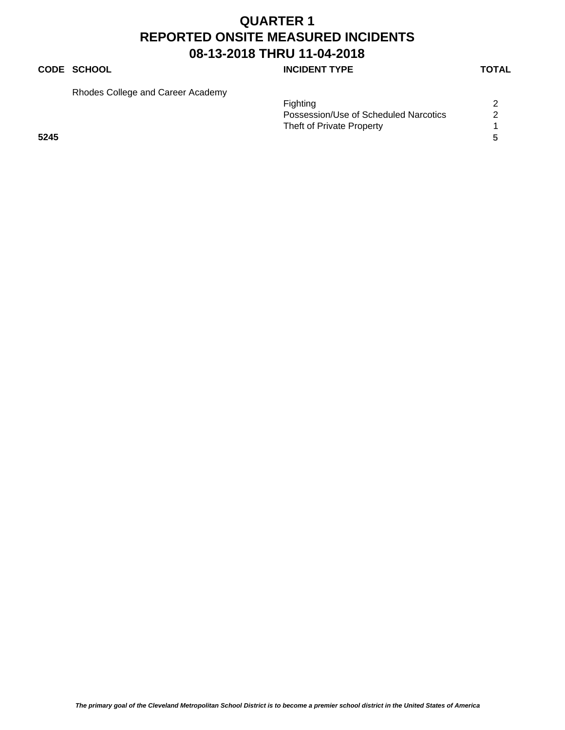# QUARTER 1
# REPORTED ONSITE MEASURED INCIDENTS
# 08-13-2018 THRU 11-04-2018

| CODE | SCHOOL | INCIDENT TYPE | TOTAL |
|---|---|---|---|
| | Rhodes College and Career Academy | | |
| | | Fighting | 2 |
| | | Possession/Use of Scheduled Narcotics | 2 |
| | | Theft of Private Property | 1 |
| **5245** | | | **5** |

***The primary goal of the Cleveland Metropolitan School District is to become a premier school district in the United States of America***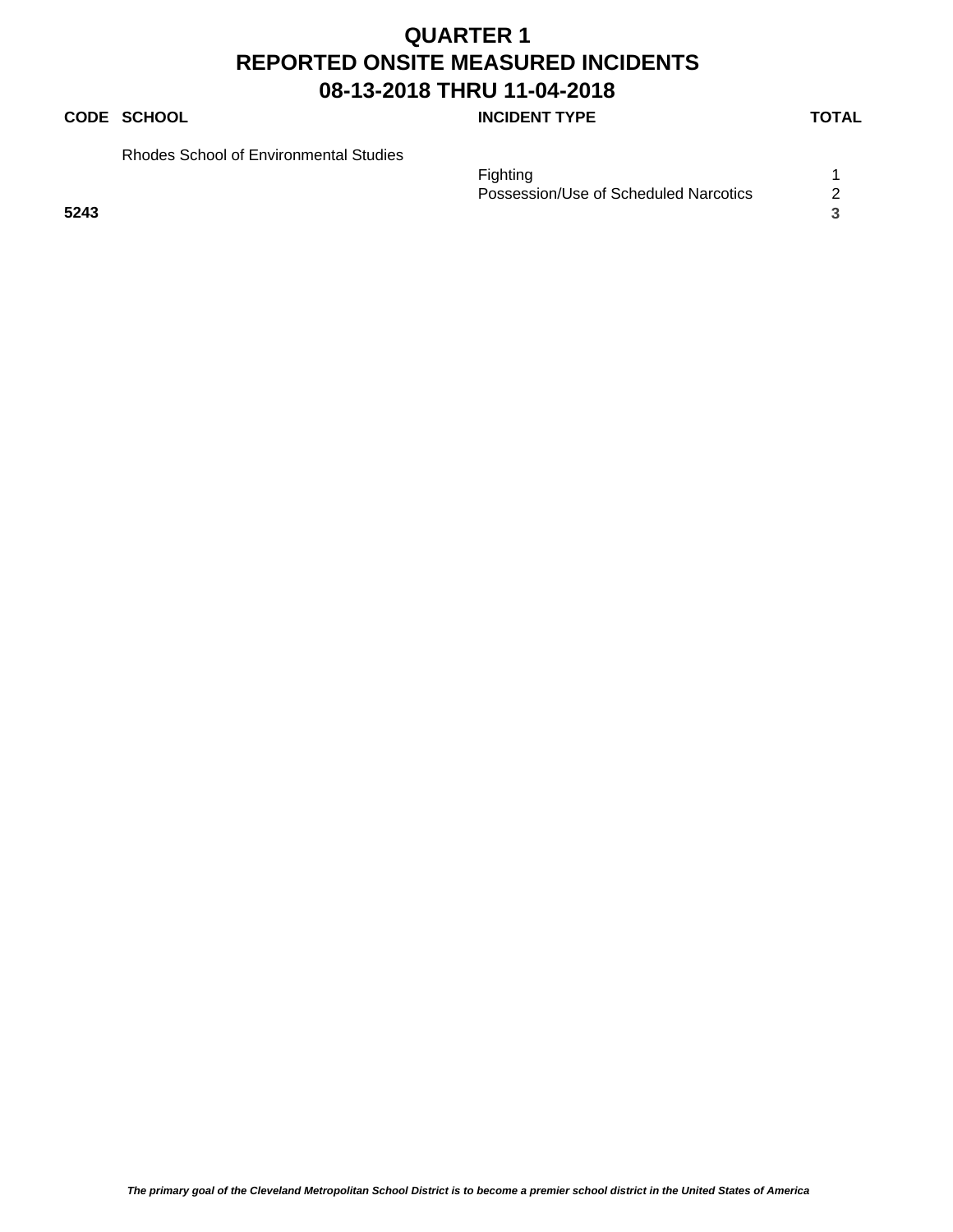# QUARTER 1
# REPORTED ONSITE MEASURED INCIDENTS
# 08-13-2018 THRU 11-04-2018

| CODE | SCHOOL | INCIDENT TYPE | TOTAL |
|---|---|---|---|
| | Rhodes School of Environmental Studies | | |
| | | Fighting | 1 |
| | | Possession/Use of Scheduled Narcotics | 2 |
| **5243** | | | **3** |

*The primary goal of the Cleveland Metropolitan School District is to become a premier school district in the United States of America*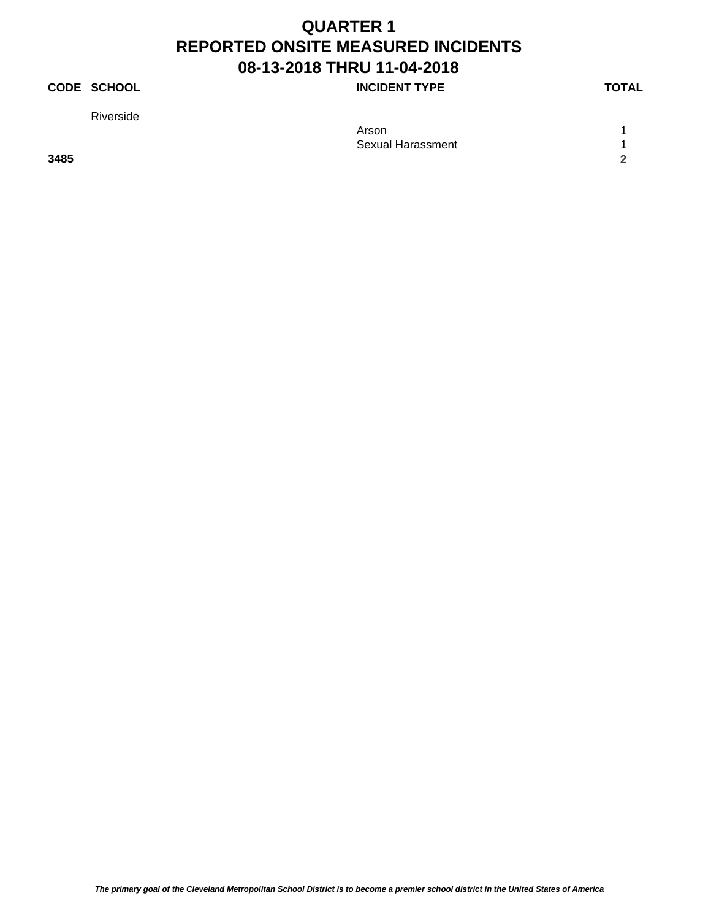# QUARTER 1
# REPORTED ONSITE MEASURED INCIDENTS
# 08-13-2018 THRU 11-04-2018

| CODE | SCHOOL | INCIDENT TYPE | TOTAL |
|---|---|---|---|
| | Riverside | | |
| | | Arson | 1 |
| | | Sexual Harassment | 1 |
| **3485** | | | **2** |

***The primary goal of the Cleveland Metropolitan School District is to become a premier school district in the United States of America***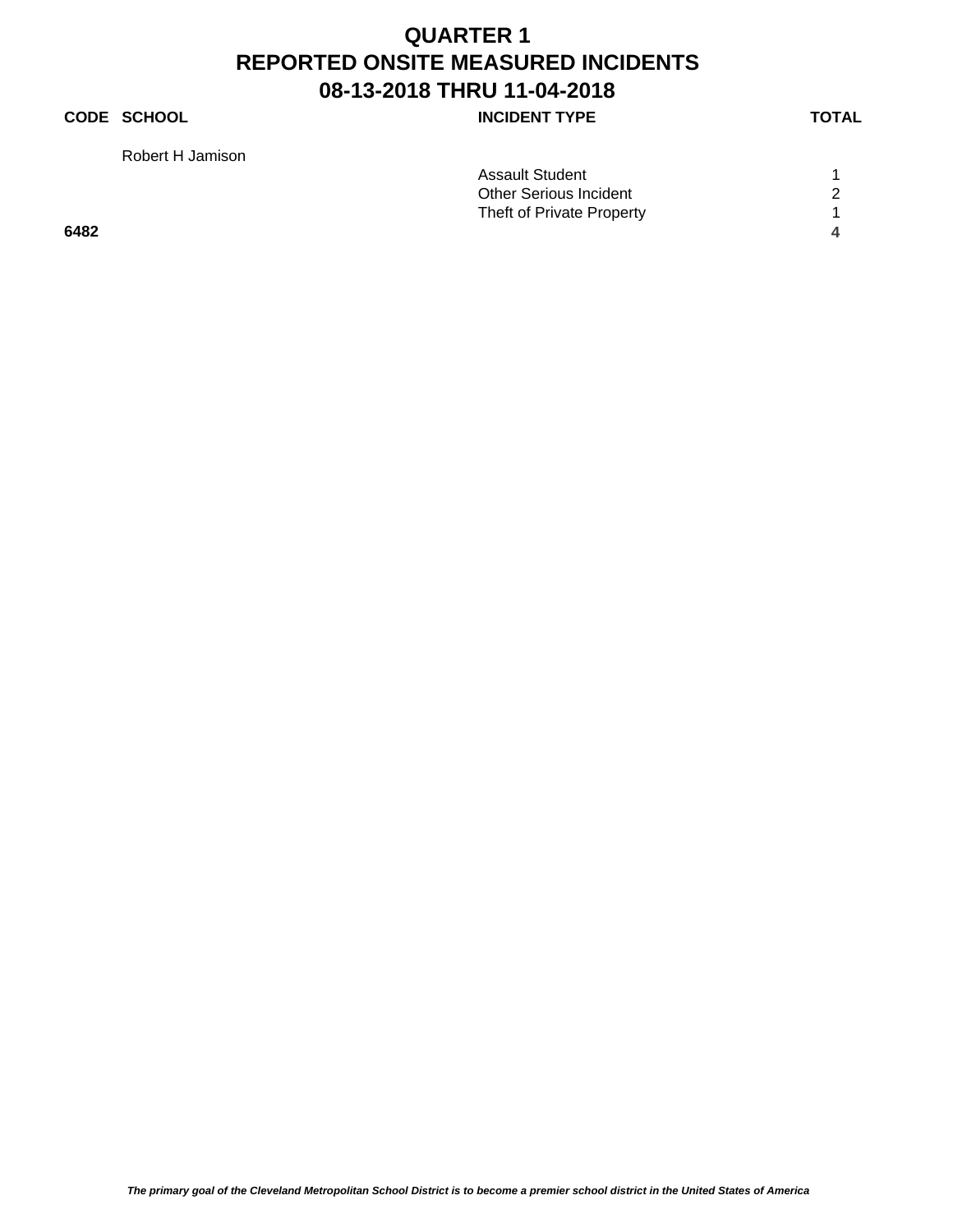# QUARTER 1
# REPORTED ONSITE MEASURED INCIDENTS
# 08-13-2018 THRU 11-04-2018

| CODE | SCHOOL | INCIDENT TYPE | TOTAL |
|---|---|---|---|
| | Robert H Jamison | | |
| | | Assault Student | 1 |
| | | Other Serious Incident | 2 |
| | | Theft of Private Property | 1 |
| **6482** | | | **4** |

***The primary goal of the Cleveland Metropolitan School District is to become a premier school district in the United States of America***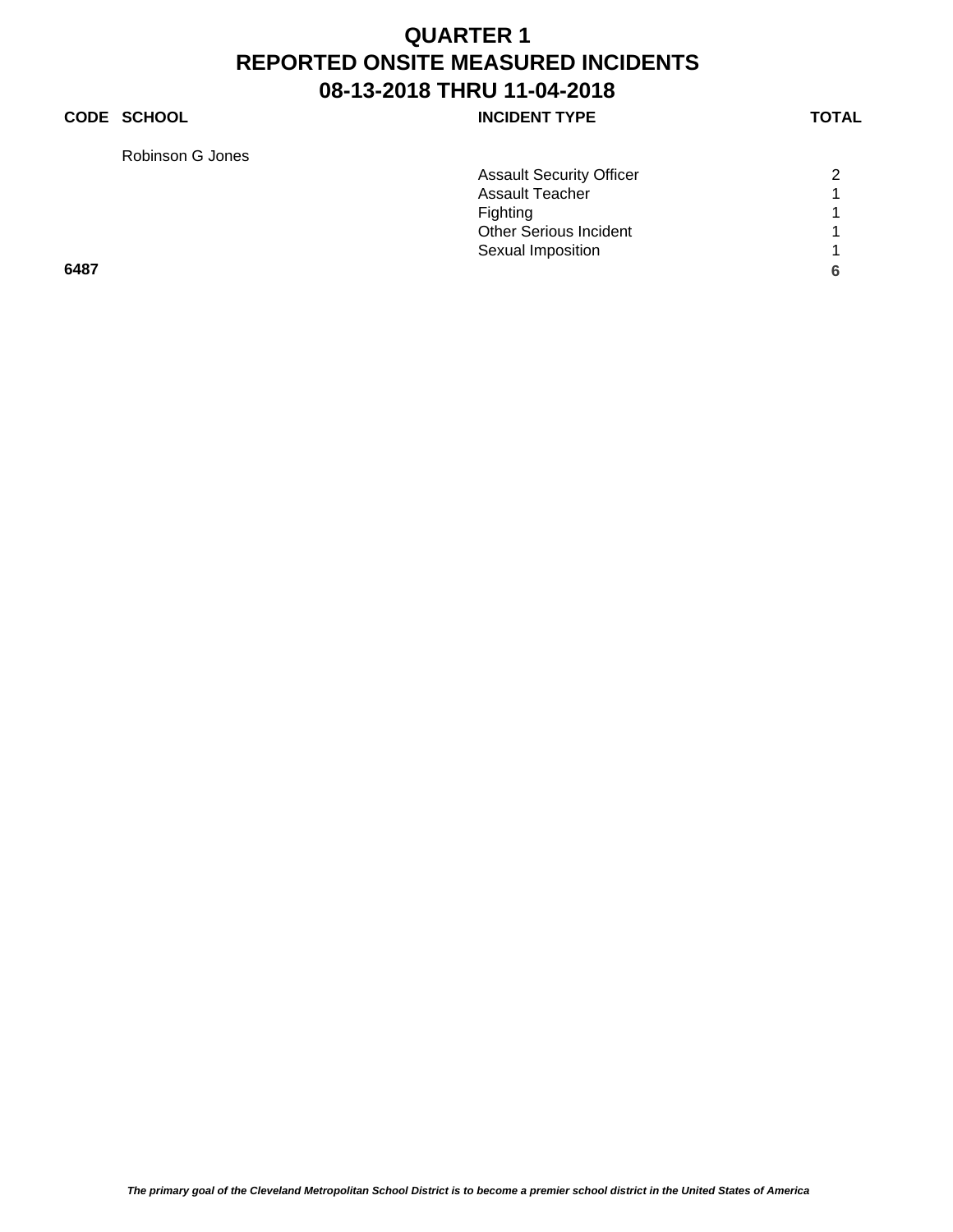# QUARTER 1
# REPORTED ONSITE MEASURED INCIDENTS
# 08-13-2018 THRU 11-04-2018

| CODE | SCHOOL | INCIDENT TYPE | TOTAL |
|---|---|---|---|
| | Robinson G Jones | | |
| | | Assault Security Officer | 2 |
| | | Assault Teacher | 1 |
| | | Fighting | 1 |
| | | Other Serious Incident | 1 |
| | | Sexual Imposition | 1 |
| **6487** | | | **6** |

*The primary goal of the Cleveland Metropolitan School District is to become a premier school district in the United States of America*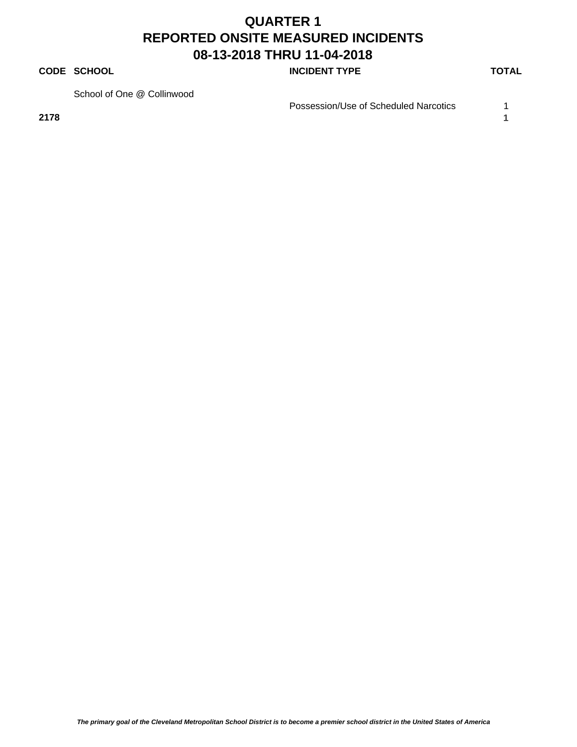# QUARTER 1
# REPORTED ONSITE MEASURED INCIDENTS
# 08-13-2018 THRU 11-04-2018

| CODE | SCHOOL | INCIDENT TYPE | TOTAL |
|---|---|---|---|
| | School of One @ Collinwood | | |
| | | Possession/Use of Scheduled Narcotics | 1 |
| **2178** | | | **1** |

*The primary goal of the Cleveland Metropolitan School District is to become a premier school district in the United States of America*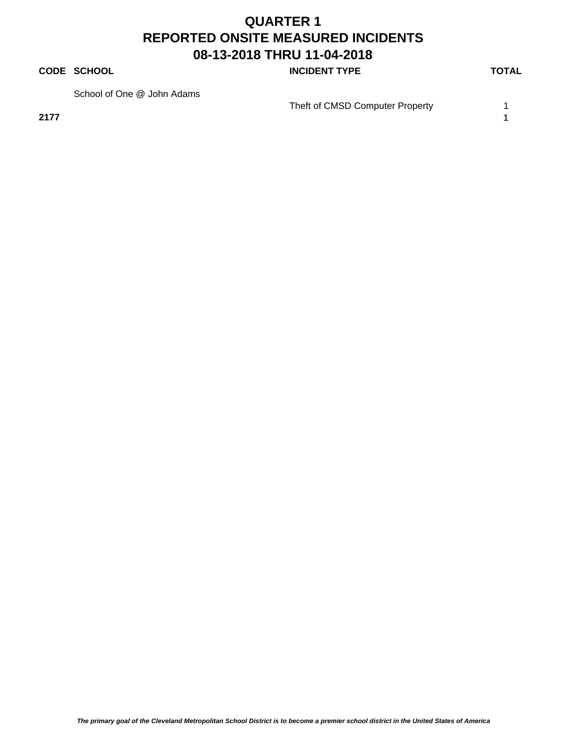# QUARTER 1
# REPORTED ONSITE MEASURED INCIDENTS
# 08-13-2018 THRU 11-04-2018

| CODE | SCHOOL | INCIDENT TYPE | TOTAL |
|---|---|---|---|
| | School of One @ John Adams | | |
| | | Theft of CMSD Computer Property | 1 |
| **2177** | | | **1** |

*The primary goal of the Cleveland Metropolitan School District is to become a premier school district in the United States of America*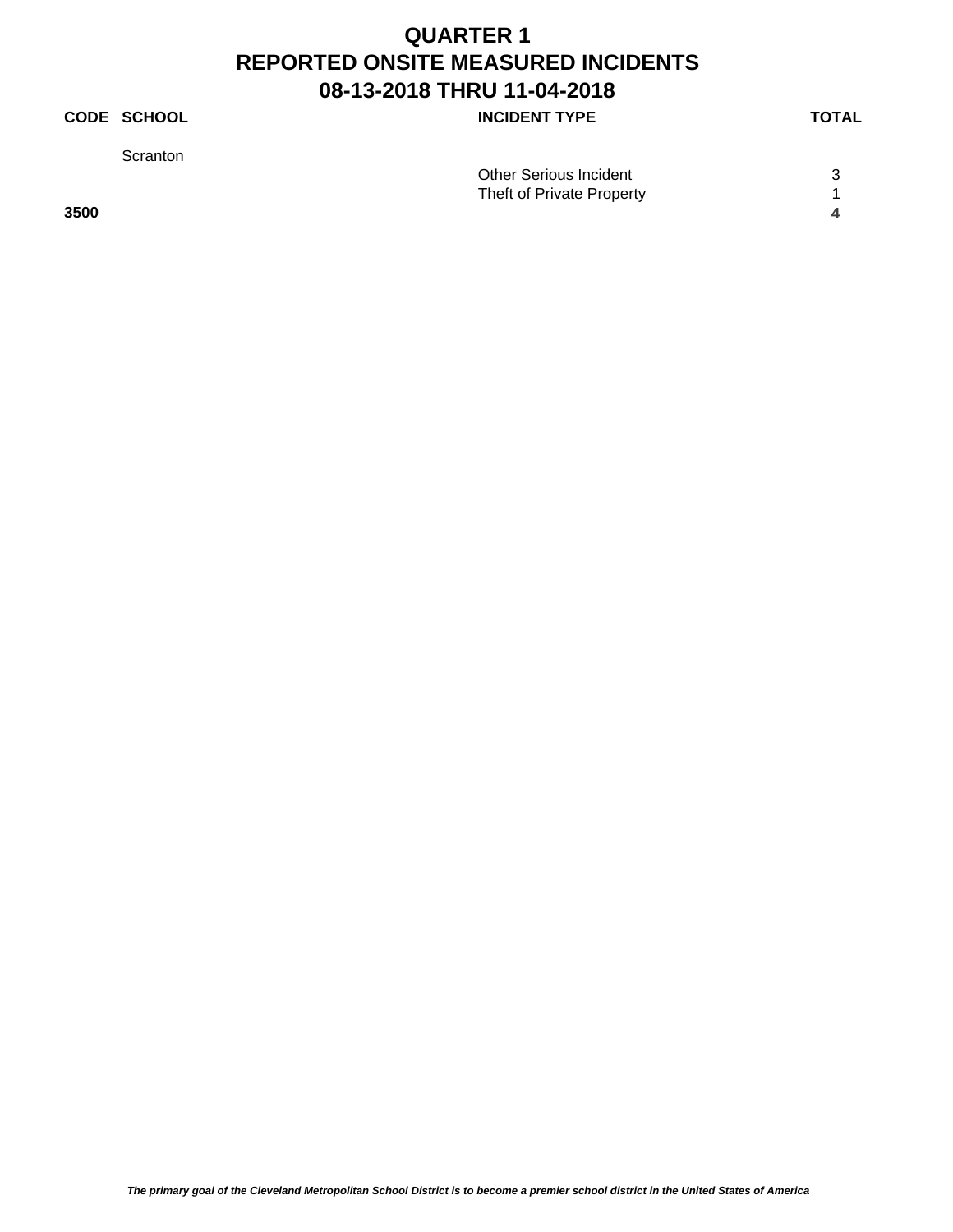# QUARTER 1
# REPORTED ONSITE MEASURED INCIDENTS
# 08-13-2018 THRU 11-04-2018

| CODE | SCHOOL | INCIDENT TYPE | TOTAL |
|---|---|---|---|
| | Scranton | | |
| | | Other Serious Incident | 3 |
| | | Theft of Private Property | 1 |
| **3500** | | | **4** |

***The primary goal of the Cleveland Metropolitan School District is to become a premier school district in the United States of America***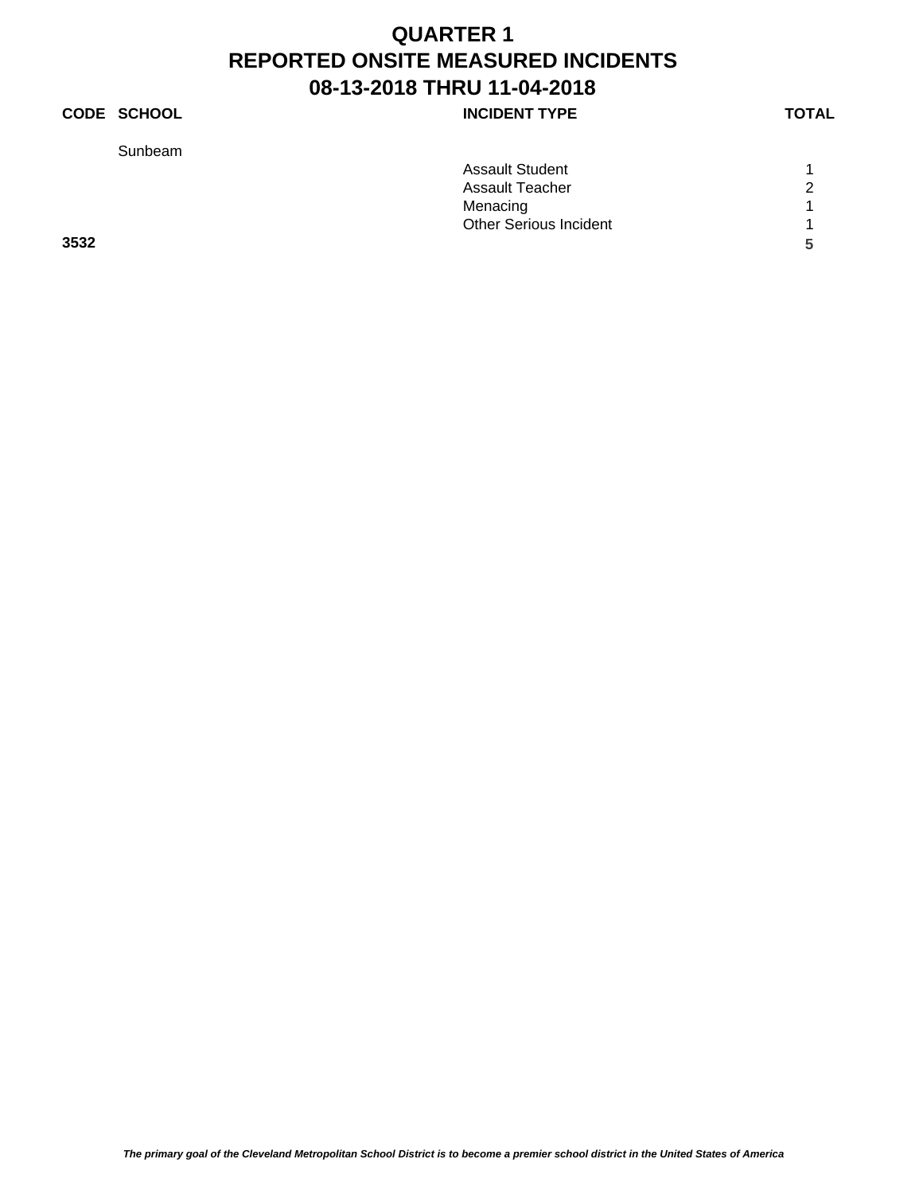# QUARTER 1
# REPORTED ONSITE MEASURED INCIDENTS
# 08-13-2018 THRU 11-04-2018

| CODE | SCHOOL | INCIDENT TYPE | TOTAL |
|---|---|---|---|
| | Sunbeam | | |
| | | Assault Student | 1 |
| | | Assault Teacher | 2 |
| | | Menacing | 1 |
| | | Other Serious Incident | 1 |
| **3532** | | | **5** |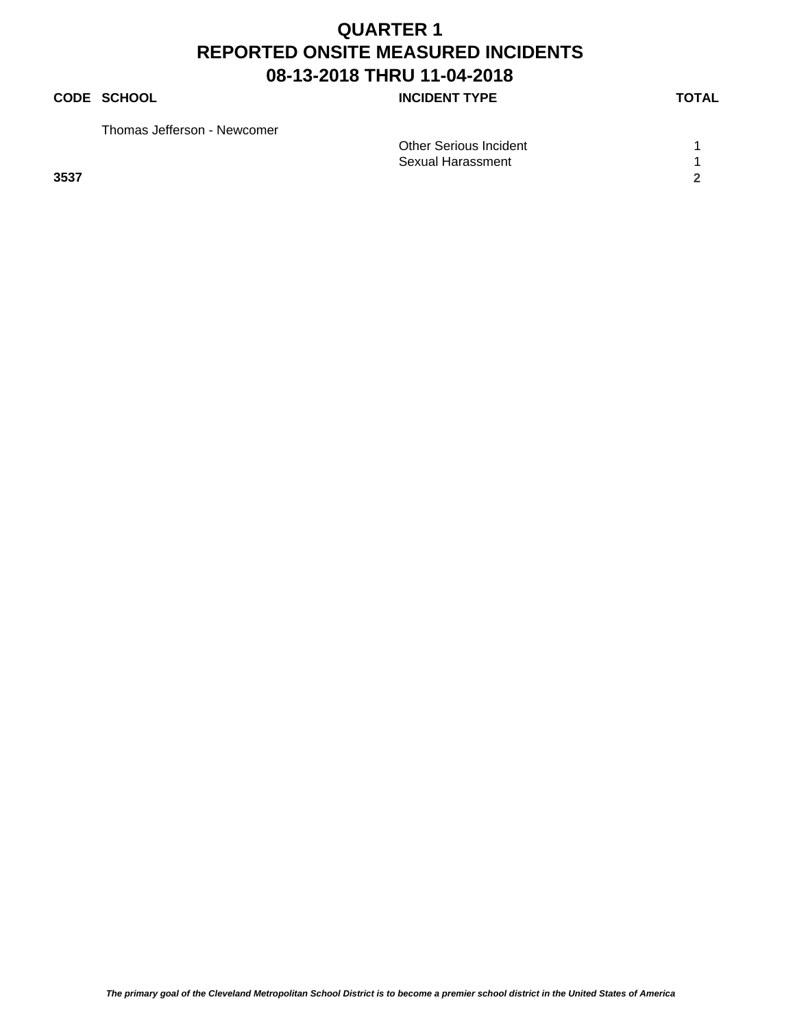# QUARTER 1
# REPORTED ONSITE MEASURED INCIDENTS
# 08-13-2018 THRU 11-04-2018

| CODE | SCHOOL | INCIDENT TYPE | TOTAL |
|---|---|---|---|
| | Thomas Jefferson - Newcomer | | |
| | | Other Serious Incident | 1 |
| | | Sexual Harassment | 1 |
| **3537** | | | **2** |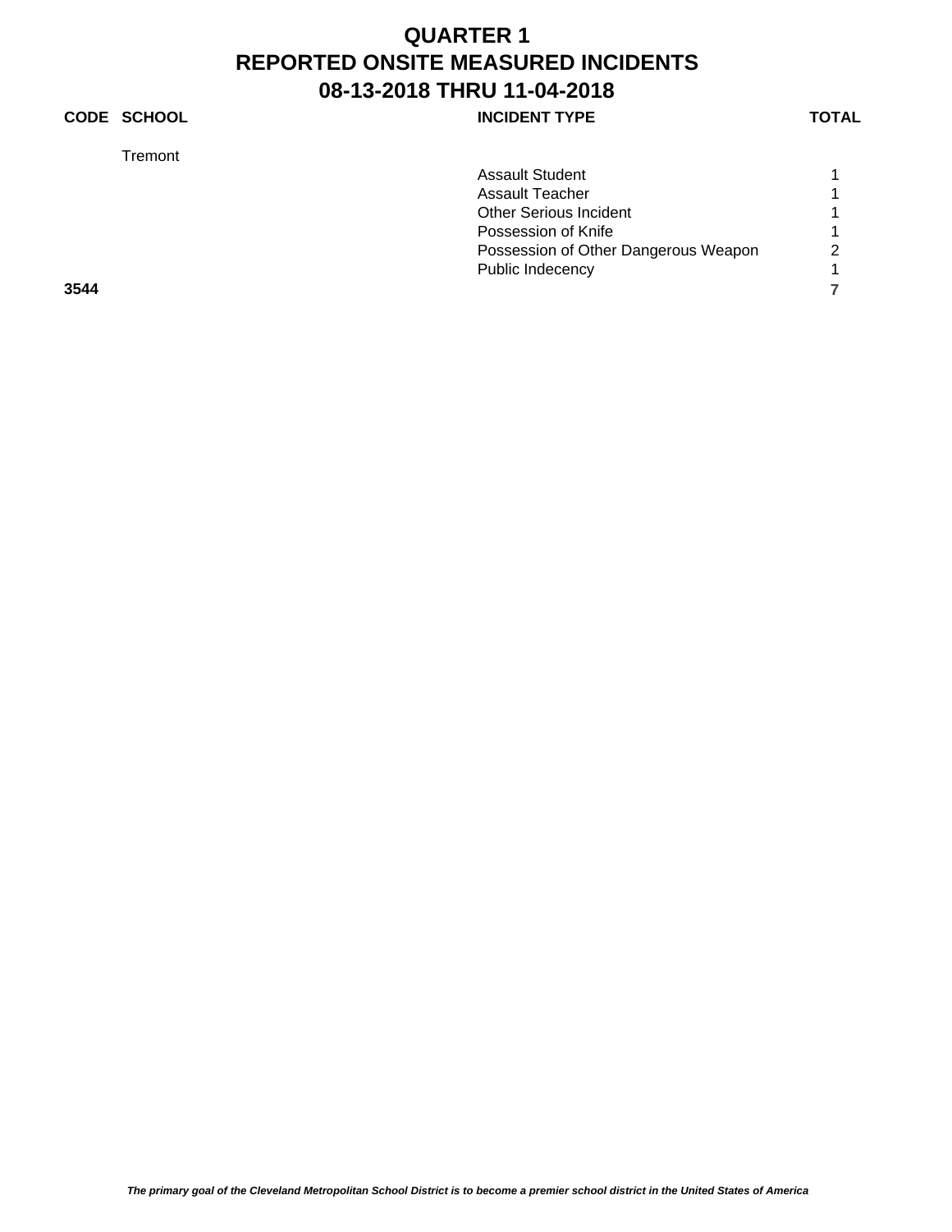# QUARTER 1
# REPORTED ONSITE MEASURED INCIDENTS
# 08-13-2018 THRU 11-04-2018

| CODE | SCHOOL | INCIDENT TYPE | TOTAL |
|---|---|---|---|
| | Tremont | | |
| | | Assault Student | 1 |
| | | Assault Teacher | 1 |
| | | Other Serious Incident | 1 |
| | | Possession of Knife | 1 |
| | | Possession of Other Dangerous Weapon | 2 |
| | | Public Indecency | 1 |
| **3544** | | | **7** |

***The primary goal of the Cleveland Metropolitan School District is to become a premier school district in the United States of America***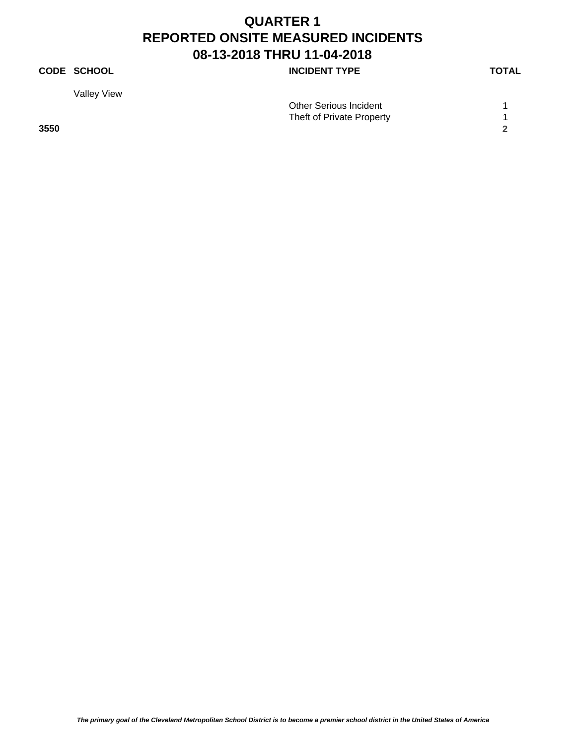# QUARTER 1
# REPORTED ONSITE MEASURED INCIDENTS
# 08-13-2018 THRU 11-04-2018

| CODE | SCHOOL | INCIDENT TYPE | TOTAL |
|---|---|---|---|
| | Valley View | | |
| | | Other Serious Incident | 1 |
| | | Theft of Private Property | 1 |
| **3550** | | | **2** |

*The primary goal of the Cleveland Metropolitan School District is to become a premier school district in the United States of America*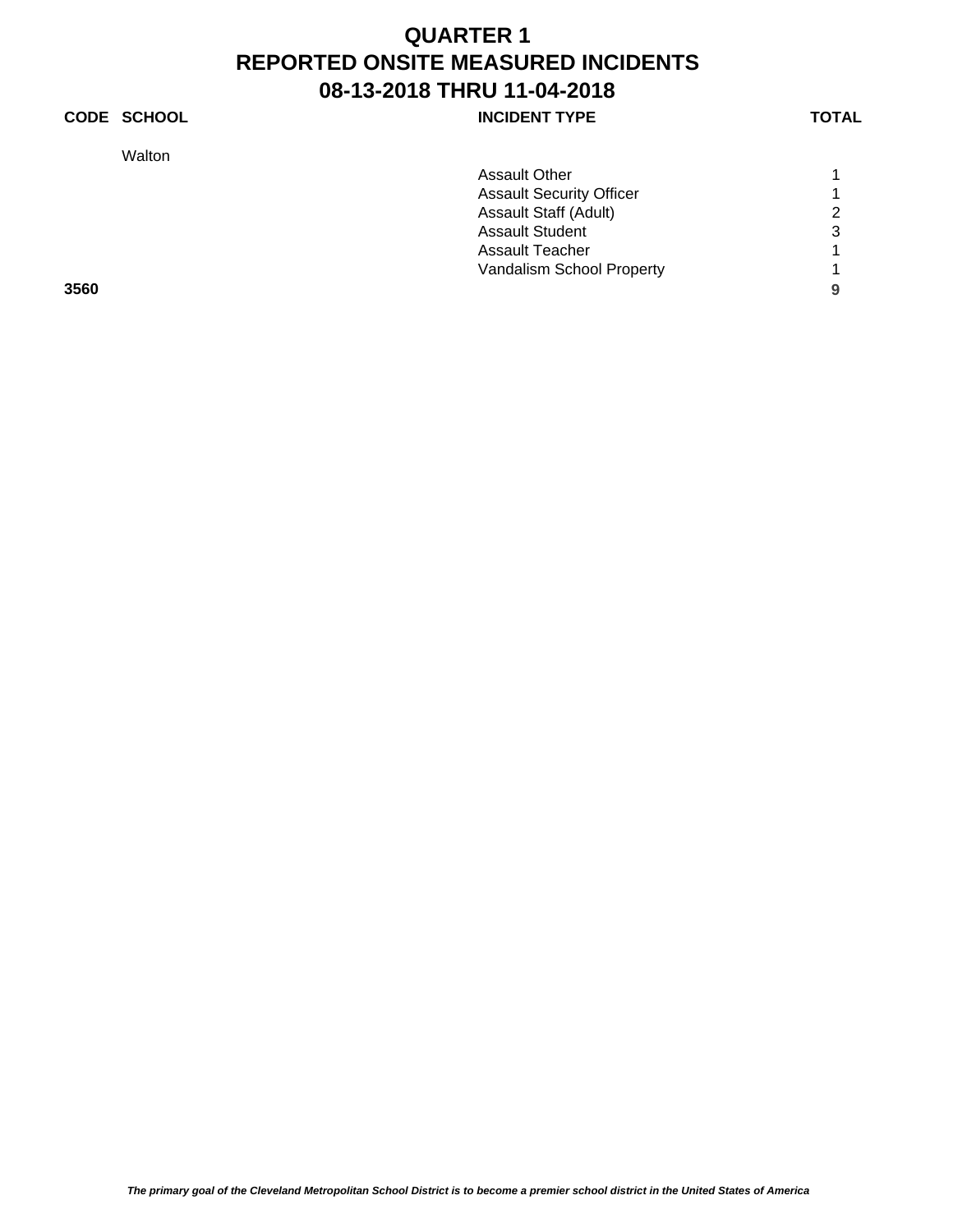# QUARTER 1
# REPORTED ONSITE MEASURED INCIDENTS
# 08-13-2018 THRU 11-04-2018

| CODE | SCHOOL | INCIDENT TYPE | TOTAL |
|---|---|---|---|
| | Walton | | |
| | | Assault Other | 1 |
| | | Assault Security Officer | 1 |
| | | Assault Staff (Adult) | 2 |
| | | Assault Student | 3 |
| | | Assault Teacher | 1 |
| | | Vandalism School Property | 1 |
| **3560** | | | **9** |

*The primary goal of the Cleveland Metropolitan School District is to become a premier school district in the United States of America*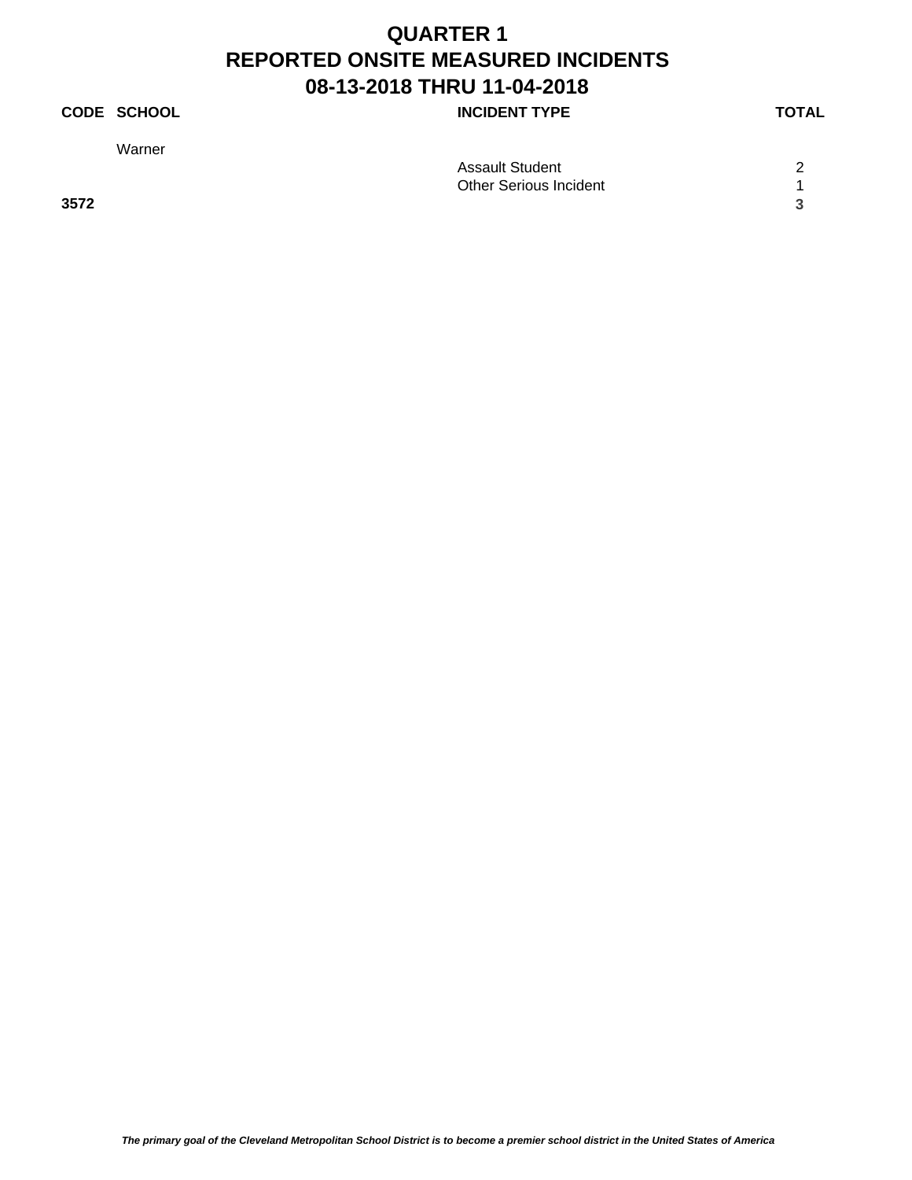# QUARTER 1
# REPORTED ONSITE MEASURED INCIDENTS
# 08-13-2018 THRU 11-04-2018

| CODE | SCHOOL | INCIDENT TYPE | TOTAL |
|---|---|---|---|
| | Warner | | |
| | | Assault Student | 2 |
| | | Other Serious Incident | 1 |
| **3572** | | | **3** |

*The primary goal of the Cleveland Metropolitan School District is to become a premier school district in the United States of America*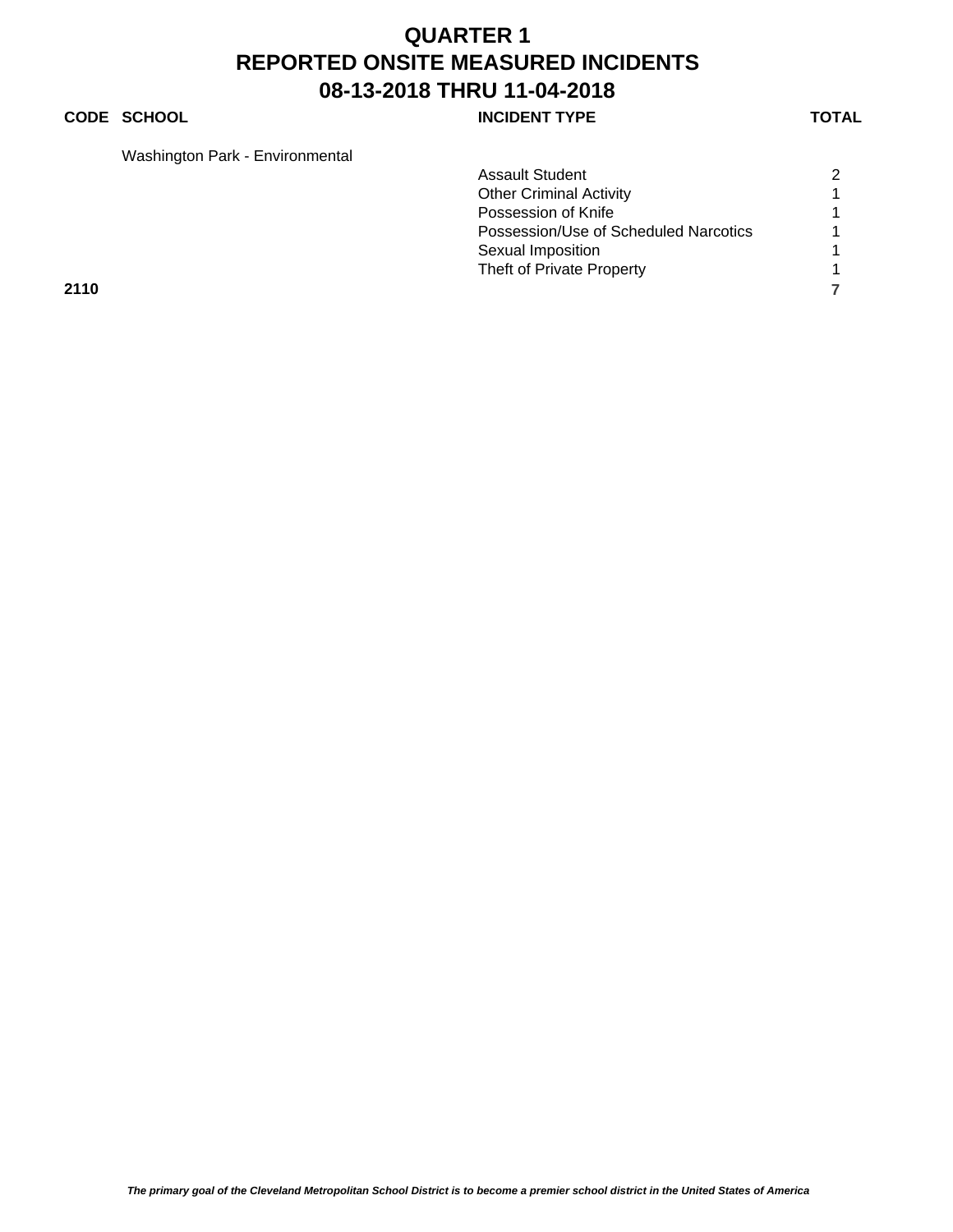# QUARTER 1
# REPORTED ONSITE MEASURED INCIDENTS
# 08-13-2018 THRU 11-04-2018

| CODE | SCHOOL | INCIDENT TYPE | TOTAL |
|---|---|---|---|
| | Washington Park - Environmental | | |
| | | Assault Student | 2 |
| | | Other Criminal Activity | 1 |
| | | Possession of Knife | 1 |
| | | Possession/Use of Scheduled Narcotics | 1 |
| | | Sexual Imposition | 1 |
| | | Theft of Private Property | 1 |
| **2110** | | | **7** |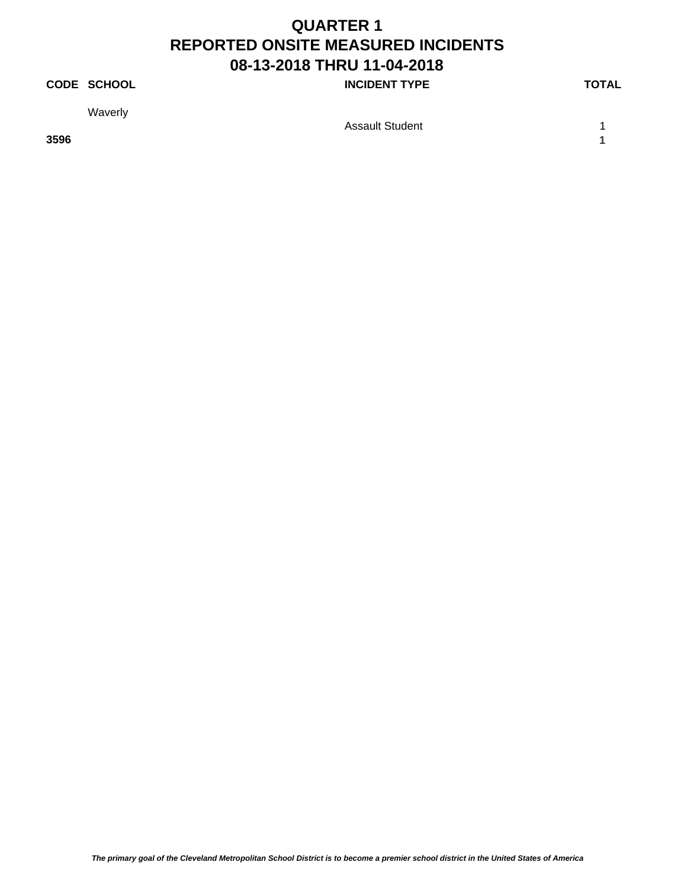# QUARTER 1
# REPORTED ONSITE MEASURED INCIDENTS
# 08-13-2018 THRU 11-04-2018

| CODE | SCHOOL | INCIDENT TYPE | TOTAL |
|---|---|---|---|
| | Waverly | | |
| | | Assault Student | 1 |
| **3596** | | | **1** |

*The primary goal of the Cleveland Metropolitan School District is to become a premier school district in the United States of America*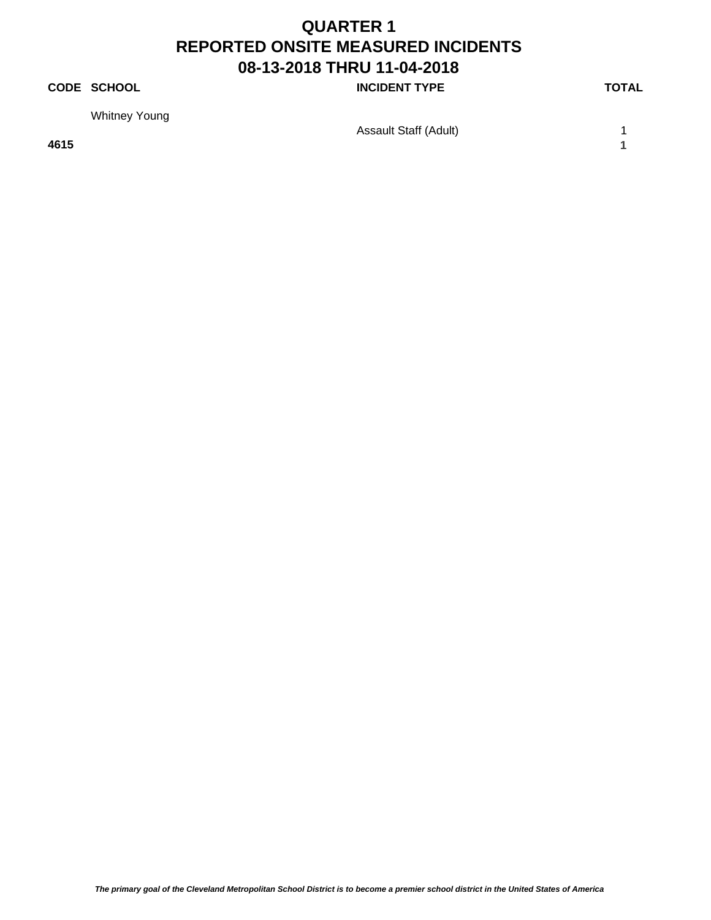# QUARTER 1
# REPORTED ONSITE MEASURED INCIDENTS
# 08-13-2018 THRU 11-04-2018

| CODE | SCHOOL | INCIDENT TYPE | TOTAL |
|---|---|---|---|
| | Whitney Young | | |
| | | Assault Staff (Adult) | 1 |
| **4615** | | | **1** |

***The primary goal of the Cleveland Metropolitan School District is to become a premier school district in the United States of America***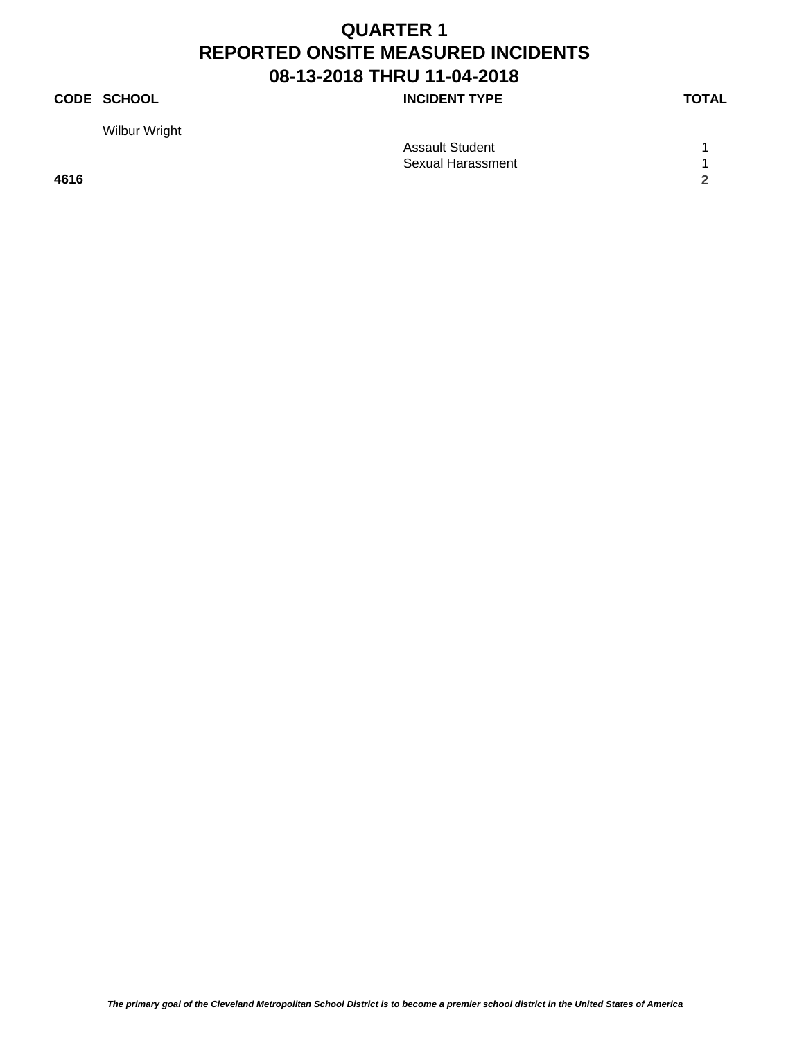# QUARTER 1
# REPORTED ONSITE MEASURED INCIDENTS
# 08-13-2018 THRU 11-04-2018

| CODE | SCHOOL | INCIDENT TYPE | TOTAL |
|---|---|---|---|
| | Wilbur Wright | | |
| | | Assault Student | 1 |
| | | Sexual Harassment | 1 |
| **4616** | | | **2** |

***The primary goal of the Cleveland Metropolitan School District is to become a premier school district in the United States of America***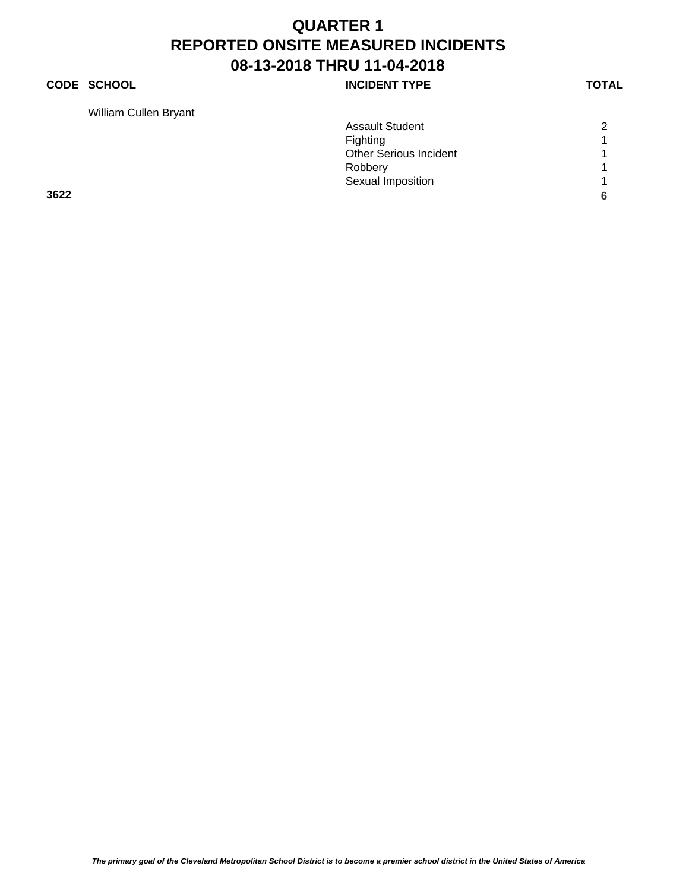# QUARTER 1
# REPORTED ONSITE MEASURED INCIDENTS
# 08-13-2018 THRU 11-04-2018

| CODE | SCHOOL | INCIDENT TYPE | TOTAL |
|---|---|---|---|
| | William Cullen Bryant | | |
| | | Assault Student | 2 |
| | | Fighting | 1 |
| | | Other Serious Incident | 1 |
| | | Robbery | 1 |
| | | Sexual Imposition | 1 |
| **3622** | | | **6** |

*The primary goal of the Cleveland Metropolitan School District is to become a premier school district in the United States of America*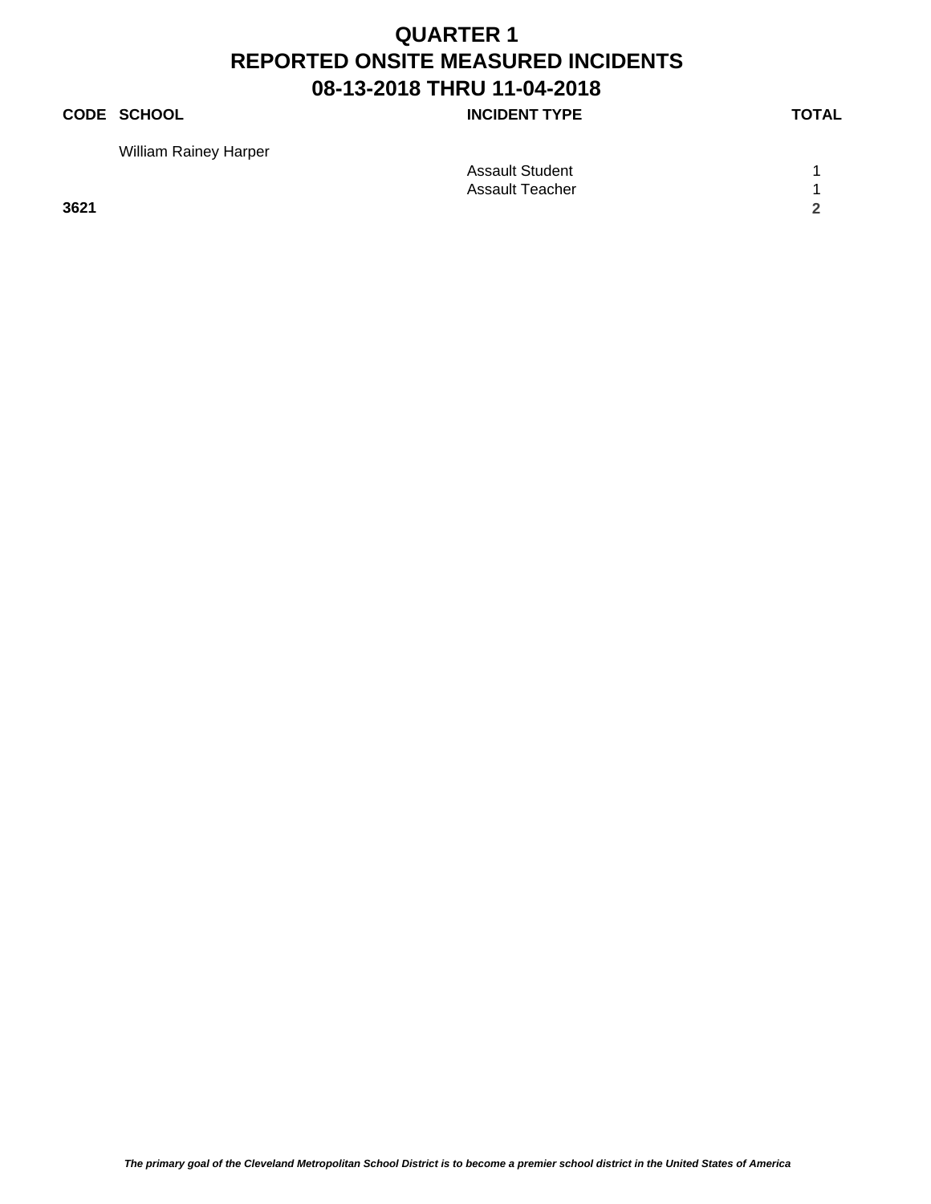# QUARTER 1
# REPORTED ONSITE MEASURED INCIDENTS
# 08-13-2018 THRU 11-04-2018

| CODE | SCHOOL | INCIDENT TYPE | TOTAL |
|---|---|---|---|
| | William Rainey Harper | | |
| | | Assault Student | 1 |
| | | Assault Teacher | 1 |
| **3621** | | | **2** |

***The primary goal of the Cleveland Metropolitan School District is to become a premier school district in the United States of America***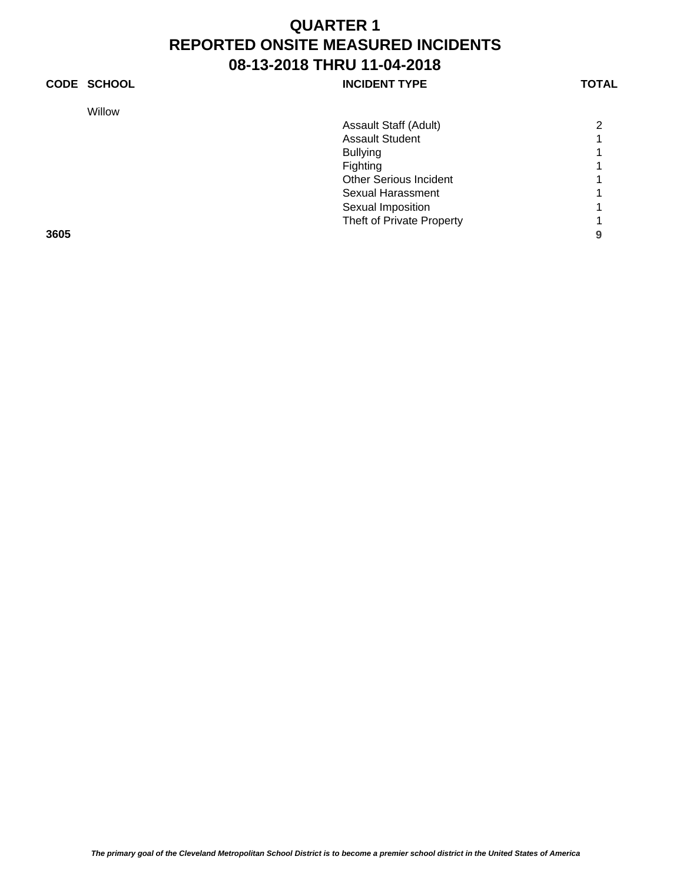# QUARTER 1
# REPORTED ONSITE MEASURED INCIDENTS
# 08-13-2018 THRU 11-04-2018

| CODE | SCHOOL | INCIDENT TYPE | TOTAL |
|---|---|---|---|
| | Willow | | |
| | | Assault Staff (Adult) | 2 |
| | | Assault Student | 1 |
| | | Bullying | 1 |
| | | Fighting | 1 |
| | | Other Serious Incident | 1 |
| | | Sexual Harassment | 1 |
| | | Sexual Imposition | 1 |
| | | Theft of Private Property | 1 |
| **3605** | | | **9** |

***The primary goal of the Cleveland Metropolitan School District is to become a premier school district in the United States of America***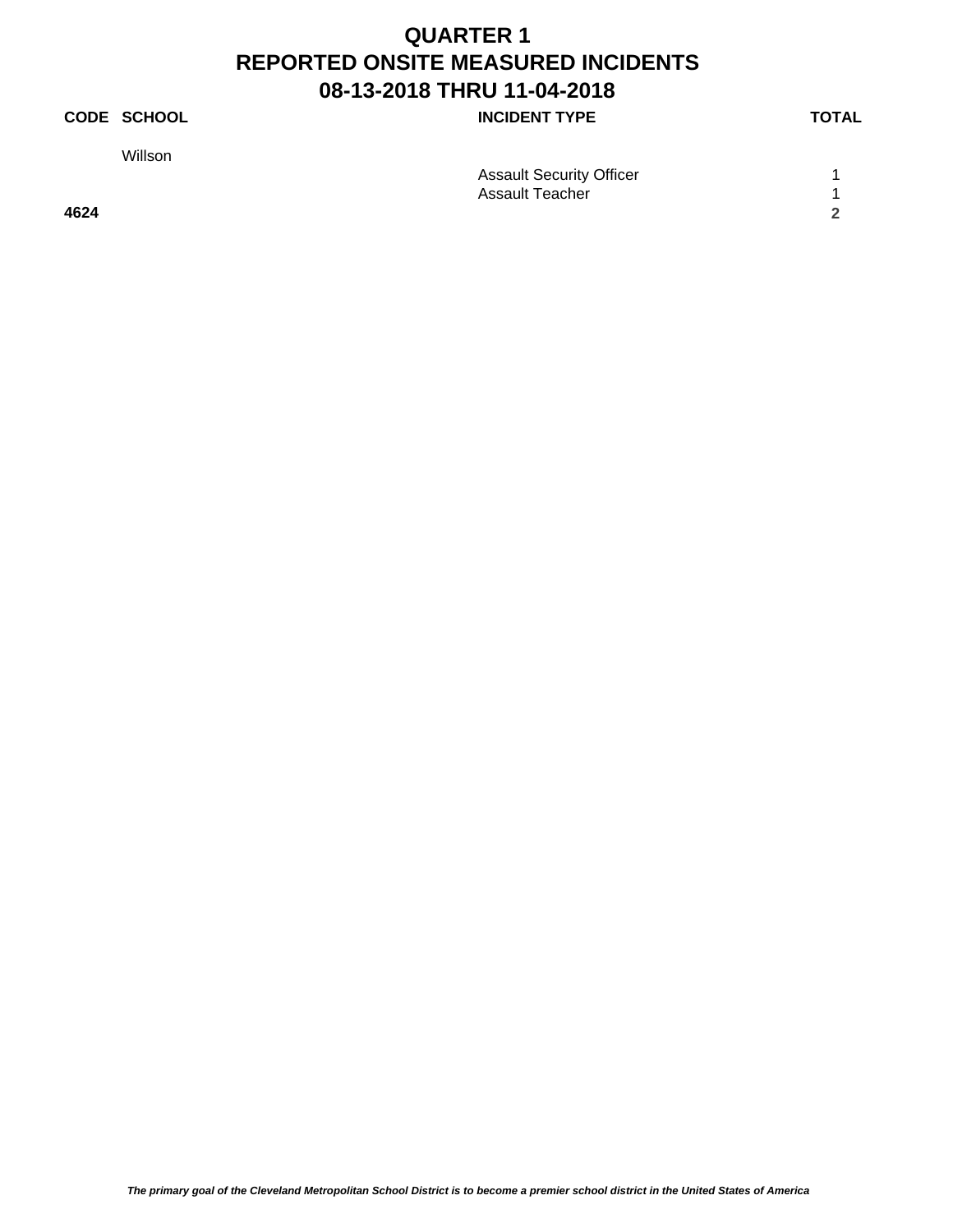# QUARTER 1
# REPORTED ONSITE MEASURED INCIDENTS
# 08-13-2018 THRU 11-04-2018

| CODE | SCHOOL | INCIDENT TYPE | TOTAL |
|---|---|---|---|
| | Willson | | |
| | | Assault Security Officer | 1 |
| | | Assault Teacher | 1 |
| **4624** | | | **2** |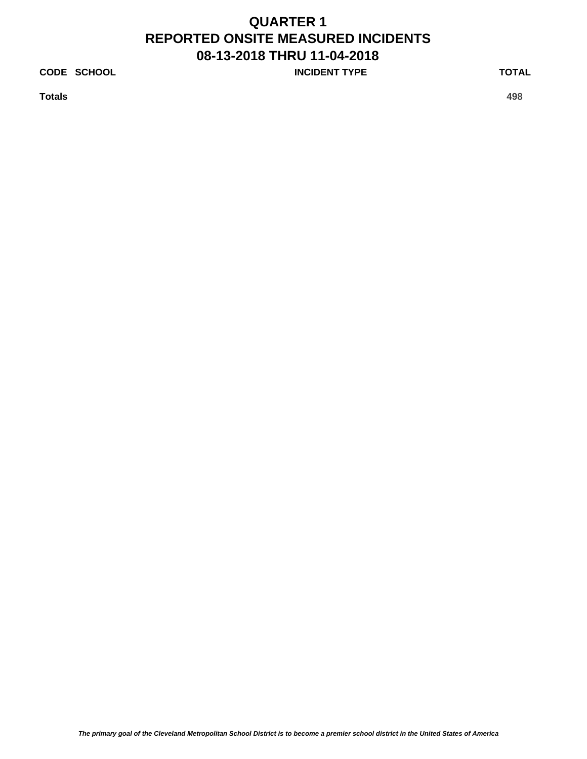# QUARTER 1
# REPORTED ONSITE MEASURED INCIDENTS
# 08-13-2018 THRU 11-04-2018

| CODE | SCHOOL | INCIDENT TYPE | TOTAL |
|---|---|---|---|
| **Totals** | | | **498** |

*The primary goal of the Cleveland Metropolitan School District is to become a premier school district in the United States of America*